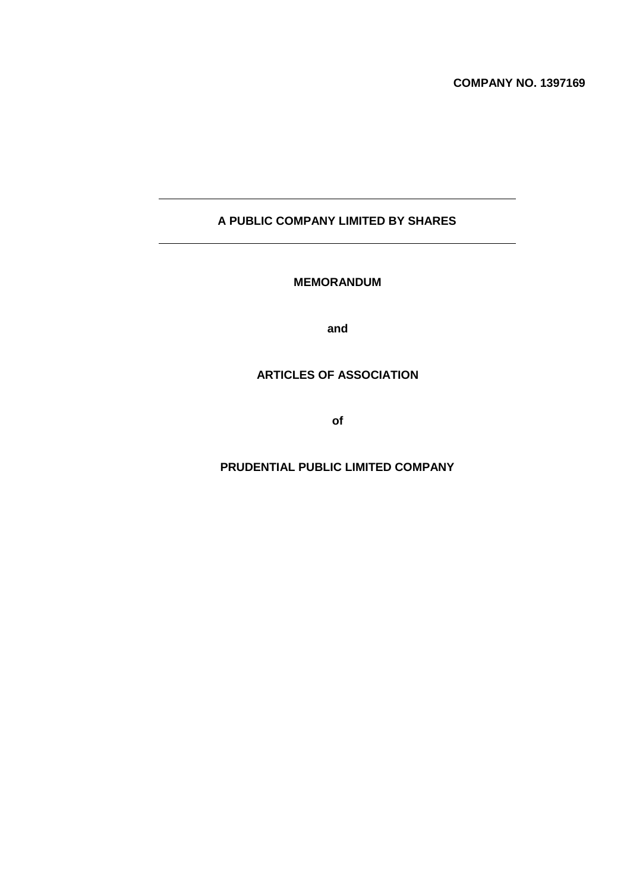**COMPANY NO. 1397169**

---

**A PUBLIC COMPANY LIMITED BY SHARES**

---

**MEMORANDUM**

**and**

**ARTICLES OF ASSOCIATION**

**of**

**PRUDENTIAL PUBLIC LIMITED COMPANY**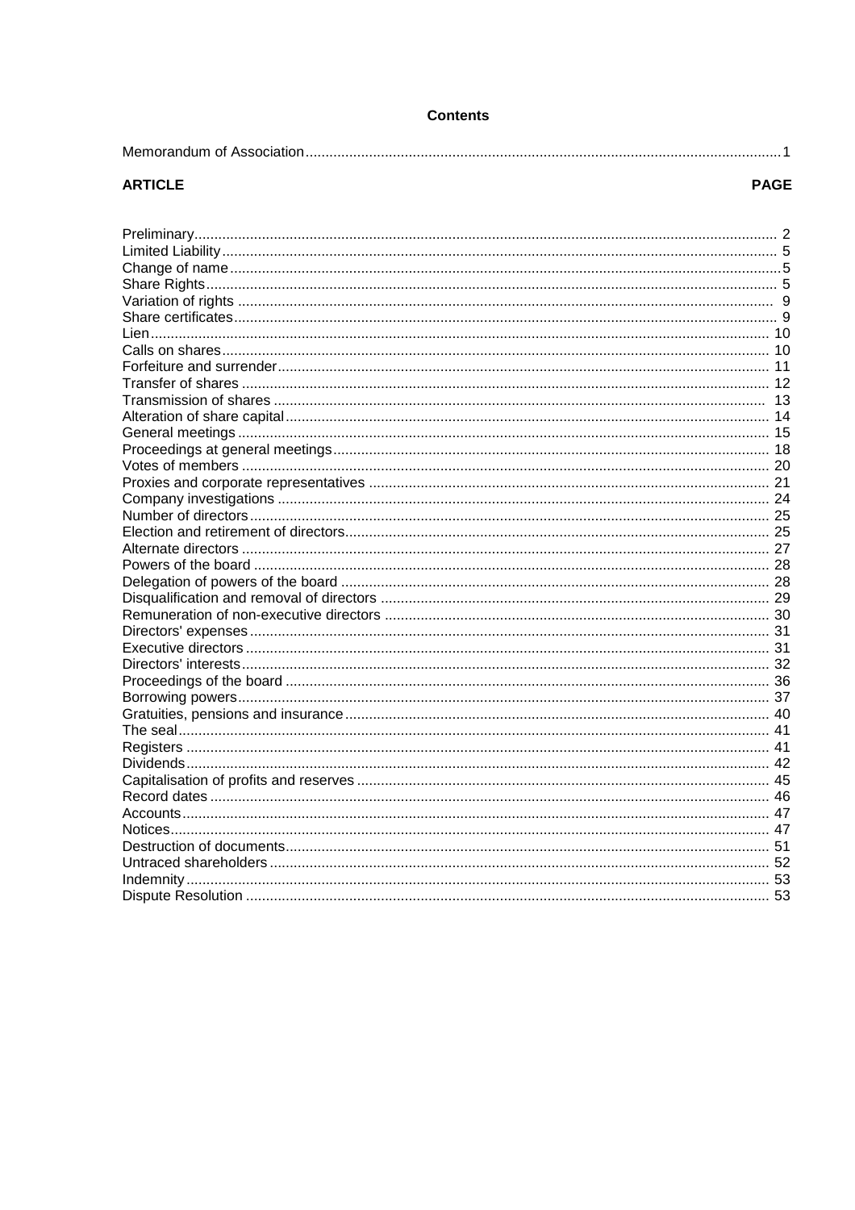**Contents**

| | |
|---|---|
| Memorandum of Association | 1 |
| **ARTICLE** | **PAGE** |
| Preliminary | 2 |
| Limited Liability | 5 |
| Change of name | 5 |
| Share Rights | 5 |
| Variation of rights | 9 |
| Share certificates | 9 |
| Lien | 10 |
| Calls on shares | 10 |
| Forfeiture and surrender | 11 |
| Transfer of shares | 12 |
| Transmission of shares | 13 |
| Alteration of share capital | 14 |
| General meetings | 15 |
| Proceedings at general meetings | 18 |
| Votes of members | 20 |
| Proxies and corporate representatives | 21 |
| Company investigations | 24 |
| Number of directors | 25 |
| Election and retirement of directors | 25 |
| Alternate directors | 27 |
| Powers of the board | 28 |
| Delegation of powers of the board | 28 |
| Disqualification and removal of directors | 29 |
| Remuneration of non-executive directors | 30 |
| Directors' expenses | 31 |
| Executive directors | 31 |
| Directors' interests | 32 |
| Proceedings of the board | 36 |
| Borrowing powers | 37 |
| Gratuities, pensions and insurance | 40 |
| The seal | 41 |
| Registers | 41 |
| Dividends | 42 |
| Capitalisation of profits and reserves | 45 |
| Record dates | 46 |
| Accounts | 47 |
| Notices | 47 |
| Destruction of documents | 51 |
| Untraced shareholders | 52 |
| Indemnity | 53 |
| Dispute Resolution | 53 |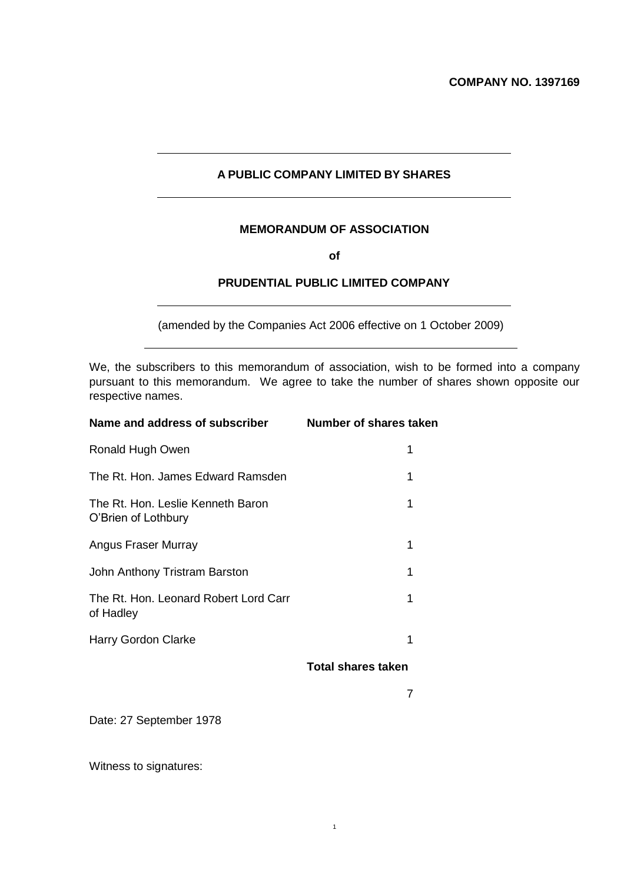**COMPANY NO. 1397169**

---

**A PUBLIC COMPANY LIMITED BY SHARES**

---

**MEMORANDUM OF ASSOCIATION**

**of**

**PRUDENTIAL PUBLIC LIMITED COMPANY**

---

(amended by the Companies Act 2006 effective on 1 October 2009)

---

We, the subscribers to this memorandum of association, wish to be formed into a company pursuant to this memorandum. We agree to take the number of shares shown opposite our respective names.

| Name and address of subscriber | Number of shares taken |
|---|---|
| Ronald Hugh Owen | 1 |
| The Rt. Hon. James Edward Ramsden | 1 |
| The Rt. Hon. Leslie Kenneth Baron O'Brien of Lothbury | 1 |
| Angus Fraser Murray | 1 |
| John Anthony Tristram Barston | 1 |
| The Rt. Hon. Leonard Robert Lord Carr of Hadley | 1 |
| Harry Gordon Clarke | 1 |
| | **Total shares taken** |
| | 7 |

Date: 27 September 1978

Witness to signatures: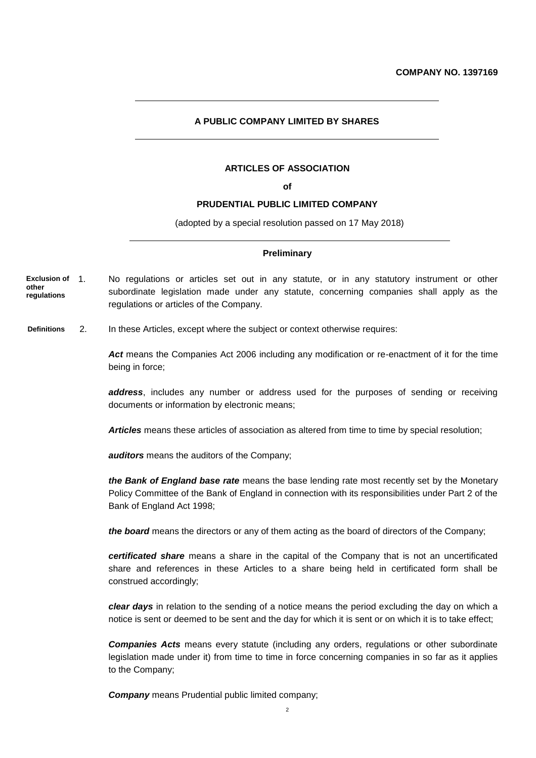**COMPANY NO. 1397169**

---

**A PUBLIC COMPANY LIMITED BY SHARES**

---

**ARTICLES OF ASSOCIATION**

**of**

**PRUDENTIAL PUBLIC LIMITED COMPANY**

(adopted by a special resolution passed on 17 May 2018)

---

**Preliminary**

**Exclusion of other regulations**

1. No regulations or articles set out in any statute, or in any statutory instrument or other subordinate legislation made under any statute, concerning companies shall apply as the regulations or articles of the Company.

**Definitions**

2. In these Articles, except where the subject or context otherwise requires:

***Act*** means the Companies Act 2006 including any modification or re-enactment of it for the time being in force;

***address***, includes any number or address used for the purposes of sending or receiving documents or information by electronic means;

***Articles*** means these articles of association as altered from time to time by special resolution;

***auditors*** means the auditors of the Company;

***the Bank of England base rate*** means the base lending rate most recently set by the Monetary Policy Committee of the Bank of England in connection with its responsibilities under Part 2 of the Bank of England Act 1998;

***the board*** means the directors or any of them acting as the board of directors of the Company;

***certificated share*** means a share in the capital of the Company that is not an uncertificated share and references in these Articles to a share being held in certificated form shall be construed accordingly;

***clear days*** in relation to the sending of a notice means the period excluding the day on which a notice is sent or deemed to be sent and the day for which it is sent or on which it is to take effect;

***Companies Acts*** means every statute (including any orders, regulations or other subordinate legislation made under it) from time to time in force concerning companies in so far as it applies to the Company;

***Company*** means Prudential public limited company;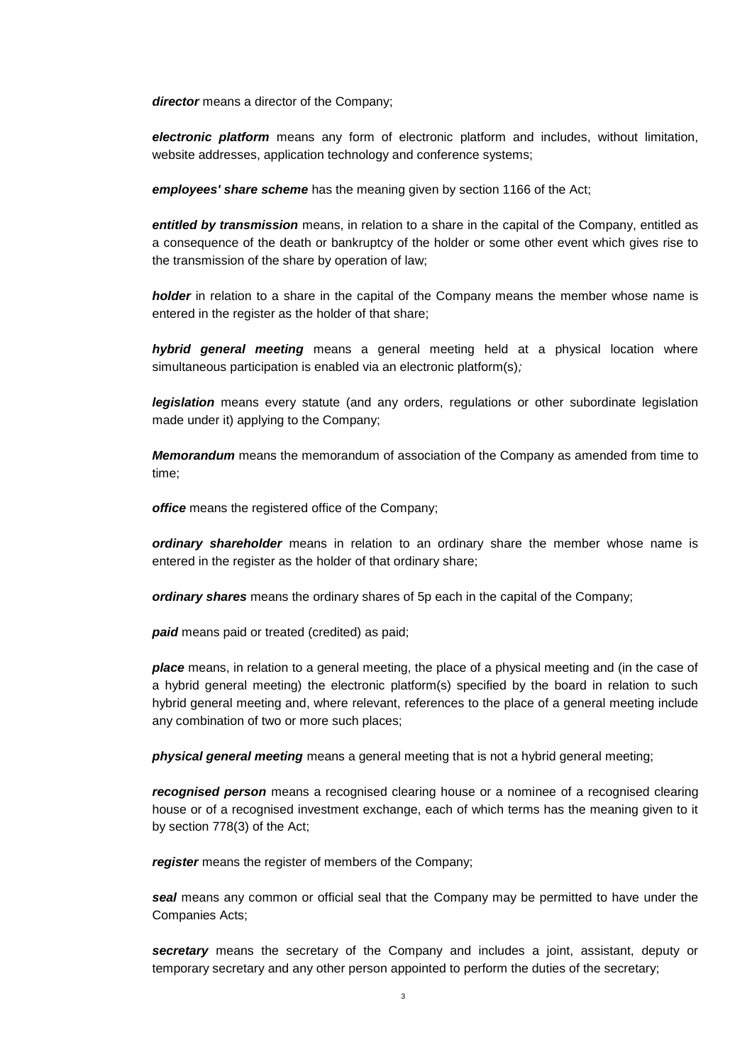***director*** means a director of the Company;

***electronic platform*** means any form of electronic platform and includes, without limitation, website addresses, application technology and conference systems;

***employees' share scheme*** has the meaning given by section 1166 of the Act;

***entitled by transmission*** means, in relation to a share in the capital of the Company, entitled as a consequence of the death or bankruptcy of the holder or some other event which gives rise to the transmission of the share by operation of law;

***holder*** in relation to a share in the capital of the Company means the member whose name is entered in the register as the holder of that share;

***hybrid general meeting*** means a general meeting held at a physical location where simultaneous participation is enabled via an electronic platform(s)*;*

***legislation*** means every statute (and any orders, regulations or other subordinate legislation made under it) applying to the Company;

***Memorandum*** means the memorandum of association of the Company as amended from time to time;

***office*** means the registered office of the Company;

***ordinary shareholder*** means in relation to an ordinary share the member whose name is entered in the register as the holder of that ordinary share;

***ordinary shares*** means the ordinary shares of 5p each in the capital of the Company;

***paid*** means paid or treated (credited) as paid;

***place*** means, in relation to a general meeting, the place of a physical meeting and (in the case of a hybrid general meeting) the electronic platform(s) specified by the board in relation to such hybrid general meeting and, where relevant, references to the place of a general meeting include any combination of two or more such places;

***physical general meeting*** means a general meeting that is not a hybrid general meeting;

***recognised person*** means a recognised clearing house or a nominee of a recognised clearing house or of a recognised investment exchange, each of which terms has the meaning given to it by section 778(3) of the Act;

***register*** means the register of members of the Company;

***seal*** means any common or official seal that the Company may be permitted to have under the Companies Acts;

***secretary*** means the secretary of the Company and includes a joint, assistant, deputy or temporary secretary and any other person appointed to perform the duties of the secretary;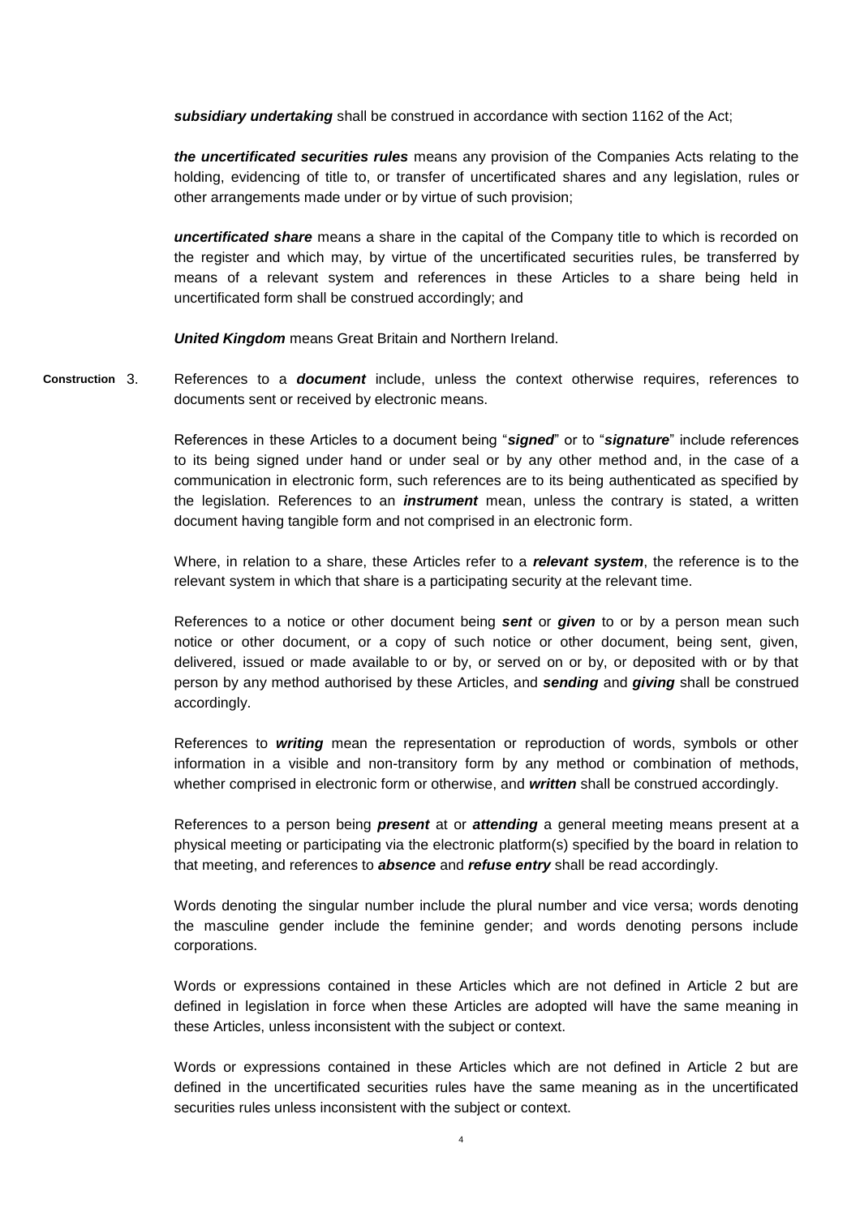***subsidiary undertaking*** shall be construed in accordance with section 1162 of the Act;

***the uncertificated securities rules*** means any provision of the Companies Acts relating to the holding, evidencing of title to, or transfer of uncertificated shares and any legislation, rules or other arrangements made under or by virtue of such provision;

***uncertificated share*** means a share in the capital of the Company title to which is recorded on the register and which may, by virtue of the uncertificated securities rules, be transferred by means of a relevant system and references in these Articles to a share being held in uncertificated form shall be construed accordingly; and

***United Kingdom*** means Great Britain and Northern Ireland.

**Construction** 3. References to a ***document*** include, unless the context otherwise requires, references to documents sent or received by electronic means.

References in these Articles to a document being "***signed***" or to "***signature***" include references to its being signed under hand or under seal or by any other method and, in the case of a communication in electronic form, such references are to its being authenticated as specified by the legislation. References to an ***instrument*** mean, unless the contrary is stated, a written document having tangible form and not comprised in an electronic form.

Where, in relation to a share, these Articles refer to a ***relevant system***, the reference is to the relevant system in which that share is a participating security at the relevant time.

References to a notice or other document being ***sent*** or ***given*** to or by a person mean such notice or other document, or a copy of such notice or other document, being sent, given, delivered, issued or made available to or by, or served on or by, or deposited with or by that person by any method authorised by these Articles, and ***sending*** and ***giving*** shall be construed accordingly.

References to ***writing*** mean the representation or reproduction of words, symbols or other information in a visible and non-transitory form by any method or combination of methods, whether comprised in electronic form or otherwise, and ***written*** shall be construed accordingly.

References to a person being ***present*** at or ***attending*** a general meeting means present at a physical meeting or participating via the electronic platform(s) specified by the board in relation to that meeting, and references to ***absence*** and ***refuse entry*** shall be read accordingly.

Words denoting the singular number include the plural number and vice versa; words denoting the masculine gender include the feminine gender; and words denoting persons include corporations.

Words or expressions contained in these Articles which are not defined in Article 2 but are defined in legislation in force when these Articles are adopted will have the same meaning in these Articles, unless inconsistent with the subject or context.

Words or expressions contained in these Articles which are not defined in Article 2 but are defined in the uncertificated securities rules have the same meaning as in the uncertificated securities rules unless inconsistent with the subject or context.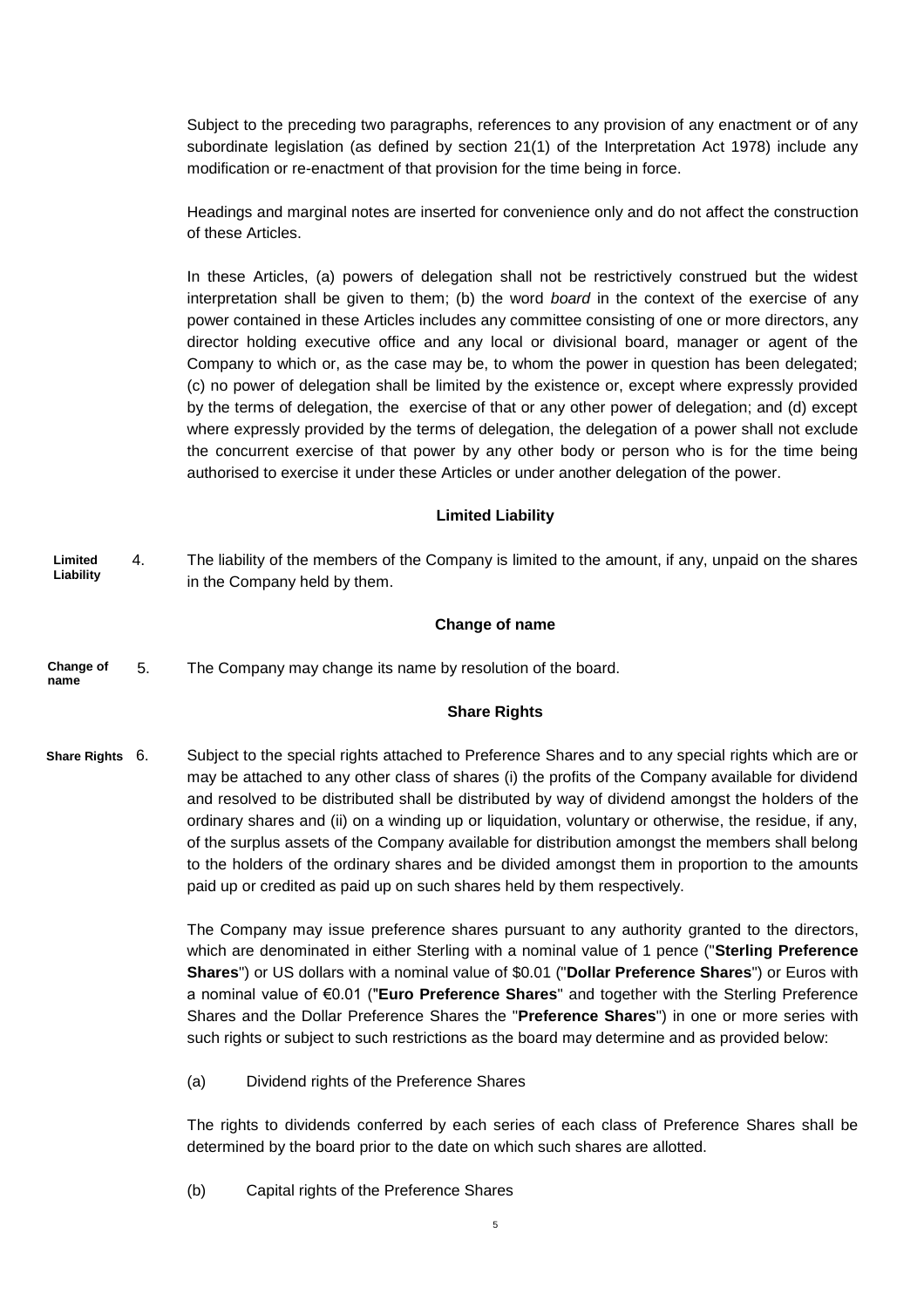Subject to the preceding two paragraphs, references to any provision of any enactment or of any subordinate legislation (as defined by section 21(1) of the Interpretation Act 1978) include any modification or re-enactment of that provision for the time being in force.

Headings and marginal notes are inserted for convenience only and do not affect the construction of these Articles.

In these Articles, (a) powers of delegation shall not be restrictively construed but the widest interpretation shall be given to them; (b) the word *board* in the context of the exercise of any power contained in these Articles includes any committee consisting of one or more directors, any director holding executive office and any local or divisional board, manager or agent of the Company to which or, as the case may be, to whom the power in question has been delegated; (c) no power of delegation shall be limited by the existence or, except where expressly provided by the terms of delegation, the exercise of that or any other power of delegation; and (d) except where expressly provided by the terms of delegation, the delegation of a power shall not exclude the concurrent exercise of that power by any other body or person who is for the time being authorised to exercise it under these Articles or under another delegation of the power.

**Limited Liability**

**Limited Liability** 4. The liability of the members of the Company is limited to the amount, if any, unpaid on the shares in the Company held by them.

**Change of name**

**Change of name** 5. The Company may change its name by resolution of the board.

**Share Rights**

**Share Rights** 6. Subject to the special rights attached to Preference Shares and to any special rights which are or may be attached to any other class of shares (i) the profits of the Company available for dividend and resolved to be distributed shall be distributed by way of dividend amongst the holders of the ordinary shares and (ii) on a winding up or liquidation, voluntary or otherwise, the residue, if any, of the surplus assets of the Company available for distribution amongst the members shall belong to the holders of the ordinary shares and be divided amongst them in proportion to the amounts paid up or credited as paid up on such shares held by them respectively.

The Company may issue preference shares pursuant to any authority granted to the directors, which are denominated in either Sterling with a nominal value of 1 pence ("**Sterling Preference Shares**") or US dollars with a nominal value of $0.01 ("**Dollar Preference Shares**") or Euros with a nominal value of €0.01 ("**Euro Preference Shares**" and together with the Sterling Preference Shares and the Dollar Preference Shares the "**Preference Shares**") in one or more series with such rights or subject to such restrictions as the board may determine and as provided below:

(a) Dividend rights of the Preference Shares

The rights to dividends conferred by each series of each class of Preference Shares shall be determined by the board prior to the date on which such shares are allotted.

(b) Capital rights of the Preference Shares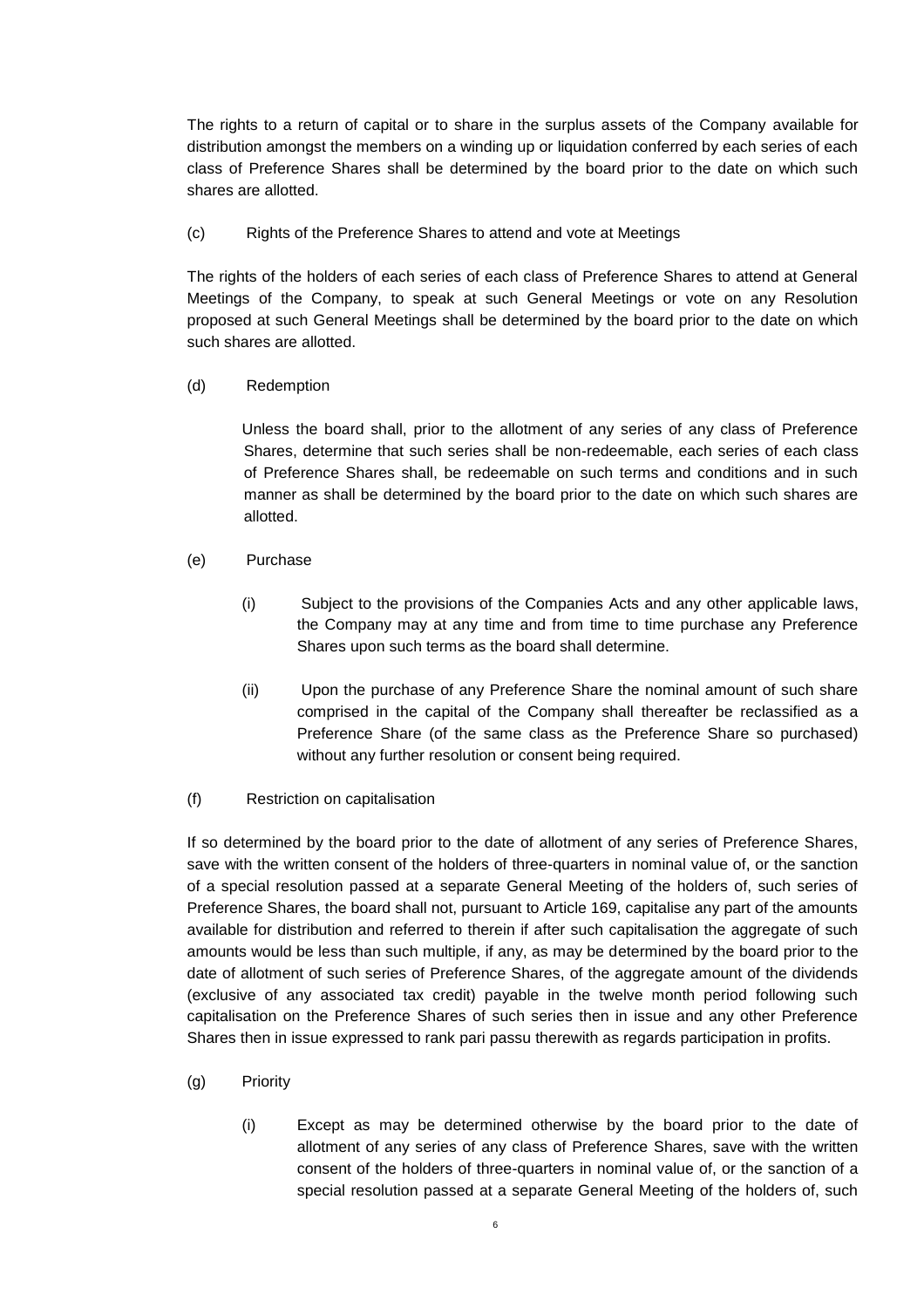The rights to a return of capital or to share in the surplus assets of the Company available for distribution amongst the members on a winding up or liquidation conferred by each series of each class of Preference Shares shall be determined by the board prior to the date on which such shares are allotted.

(c) Rights of the Preference Shares to attend and vote at Meetings

The rights of the holders of each series of each class of Preference Shares to attend at General Meetings of the Company, to speak at such General Meetings or vote on any Resolution proposed at such General Meetings shall be determined by the board prior to the date on which such shares are allotted.

(d) Redemption

Unless the board shall, prior to the allotment of any series of any class of Preference Shares, determine that such series shall be non-redeemable, each series of each class of Preference Shares shall, be redeemable on such terms and conditions and in such manner as shall be determined by the board prior to the date on which such shares are allotted.

(e) Purchase

(i) Subject to the provisions of the Companies Acts and any other applicable laws, the Company may at any time and from time to time purchase any Preference Shares upon such terms as the board shall determine.

(ii) Upon the purchase of any Preference Share the nominal amount of such share comprised in the capital of the Company shall thereafter be reclassified as a Preference Share (of the same class as the Preference Share so purchased) without any further resolution or consent being required.

(f) Restriction on capitalisation

If so determined by the board prior to the date of allotment of any series of Preference Shares, save with the written consent of the holders of three-quarters in nominal value of, or the sanction of a special resolution passed at a separate General Meeting of the holders of, such series of Preference Shares, the board shall not, pursuant to Article 169, capitalise any part of the amounts available for distribution and referred to therein if after such capitalisation the aggregate of such amounts would be less than such multiple, if any, as may be determined by the board prior to the date of allotment of such series of Preference Shares, of the aggregate amount of the dividends (exclusive of any associated tax credit) payable in the twelve month period following such capitalisation on the Preference Shares of such series then in issue and any other Preference Shares then in issue expressed to rank pari passu therewith as regards participation in profits.

(g) Priority

(i) Except as may be determined otherwise by the board prior to the date of allotment of any series of any class of Preference Shares, save with the written consent of the holders of three-quarters in nominal value of, or the sanction of a special resolution passed at a separate General Meeting of the holders of, such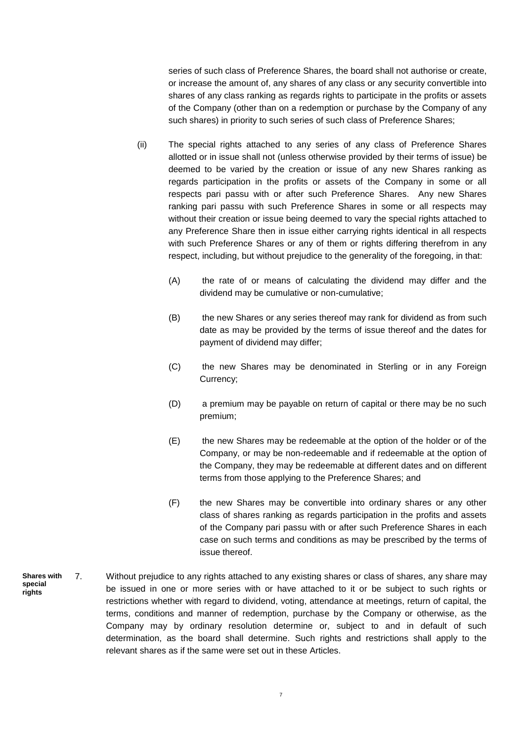series of such class of Preference Shares, the board shall not authorise or create, or increase the amount of, any shares of any class or any security convertible into shares of any class ranking as regards rights to participate in the profits or assets of the Company (other than on a redemption or purchase by the Company of any such shares) in priority to such series of such class of Preference Shares;

(ii) The special rights attached to any series of any class of Preference Shares allotted or in issue shall not (unless otherwise provided by their terms of issue) be deemed to be varied by the creation or issue of any new Shares ranking as regards participation in the profits or assets of the Company in some or all respects pari passu with or after such Preference Shares. Any new Shares ranking pari passu with such Preference Shares in some or all respects may without their creation or issue being deemed to vary the special rights attached to any Preference Share then in issue either carrying rights identical in all respects with such Preference Shares or any of them or rights differing therefrom in any respect, including, but without prejudice to the generality of the foregoing, in that:

(A) the rate of or means of calculating the dividend may differ and the dividend may be cumulative or non-cumulative;

(B) the new Shares or any series thereof may rank for dividend as from such date as may be provided by the terms of issue thereof and the dates for payment of dividend may differ;

(C) the new Shares may be denominated in Sterling or in any Foreign Currency;

(D) a premium may be payable on return of capital or there may be no such premium;

(E) the new Shares may be redeemable at the option of the holder or of the Company, or may be non-redeemable and if redeemable at the option of the Company, they may be redeemable at different dates and on different terms from those applying to the Preference Shares; and

(F) the new Shares may be convertible into ordinary shares or any other class of shares ranking as regards participation in the profits and assets of the Company pari passu with or after such Preference Shares in each case on such terms and conditions as may be prescribed by the terms of issue thereof.

**Shares with special rights**

7. Without prejudice to any rights attached to any existing shares or class of shares, any share may be issued in one or more series with or have attached to it or be subject to such rights or restrictions whether with regard to dividend, voting, attendance at meetings, return of capital, the terms, conditions and manner of redemption, purchase by the Company or otherwise, as the Company may by ordinary resolution determine or, subject to and in default of such determination, as the board shall determine. Such rights and restrictions shall apply to the relevant shares as if the same were set out in these Articles.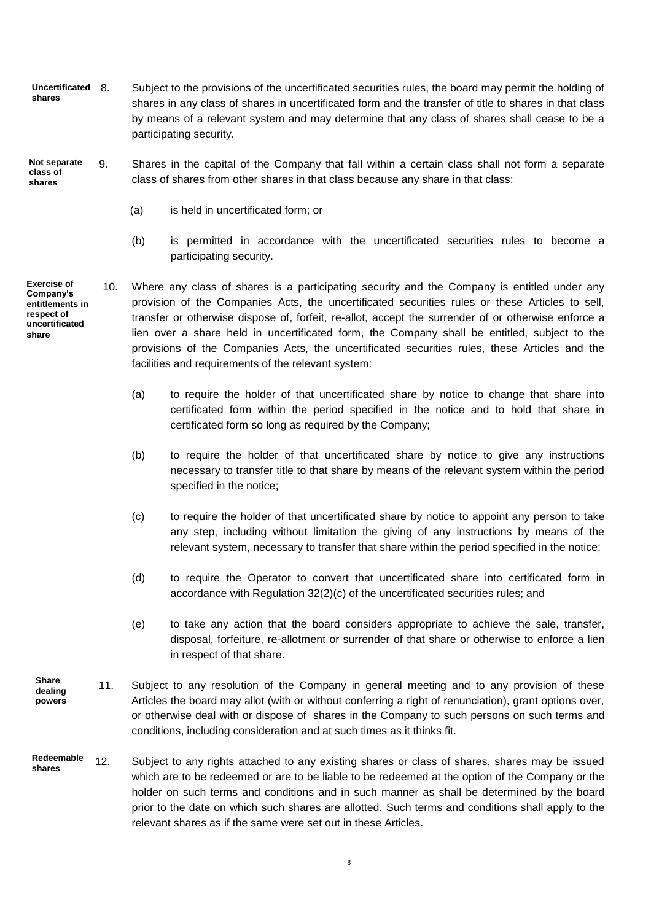**Uncertificated shares**

8. Subject to the provisions of the uncertificated securities rules, the board may permit the holding of shares in any class of shares in uncertificated form and the transfer of title to shares in that class by means of a relevant system and may determine that any class of shares shall cease to be a participating security.

**Not separate class of shares**

9. Shares in the capital of the Company that fall within a certain class shall not form a separate class of shares from other shares in that class because any share in that class:

   (a) is held in uncertificated form; or

   (b) is permitted in accordance with the uncertificated securities rules to become a participating security.

**Exercise of Company's entitlements in respect of uncertificated share**

10. Where any class of shares is a participating security and the Company is entitled under any provision of the Companies Acts, the uncertificated securities rules or these Articles to sell, transfer or otherwise dispose of, forfeit, re-allot, accept the surrender of or otherwise enforce a lien over a share held in uncertificated form, the Company shall be entitled, subject to the provisions of the Companies Acts, the uncertificated securities rules, these Articles and the facilities and requirements of the relevant system:

    (a) to require the holder of that uncertificated share by notice to change that share into certificated form within the period specified in the notice and to hold that share in certificated form so long as required by the Company;

    (b) to require the holder of that uncertificated share by notice to give any instructions necessary to transfer title to that share by means of the relevant system within the period specified in the notice;

    (c) to require the holder of that uncertificated share by notice to appoint any person to take any step, including without limitation the giving of any instructions by means of the relevant system, necessary to transfer that share within the period specified in the notice;

    (d) to require the Operator to convert that uncertificated share into certificated form in accordance with Regulation 32(2)(c) of the uncertificated securities rules; and

    (e) to take any action that the board considers appropriate to achieve the sale, transfer, disposal, forfeiture, re-allotment or surrender of that share or otherwise to enforce a lien in respect of that share.

**Share dealing powers**

11. Subject to any resolution of the Company in general meeting and to any provision of these Articles the board may allot (with or without conferring a right of renunciation), grant options over, or otherwise deal with or dispose of shares in the Company to such persons on such terms and conditions, including consideration and at such times as it thinks fit.

**Redeemable shares**

12. Subject to any rights attached to any existing shares or class of shares, shares may be issued which are to be redeemed or are to be liable to be redeemed at the option of the Company or the holder on such terms and conditions and in such manner as shall be determined by the board prior to the date on which such shares are allotted. Such terms and conditions shall apply to the relevant shares as if the same were set out in these Articles.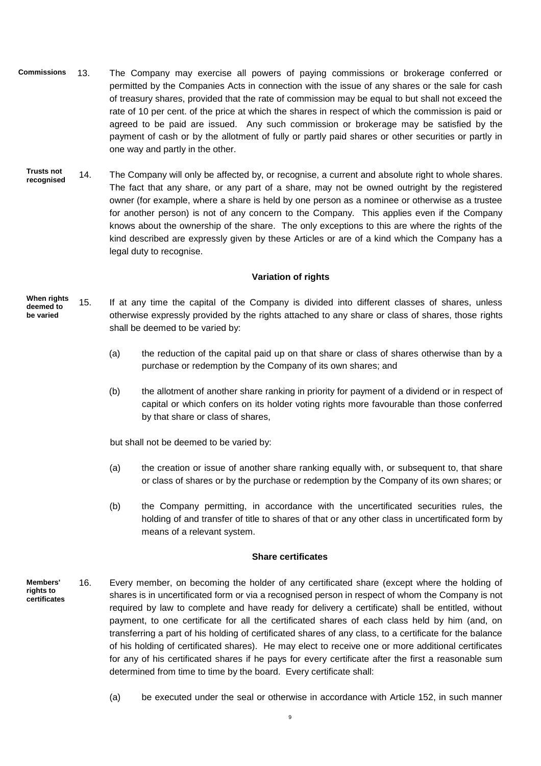**Commissions** 13. The Company may exercise all powers of paying commissions or brokerage conferred or permitted by the Companies Acts in connection with the issue of any shares or the sale for cash of treasury shares, provided that the rate of commission may be equal to but shall not exceed the rate of 10 per cent. of the price at which the shares in respect of which the commission is paid or agreed to be paid are issued. Any such commission or brokerage may be satisfied by the payment of cash or by the allotment of fully or partly paid shares or other securities or partly in one way and partly in the other.

**Trusts not recognised** 14. The Company will only be affected by, or recognise, a current and absolute right to whole shares. The fact that any share, or any part of a share, may not be owned outright by the registered owner (for example, where a share is held by one person as a nominee or otherwise as a trustee for another person) is not of any concern to the Company. This applies even if the Company knows about the ownership of the share. The only exceptions to this are where the rights of the kind described are expressly given by these Articles or are of a kind which the Company has a legal duty to recognise.

## Variation of rights

**When rights deemed to be varied** 15. If at any time the capital of the Company is divided into different classes of shares, unless otherwise expressly provided by the rights attached to any share or class of shares, those rights shall be deemed to be varied by:

(a) the reduction of the capital paid up on that share or class of shares otherwise than by a purchase or redemption by the Company of its own shares; and

(b) the allotment of another share ranking in priority for payment of a dividend or in respect of capital or which confers on its holder voting rights more favourable than those conferred by that share or class of shares,

but shall not be deemed to be varied by:

(a) the creation or issue of another share ranking equally with, or subsequent to, that share or class of shares or by the purchase or redemption by the Company of its own shares; or

(b) the Company permitting, in accordance with the uncertificated securities rules, the holding of and transfer of title to shares of that or any other class in uncertificated form by means of a relevant system.

## Share certificates

**Members' rights to certificates** 16. Every member, on becoming the holder of any certificated share (except where the holding of shares is in uncertificated form or via a recognised person in respect of whom the Company is not required by law to complete and have ready for delivery a certificate) shall be entitled, without payment, to one certificate for all the certificated shares of each class held by him (and, on transferring a part of his holding of certificated shares of any class, to a certificate for the balance of his holding of certificated shares). He may elect to receive one or more additional certificates for any of his certificated shares if he pays for every certificate after the first a reasonable sum determined from time to time by the board. Every certificate shall:

(a) be executed under the seal or otherwise in accordance with Article 152, in such manner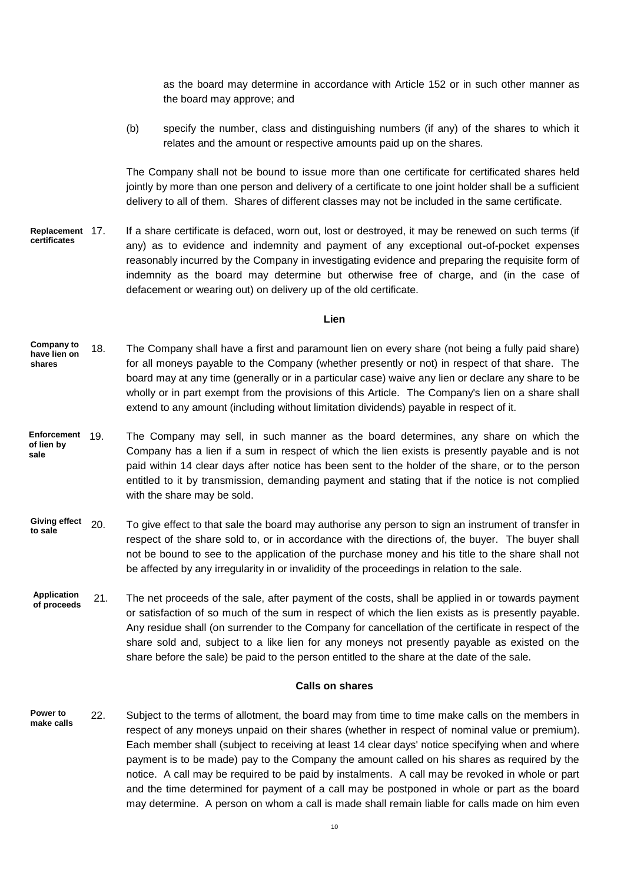as the board may determine in accordance with Article 152 or in such other manner as the board may approve; and

(b) specify the number, class and distinguishing numbers (if any) of the shares to which it relates and the amount or respective amounts paid up on the shares.

The Company shall not be bound to issue more than one certificate for certificated shares held jointly by more than one person and delivery of a certificate to one joint holder shall be a sufficient delivery to all of them. Shares of different classes may not be included in the same certificate.

**Replacement certificates**

17. If a share certificate is defaced, worn out, lost or destroyed, it may be renewed on such terms (if any) as to evidence and indemnity and payment of any exceptional out-of-pocket expenses reasonably incurred by the Company in investigating evidence and preparing the requisite form of indemnity as the board may determine but otherwise free of charge, and (in the case of defacement or wearing out) on delivery up of the old certificate.

## Lien

**Company to have lien on shares**

18. The Company shall have a first and paramount lien on every share (not being a fully paid share) for all moneys payable to the Company (whether presently or not) in respect of that share. The board may at any time (generally or in a particular case) waive any lien or declare any share to be wholly or in part exempt from the provisions of this Article. The Company's lien on a share shall extend to any amount (including without limitation dividends) payable in respect of it.

**Enforcement of lien by sale**

19. The Company may sell, in such manner as the board determines, any share on which the Company has a lien if a sum in respect of which the lien exists is presently payable and is not paid within 14 clear days after notice has been sent to the holder of the share, or to the person entitled to it by transmission, demanding payment and stating that if the notice is not complied with the share may be sold.

**Giving effect to sale**

20. To give effect to that sale the board may authorise any person to sign an instrument of transfer in respect of the share sold to, or in accordance with the directions of, the buyer. The buyer shall not be bound to see to the application of the purchase money and his title to the share shall not be affected by any irregularity in or invalidity of the proceedings in relation to the sale.

**Application of proceeds**

21. The net proceeds of the sale, after payment of the costs, shall be applied in or towards payment or satisfaction of so much of the sum in respect of which the lien exists as is presently payable. Any residue shall (on surrender to the Company for cancellation of the certificate in respect of the share sold and, subject to a like lien for any moneys not presently payable as existed on the share before the sale) be paid to the person entitled to the share at the date of the sale.

## Calls on shares

**Power to make calls**

22. Subject to the terms of allotment, the board may from time to time make calls on the members in respect of any moneys unpaid on their shares (whether in respect of nominal value or premium). Each member shall (subject to receiving at least 14 clear days' notice specifying when and where payment is to be made) pay to the Company the amount called on his shares as required by the notice. A call may be required to be paid by instalments. A call may be revoked in whole or part and the time determined for payment of a call may be postponed in whole or part as the board may determine. A person on whom a call is made shall remain liable for calls made on him even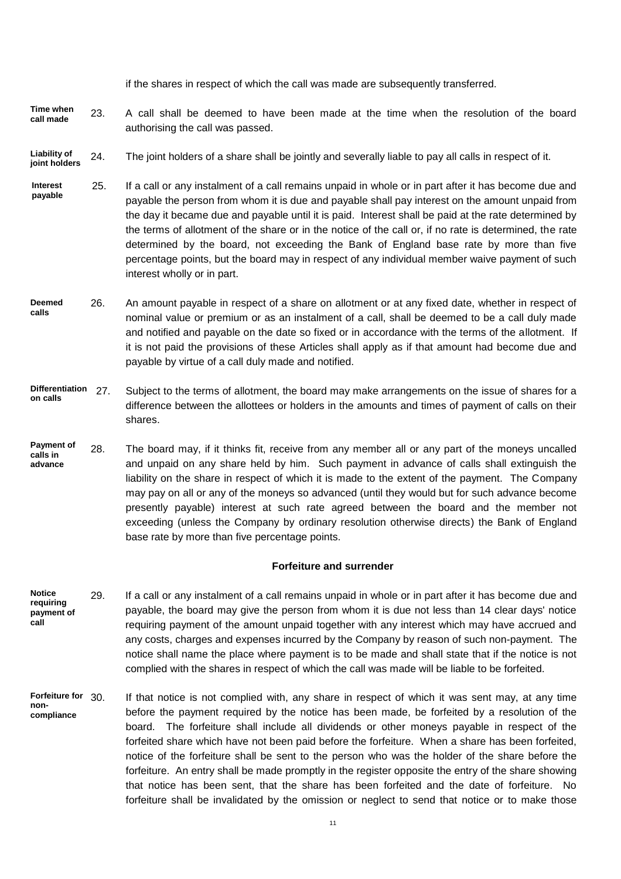if the shares in respect of which the call was made are subsequently transferred.

**Time when call made** 23. A call shall be deemed to have been made at the time when the resolution of the board authorising the call was passed.

**Liability of joint holders** 24. The joint holders of a share shall be jointly and severally liable to pay all calls in respect of it.

**Interest payable** 25. If a call or any instalment of a call remains unpaid in whole or in part after it has become due and payable the person from whom it is due and payable shall pay interest on the amount unpaid from the day it became due and payable until it is paid. Interest shall be paid at the rate determined by the terms of allotment of the share or in the notice of the call or, if no rate is determined, the rate determined by the board, not exceeding the Bank of England base rate by more than five percentage points, but the board may in respect of any individual member waive payment of such interest wholly or in part.

**Deemed calls** 26. An amount payable in respect of a share on allotment or at any fixed date, whether in respect of nominal value or premium or as an instalment of a call, shall be deemed to be a call duly made and notified and payable on the date so fixed or in accordance with the terms of the allotment. If it is not paid the provisions of these Articles shall apply as if that amount had become due and payable by virtue of a call duly made and notified.

**Differentiation on calls** 27. Subject to the terms of allotment, the board may make arrangements on the issue of shares for a difference between the allottees or holders in the amounts and times of payment of calls on their shares.

**Payment of calls in advance** 28. The board may, if it thinks fit, receive from any member all or any part of the moneys uncalled and unpaid on any share held by him. Such payment in advance of calls shall extinguish the liability on the share in respect of which it is made to the extent of the payment. The Company may pay on all or any of the moneys so advanced (until they would but for such advance become presently payable) interest at such rate agreed between the board and the member not exceeding (unless the Company by ordinary resolution otherwise directs) the Bank of England base rate by more than five percentage points.

## Forfeiture and surrender

**Notice requiring payment of call** 29. If a call or any instalment of a call remains unpaid in whole or in part after it has become due and payable, the board may give the person from whom it is due not less than 14 clear days' notice requiring payment of the amount unpaid together with any interest which may have accrued and any costs, charges and expenses incurred by the Company by reason of such non-payment. The notice shall name the place where payment is to be made and shall state that if the notice is not complied with the shares in respect of which the call was made will be liable to be forfeited.

**Forfeiture for non-compliance** 30. If that notice is not complied with, any share in respect of which it was sent may, at any time before the payment required by the notice has been made, be forfeited by a resolution of the board. The forfeiture shall include all dividends or other moneys payable in respect of the forfeited share which have not been paid before the forfeiture. When a share has been forfeited, notice of the forfeiture shall be sent to the person who was the holder of the share before the forfeiture. An entry shall be made promptly in the register opposite the entry of the share showing that notice has been sent, that the share has been forfeited and the date of forfeiture. No forfeiture shall be invalidated by the omission or neglect to send that notice or to make those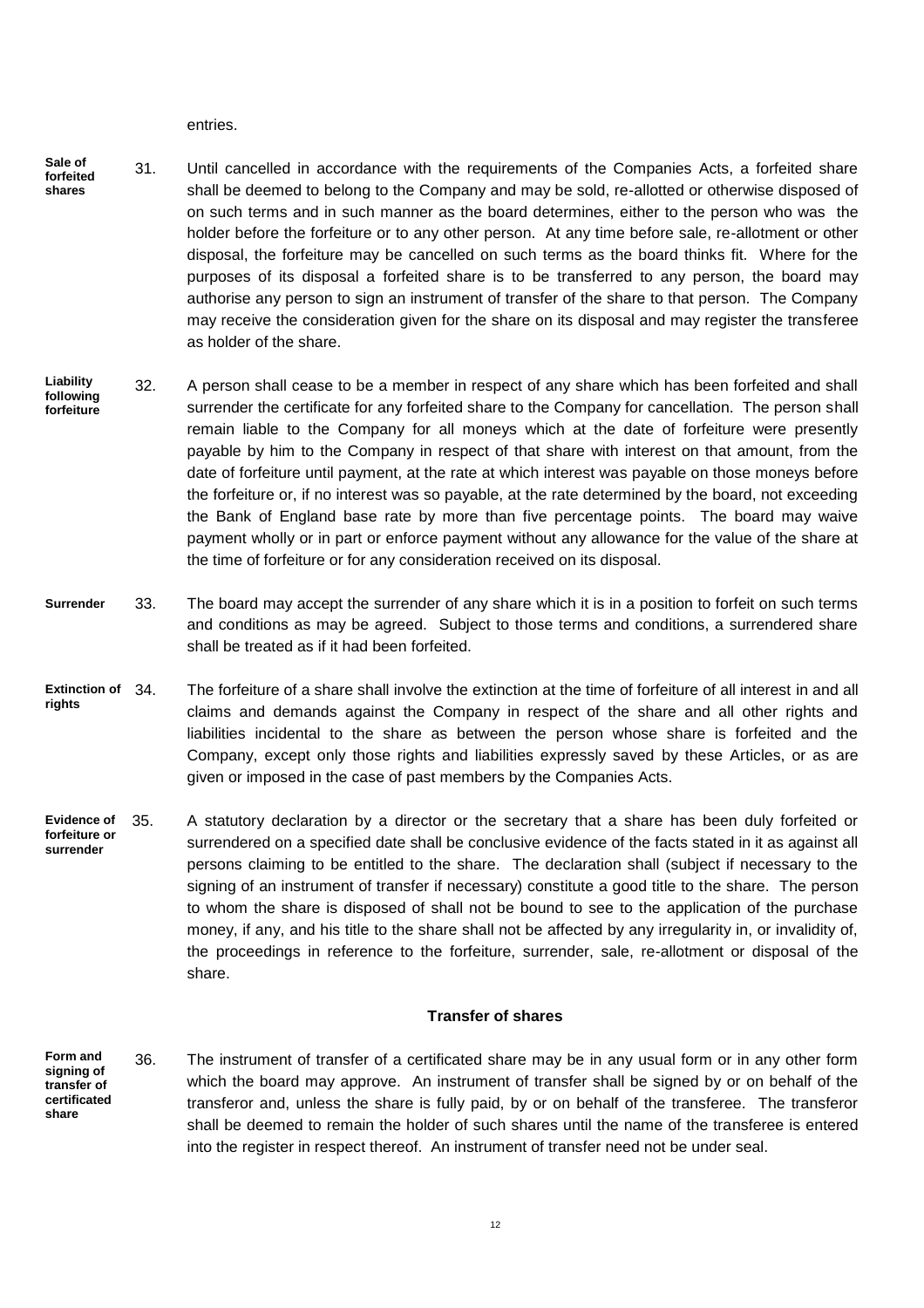entries.

**Sale of forfeited shares**

31. Until cancelled in accordance with the requirements of the Companies Acts, a forfeited share shall be deemed to belong to the Company and may be sold, re-allotted or otherwise disposed of on such terms and in such manner as the board determines, either to the person who was the holder before the forfeiture or to any other person. At any time before sale, re-allotment or other disposal, the forfeiture may be cancelled on such terms as the board thinks fit. Where for the purposes of its disposal a forfeited share is to be transferred to any person, the board may authorise any person to sign an instrument of transfer of the share to that person. The Company may receive the consideration given for the share on its disposal and may register the transferee as holder of the share.

**Liability following forfeiture**

32. A person shall cease to be a member in respect of any share which has been forfeited and shall surrender the certificate for any forfeited share to the Company for cancellation. The person shall remain liable to the Company for all moneys which at the date of forfeiture were presently payable by him to the Company in respect of that share with interest on that amount, from the date of forfeiture until payment, at the rate at which interest was payable on those moneys before the forfeiture or, if no interest was so payable, at the rate determined by the board, not exceeding the Bank of England base rate by more than five percentage points. The board may waive payment wholly or in part or enforce payment without any allowance for the value of the share at the time of forfeiture or for any consideration received on its disposal.

**Surrender**

33. The board may accept the surrender of any share which it is in a position to forfeit on such terms and conditions as may be agreed. Subject to those terms and conditions, a surrendered share shall be treated as if it had been forfeited.

**Extinction of rights**

34. The forfeiture of a share shall involve the extinction at the time of forfeiture of all interest in and all claims and demands against the Company in respect of the share and all other rights and liabilities incidental to the share as between the person whose share is forfeited and the Company, except only those rights and liabilities expressly saved by these Articles, or as are given or imposed in the case of past members by the Companies Acts.

**Evidence of forfeiture or surrender**

35. A statutory declaration by a director or the secretary that a share has been duly forfeited or surrendered on a specified date shall be conclusive evidence of the facts stated in it as against all persons claiming to be entitled to the share. The declaration shall (subject if necessary to the signing of an instrument of transfer if necessary) constitute a good title to the share. The person to whom the share is disposed of shall not be bound to see to the application of the purchase money, if any, and his title to the share shall not be affected by any irregularity in, or invalidity of, the proceedings in reference to the forfeiture, surrender, sale, re-allotment or disposal of the share.

## Transfer of shares

**Form and signing of transfer of certificated share**

36. The instrument of transfer of a certificated share may be in any usual form or in any other form which the board may approve. An instrument of transfer shall be signed by or on behalf of the transferor and, unless the share is fully paid, by or on behalf of the transferee. The transferor shall be deemed to remain the holder of such shares until the name of the transferee is entered into the register in respect thereof. An instrument of transfer need not be under seal.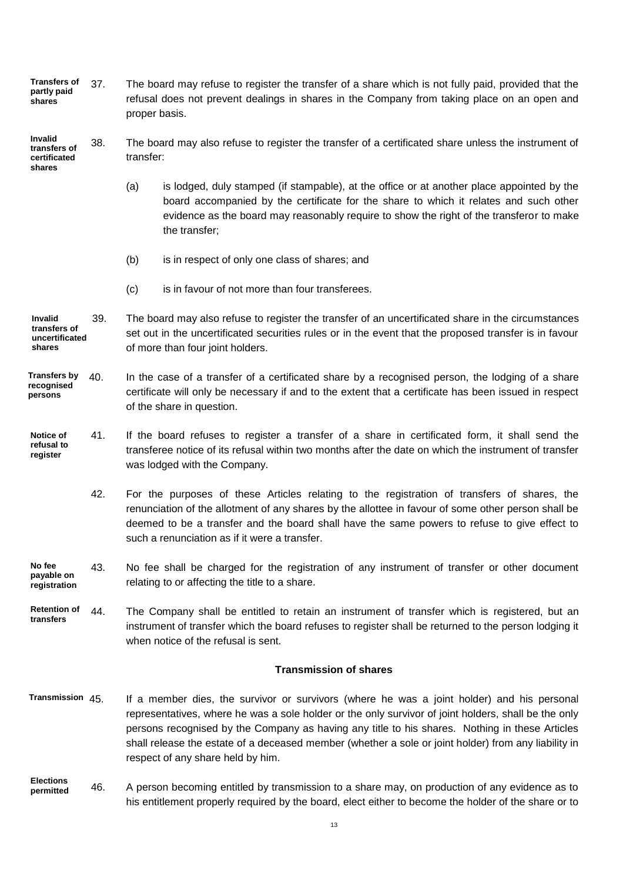**Transfers of partly paid shares**

37. The board may refuse to register the transfer of a share which is not fully paid, provided that the refusal does not prevent dealings in shares in the Company from taking place on an open and proper basis.

**Invalid transfers of certificated shares**

38. The board may also refuse to register the transfer of a certificated share unless the instrument of transfer:

(a) is lodged, duly stamped (if stampable), at the office or at another place appointed by the board accompanied by the certificate for the share to which it relates and such other evidence as the board may reasonably require to show the right of the transferor to make the transfer;

(b) is in respect of only one class of shares; and

(c) is in favour of not more than four transferees.

**Invalid transfers of uncertificated shares**

39. The board may also refuse to register the transfer of an uncertificated share in the circumstances set out in the uncertificated securities rules or in the event that the proposed transfer is in favour of more than four joint holders.

**Transfers by recognised persons**

40. In the case of a transfer of a certificated share by a recognised person, the lodging of a share certificate will only be necessary if and to the extent that a certificate has been issued in respect of the share in question.

**Notice of refusal to register**

41. If the board refuses to register a transfer of a share in certificated form, it shall send the transferee notice of its refusal within two months after the date on which the instrument of transfer was lodged with the Company.

42. For the purposes of these Articles relating to the registration of transfers of shares, the renunciation of the allotment of any shares by the allottee in favour of some other person shall be deemed to be a transfer and the board shall have the same powers to refuse to give effect to such a renunciation as if it were a transfer.

**No fee payable on registration**

43. No fee shall be charged for the registration of any instrument of transfer or other document relating to or affecting the title to a share.

**Retention of transfers**

44. The Company shall be entitled to retain an instrument of transfer which is registered, but an instrument of transfer which the board refuses to register shall be returned to the person lodging it when notice of the refusal is sent.

## Transmission of shares

**Transmission**

45. If a member dies, the survivor or survivors (where he was a joint holder) and his personal representatives, where he was a sole holder or the only survivor of joint holders, shall be the only persons recognised by the Company as having any title to his shares. Nothing in these Articles shall release the estate of a deceased member (whether a sole or joint holder) from any liability in respect of any share held by him.

**Elections permitted**

46. A person becoming entitled by transmission to a share may, on production of any evidence as to his entitlement properly required by the board, elect either to become the holder of the share or to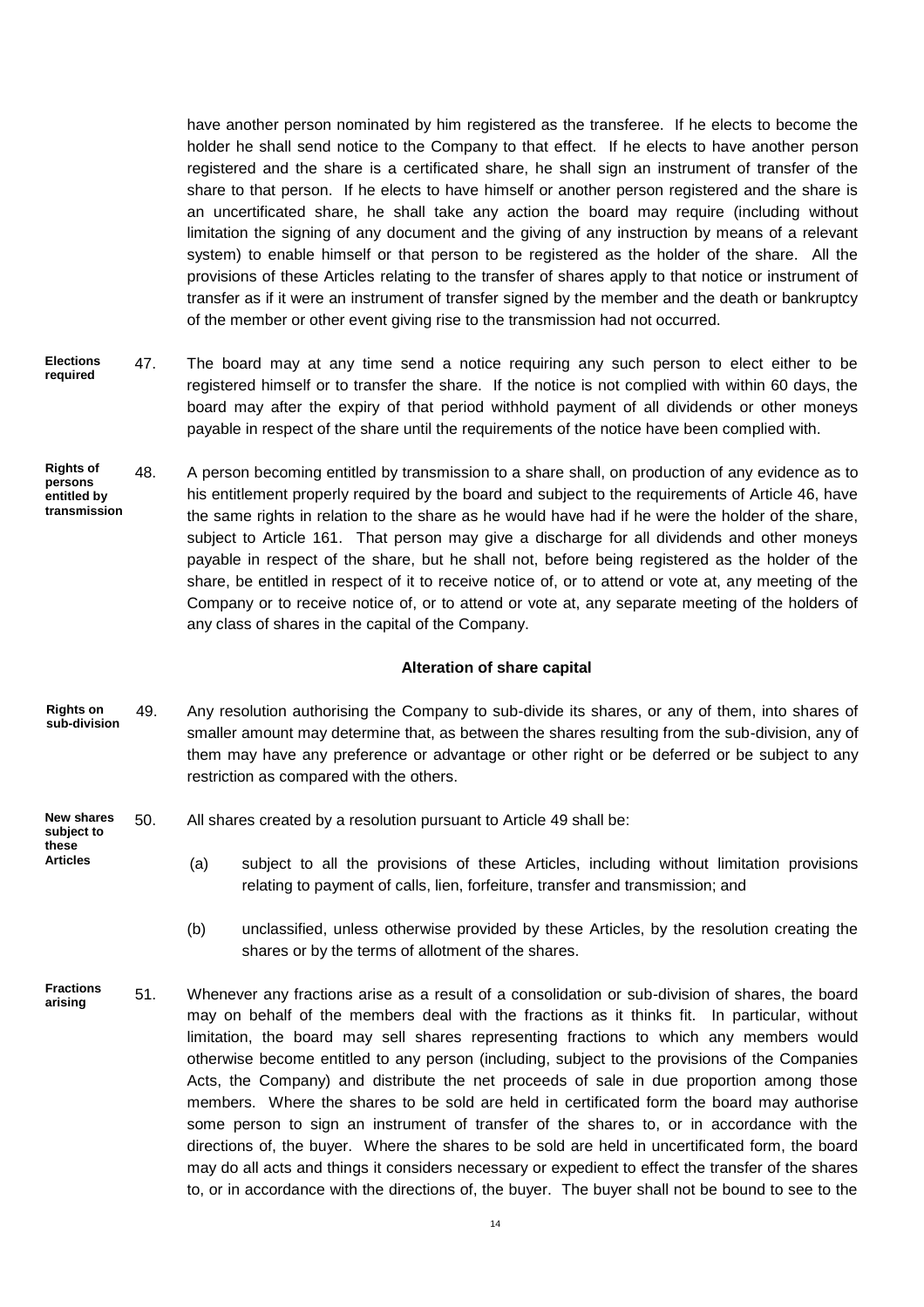have another person nominated by him registered as the transferee. If he elects to become the holder he shall send notice to the Company to that effect. If he elects to have another person registered and the share is a certificated share, he shall sign an instrument of transfer of the share to that person. If he elects to have himself or another person registered and the share is an uncertificated share, he shall take any action the board may require (including without limitation the signing of any document and the giving of any instruction by means of a relevant system) to enable himself or that person to be registered as the holder of the share. All the provisions of these Articles relating to the transfer of shares apply to that notice or instrument of transfer as if it were an instrument of transfer signed by the member and the death or bankruptcy of the member or other event giving rise to the transmission had not occurred.

**Elections required**

47. The board may at any time send a notice requiring any such person to elect either to be registered himself or to transfer the share. If the notice is not complied with within 60 days, the board may after the expiry of that period withhold payment of all dividends or other moneys payable in respect of the share until the requirements of the notice have been complied with.

**Rights of persons entitled by transmission**

48. A person becoming entitled by transmission to a share shall, on production of any evidence as to his entitlement properly required by the board and subject to the requirements of Article 46, have the same rights in relation to the share as he would have had if he were the holder of the share, subject to Article 161. That person may give a discharge for all dividends and other moneys payable in respect of the share, but he shall not, before being registered as the holder of the share, be entitled in respect of it to receive notice of, or to attend or vote at, any meeting of the Company or to receive notice of, or to attend or vote at, any separate meeting of the holders of any class of shares in the capital of the Company.

## Alteration of share capital

**Rights on sub-division**

49. Any resolution authorising the Company to sub-divide its shares, or any of them, into shares of smaller amount may determine that, as between the shares resulting from the sub-division, any of them may have any preference or advantage or other right or be deferred or be subject to any restriction as compared with the others.

**New shares subject to these Articles**

50. All shares created by a resolution pursuant to Article 49 shall be:

   (a) subject to all the provisions of these Articles, including without limitation provisions relating to payment of calls, lien, forfeiture, transfer and transmission; and

   (b) unclassified, unless otherwise provided by these Articles, by the resolution creating the shares or by the terms of allotment of the shares.

**Fractions arising**

51. Whenever any fractions arise as a result of a consolidation or sub-division of shares, the board may on behalf of the members deal with the fractions as it thinks fit. In particular, without limitation, the board may sell shares representing fractions to which any members would otherwise become entitled to any person (including, subject to the provisions of the Companies Acts, the Company) and distribute the net proceeds of sale in due proportion among those members. Where the shares to be sold are held in certificated form the board may authorise some person to sign an instrument of transfer of the shares to, or in accordance with the directions of, the buyer. Where the shares to be sold are held in uncertificated form, the board may do all acts and things it considers necessary or expedient to effect the transfer of the shares to, or in accordance with the directions of, the buyer. The buyer shall not be bound to see to the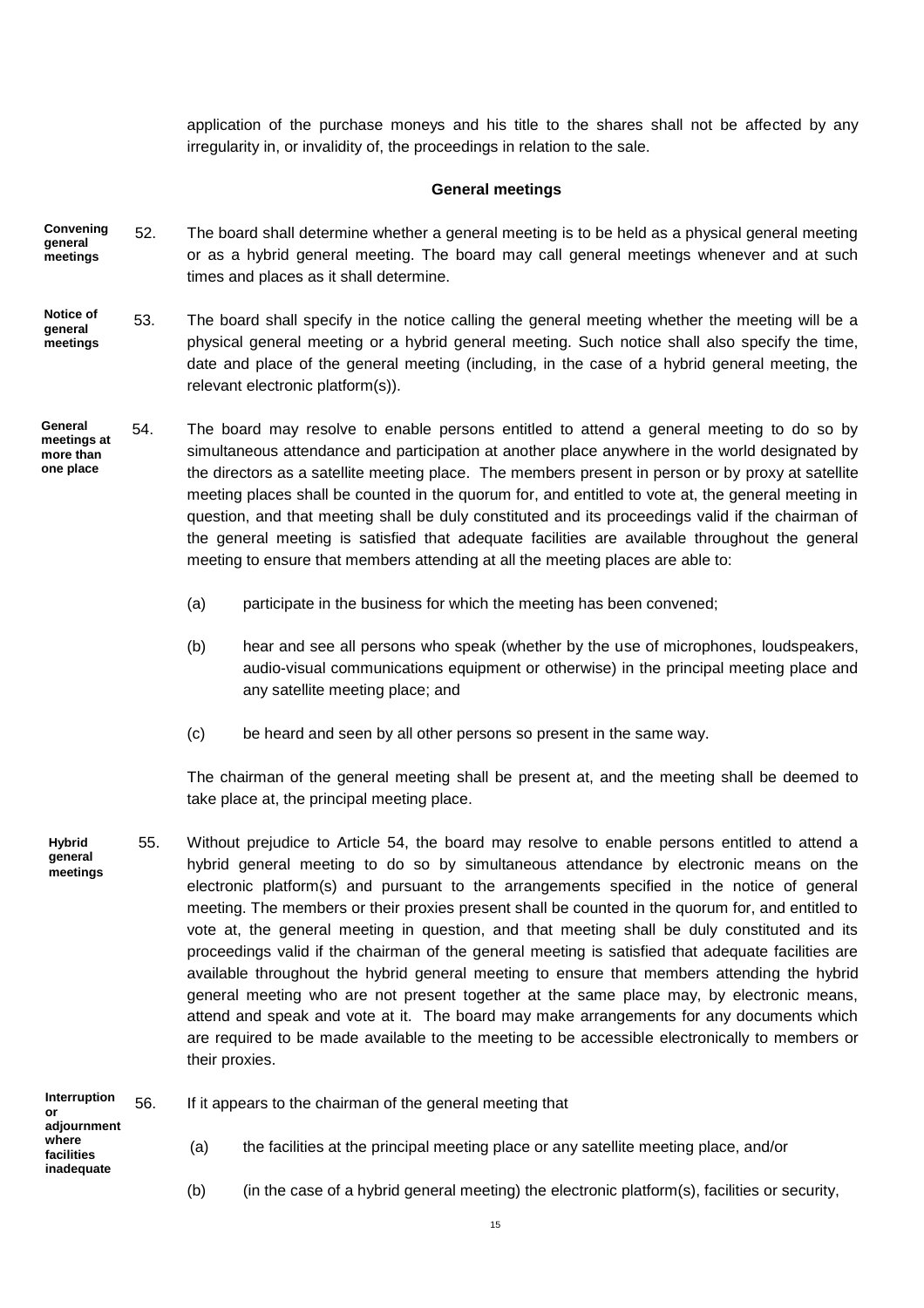application of the purchase moneys and his title to the shares shall not be affected by any irregularity in, or invalidity of, the proceedings in relation to the sale.

## General meetings

**Convening general meetings**

52. The board shall determine whether a general meeting is to be held as a physical general meeting or as a hybrid general meeting. The board may call general meetings whenever and at such times and places as it shall determine.

**Notice of general meetings**

53. The board shall specify in the notice calling the general meeting whether the meeting will be a physical general meeting or a hybrid general meeting. Such notice shall also specify the time, date and place of the general meeting (including, in the case of a hybrid general meeting, the relevant electronic platform(s)).

**General meetings at more than one place**

54. The board may resolve to enable persons entitled to attend a general meeting to do so by simultaneous attendance and participation at another place anywhere in the world designated by the directors as a satellite meeting place. The members present in person or by proxy at satellite meeting places shall be counted in the quorum for, and entitled to vote at, the general meeting in question, and that meeting shall be duly constituted and its proceedings valid if the chairman of the general meeting is satisfied that adequate facilities are available throughout the general meeting to ensure that members attending at all the meeting places are able to:

    (a) participate in the business for which the meeting has been convened;

    (b) hear and see all persons who speak (whether by the use of microphones, loudspeakers, audio-visual communications equipment or otherwise) in the principal meeting place and any satellite meeting place; and

    (c) be heard and seen by all other persons so present in the same way.

    The chairman of the general meeting shall be present at, and the meeting shall be deemed to take place at, the principal meeting place.

**Hybrid general meetings**

55. Without prejudice to Article 54, the board may resolve to enable persons entitled to attend a hybrid general meeting to do so by simultaneous attendance by electronic means on the electronic platform(s) and pursuant to the arrangements specified in the notice of general meeting. The members or their proxies present shall be counted in the quorum for, and entitled to vote at, the general meeting in question, and that meeting shall be duly constituted and its proceedings valid if the chairman of the general meeting is satisfied that adequate facilities are available throughout the hybrid general meeting to ensure that members attending the hybrid general meeting who are not present together at the same place may, by electronic means, attend and speak and vote at it. The board may make arrangements for any documents which are required to be made available to the meeting to be accessible electronically to members or their proxies.

**Interruption or adjournment where facilities inadequate**

56. If it appears to the chairman of the general meeting that

    (a) the facilities at the principal meeting place or any satellite meeting place, and/or

    (b) (in the case of a hybrid general meeting) the electronic platform(s), facilities or security,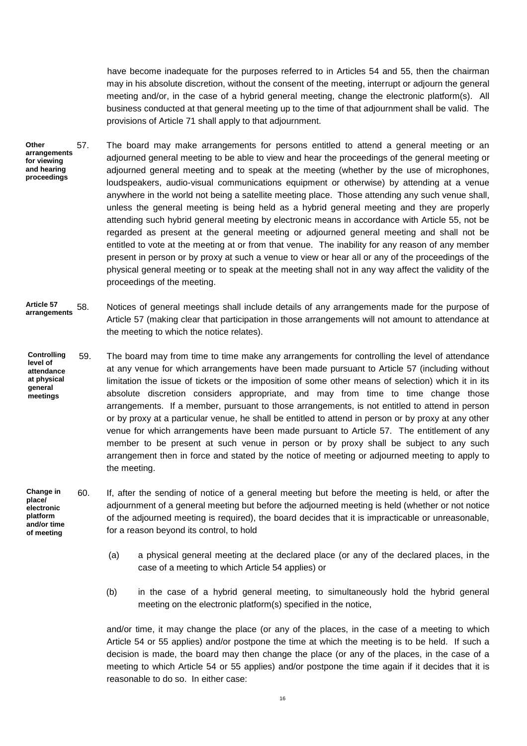have become inadequate for the purposes referred to in Articles 54 and 55, then the chairman may in his absolute discretion, without the consent of the meeting, interrupt or adjourn the general meeting and/or, in the case of a hybrid general meeting, change the electronic platform(s). All business conducted at that general meeting up to the time of that adjournment shall be valid. The provisions of Article 71 shall apply to that adjournment.

**Other arrangements for viewing and hearing proceedings**

57. The board may make arrangements for persons entitled to attend a general meeting or an adjourned general meeting to be able to view and hear the proceedings of the general meeting or adjourned general meeting and to speak at the meeting (whether by the use of microphones, loudspeakers, audio-visual communications equipment or otherwise) by attending at a venue anywhere in the world not being a satellite meeting place. Those attending any such venue shall, unless the general meeting is being held as a hybrid general meeting and they are properly attending such hybrid general meeting by electronic means in accordance with Article 55, not be regarded as present at the general meeting or adjourned general meeting and shall not be entitled to vote at the meeting at or from that venue. The inability for any reason of any member present in person or by proxy at such a venue to view or hear all or any of the proceedings of the physical general meeting or to speak at the meeting shall not in any way affect the validity of the proceedings of the meeting.

**Article 57 arrangements**

58. Notices of general meetings shall include details of any arrangements made for the purpose of Article 57 (making clear that participation in those arrangements will not amount to attendance at the meeting to which the notice relates).

**Controlling level of attendance at physical general meetings**

59. The board may from time to time make any arrangements for controlling the level of attendance at any venue for which arrangements have been made pursuant to Article 57 (including without limitation the issue of tickets or the imposition of some other means of selection) which it in its absolute discretion considers appropriate, and may from time to time change those arrangements. If a member, pursuant to those arrangements, is not entitled to attend in person or by proxy at a particular venue, he shall be entitled to attend in person or by proxy at any other venue for which arrangements have been made pursuant to Article 57. The entitlement of any member to be present at such venue in person or by proxy shall be subject to any such arrangement then in force and stated by the notice of meeting or adjourned meeting to apply to the meeting.

**Change in place/ electronic platform and/or time of meeting**

60. If, after the sending of notice of a general meeting but before the meeting is held, or after the adjournment of a general meeting but before the adjourned meeting is held (whether or not notice of the adjourned meeting is required), the board decides that it is impracticable or unreasonable, for a reason beyond its control, to hold

 (a) a physical general meeting at the declared place (or any of the declared places, in the case of a meeting to which Article 54 applies) or

 (b) in the case of a hybrid general meeting, to simultaneously hold the hybrid general meeting on the electronic platform(s) specified in the notice,

 and/or time, it may change the place (or any of the places, in the case of a meeting to which Article 54 or 55 applies) and/or postpone the time at which the meeting is to be held. If such a decision is made, the board may then change the place (or any of the places, in the case of a meeting to which Article 54 or 55 applies) and/or postpone the time again if it decides that it is reasonable to do so. In either case: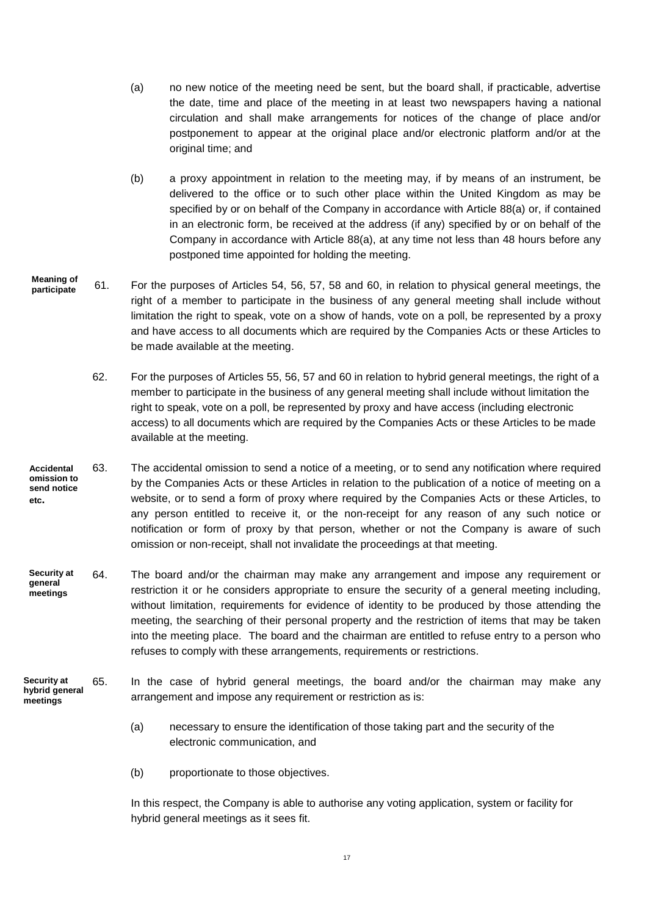(a) no new notice of the meeting need be sent, but the board shall, if practicable, advertise the date, time and place of the meeting in at least two newspapers having a national circulation and shall make arrangements for notices of the change of place and/or postponement to appear at the original place and/or electronic platform and/or at the original time; and

(b) a proxy appointment in relation to the meeting may, if by means of an instrument, be delivered to the office or to such other place within the United Kingdom as may be specified by or on behalf of the Company in accordance with Article 88(a) or, if contained in an electronic form, be received at the address (if any) specified by or on behalf of the Company in accordance with Article 88(a), at any time not less than 48 hours before any postponed time appointed for holding the meeting.

**Meaning of participate**

61. For the purposes of Articles 54, 56, 57, 58 and 60, in relation to physical general meetings, the right of a member to participate in the business of any general meeting shall include without limitation the right to speak, vote on a show of hands, vote on a poll, be represented by a proxy and have access to all documents which are required by the Companies Acts or these Articles to be made available at the meeting.

62. For the purposes of Articles 55, 56, 57 and 60 in relation to hybrid general meetings, the right of a member to participate in the business of any general meeting shall include without limitation the right to speak, vote on a poll, be represented by proxy and have access (including electronic access) to all documents which are required by the Companies Acts or these Articles to be made available at the meeting.

**Accidental omission to send notice etc.**

63. The accidental omission to send a notice of a meeting, or to send any notification where required by the Companies Acts or these Articles in relation to the publication of a notice of meeting on a website, or to send a form of proxy where required by the Companies Acts or these Articles, to any person entitled to receive it, or the non-receipt for any reason of any such notice or notification or form of proxy by that person, whether or not the Company is aware of such omission or non-receipt, shall not invalidate the proceedings at that meeting.

**Security at general meetings**

64. The board and/or the chairman may make any arrangement and impose any requirement or restriction it or he considers appropriate to ensure the security of a general meeting including, without limitation, requirements for evidence of identity to be produced by those attending the meeting, the searching of their personal property and the restriction of items that may be taken into the meeting place. The board and the chairman are entitled to refuse entry to a person who refuses to comply with these arrangements, requirements or restrictions.

**Security at hybrid general meetings**

65. In the case of hybrid general meetings, the board and/or the chairman may make any arrangement and impose any requirement or restriction as is:

(a) necessary to ensure the identification of those taking part and the security of the electronic communication, and

(b) proportionate to those objectives.

In this respect, the Company is able to authorise any voting application, system or facility for hybrid general meetings as it sees fit.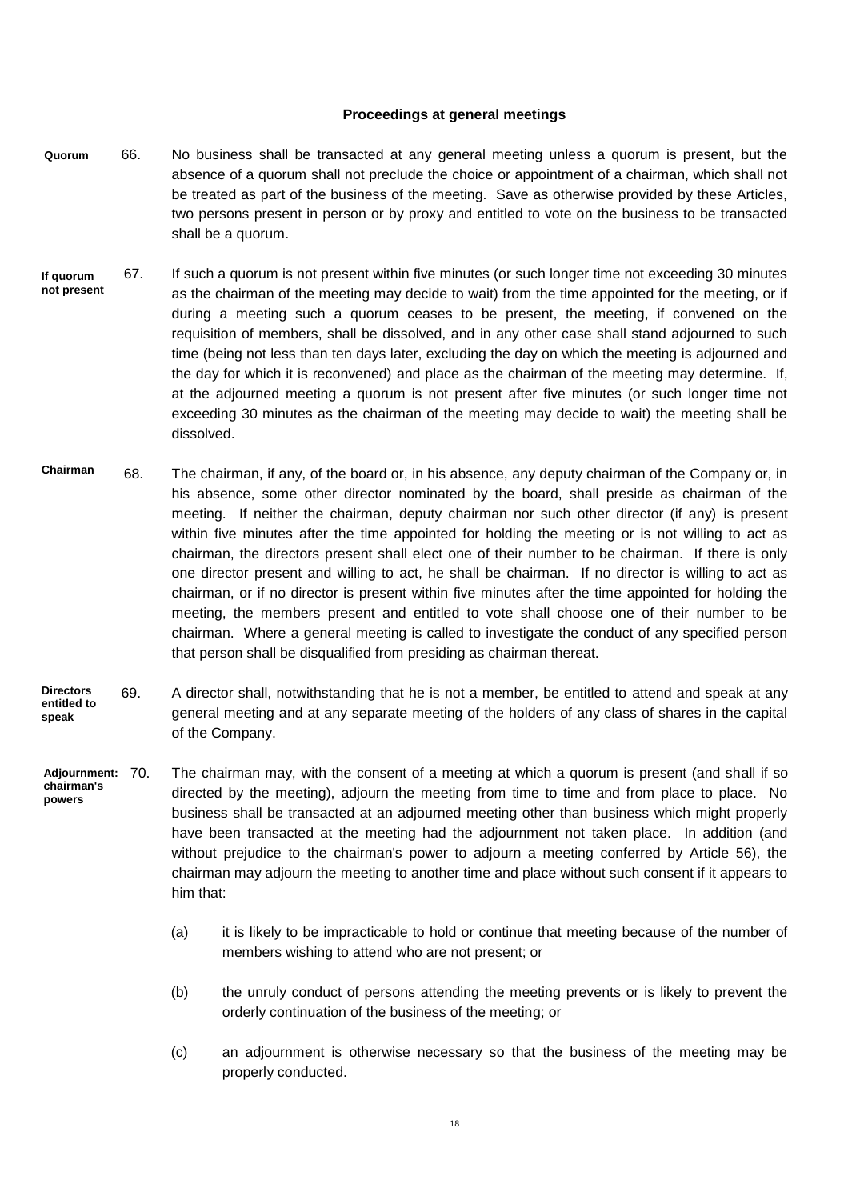## Proceedings at general meetings

**Quorum**

66. No business shall be transacted at any general meeting unless a quorum is present, but the absence of a quorum shall not preclude the choice or appointment of a chairman, which shall not be treated as part of the business of the meeting. Save as otherwise provided by these Articles, two persons present in person or by proxy and entitled to vote on the business to be transacted shall be a quorum.

**If quorum not present**

67. If such a quorum is not present within five minutes (or such longer time not exceeding 30 minutes as the chairman of the meeting may decide to wait) from the time appointed for the meeting, or if during a meeting such a quorum ceases to be present, the meeting, if convened on the requisition of members, shall be dissolved, and in any other case shall stand adjourned to such time (being not less than ten days later, excluding the day on which the meeting is adjourned and the day for which it is reconvened) and place as the chairman of the meeting may determine. If, at the adjourned meeting a quorum is not present after five minutes (or such longer time not exceeding 30 minutes as the chairman of the meeting may decide to wait) the meeting shall be dissolved.

**Chairman**

68. The chairman, if any, of the board or, in his absence, any deputy chairman of the Company or, in his absence, some other director nominated by the board, shall preside as chairman of the meeting. If neither the chairman, deputy chairman nor such other director (if any) is present within five minutes after the time appointed for holding the meeting or is not willing to act as chairman, the directors present shall elect one of their number to be chairman. If there is only one director present and willing to act, he shall be chairman. If no director is willing to act as chairman, or if no director is present within five minutes after the time appointed for holding the meeting, the members present and entitled to vote shall choose one of their number to be chairman. Where a general meeting is called to investigate the conduct of any specified person that person shall be disqualified from presiding as chairman thereat.

**Directors entitled to speak**

69. A director shall, notwithstanding that he is not a member, be entitled to attend and speak at any general meeting and at any separate meeting of the holders of any class of shares in the capital of the Company.

**Adjournment: chairman's powers**

70. The chairman may, with the consent of a meeting at which a quorum is present (and shall if so directed by the meeting), adjourn the meeting from time to time and from place to place. No business shall be transacted at an adjourned meeting other than business which might properly have been transacted at the meeting had the adjournment not taken place. In addition (and without prejudice to the chairman's power to adjourn a meeting conferred by Article 56), the chairman may adjourn the meeting to another time and place without such consent if it appears to him that:

(a) it is likely to be impracticable to hold or continue that meeting because of the number of members wishing to attend who are not present; or

(b) the unruly conduct of persons attending the meeting prevents or is likely to prevent the orderly continuation of the business of the meeting; or

(c) an adjournment is otherwise necessary so that the business of the meeting may be properly conducted.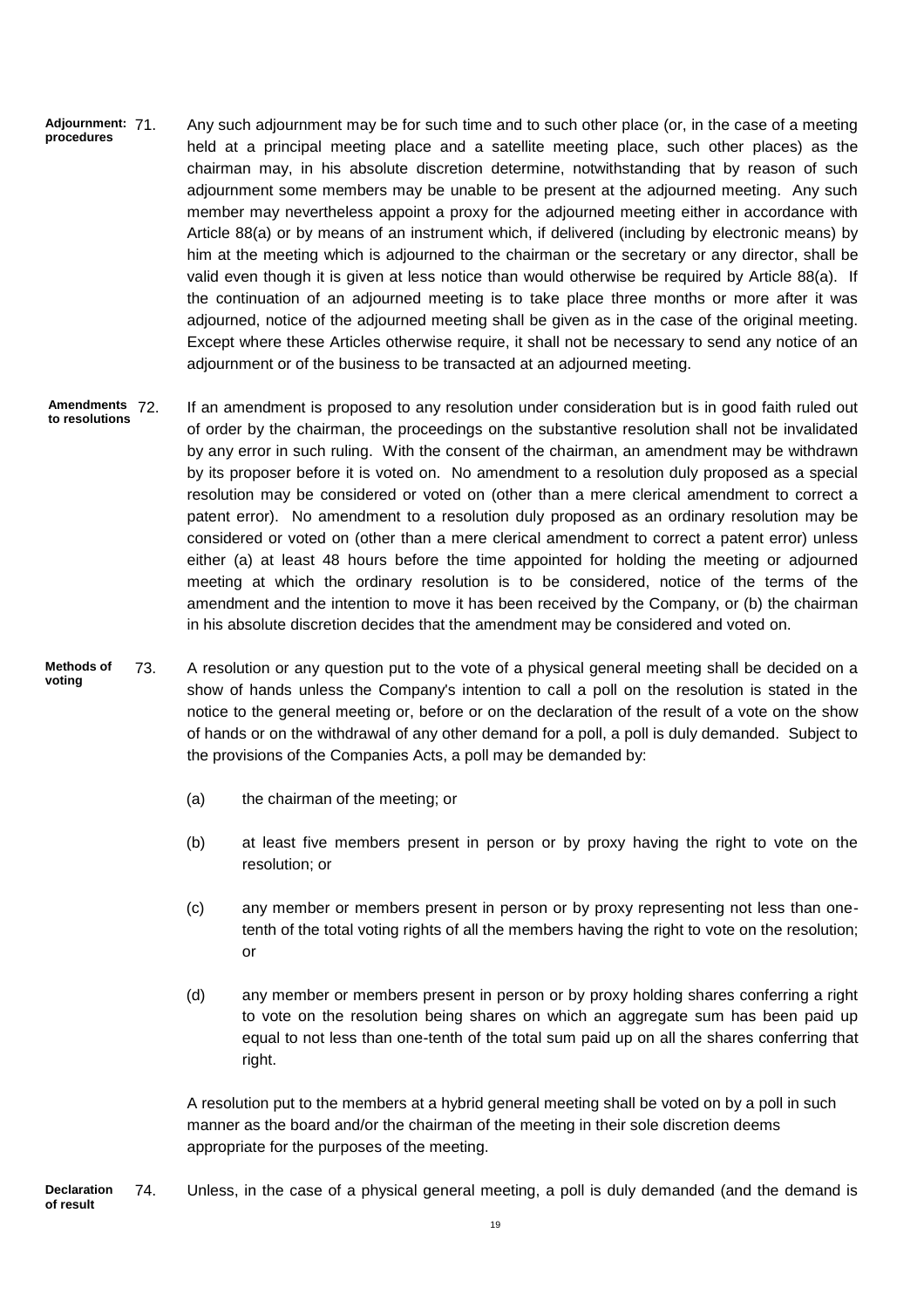**Adjournment: procedures** 71. Any such adjournment may be for such time and to such other place (or, in the case of a meeting held at a principal meeting place and a satellite meeting place, such other places) as the chairman may, in his absolute discretion determine, notwithstanding that by reason of such adjournment some members may be unable to be present at the adjourned meeting. Any such member may nevertheless appoint a proxy for the adjourned meeting either in accordance with Article 88(a) or by means of an instrument which, if delivered (including by electronic means) by him at the meeting which is adjourned to the chairman or the secretary or any director, shall be valid even though it is given at less notice than would otherwise be required by Article 88(a). If the continuation of an adjourned meeting is to take place three months or more after it was adjourned, notice of the adjourned meeting shall be given as in the case of the original meeting. Except where these Articles otherwise require, it shall not be necessary to send any notice of an adjournment or of the business to be transacted at an adjourned meeting.

**Amendments to resolutions** 72. If an amendment is proposed to any resolution under consideration but is in good faith ruled out of order by the chairman, the proceedings on the substantive resolution shall not be invalidated by any error in such ruling. With the consent of the chairman, an amendment may be withdrawn by its proposer before it is voted on. No amendment to a resolution duly proposed as a special resolution may be considered or voted on (other than a mere clerical amendment to correct a patent error). No amendment to a resolution duly proposed as an ordinary resolution may be considered or voted on (other than a mere clerical amendment to correct a patent error) unless either (a) at least 48 hours before the time appointed for holding the meeting or adjourned meeting at which the ordinary resolution is to be considered, notice of the terms of the amendment and the intention to move it has been received by the Company, or (b) the chairman in his absolute discretion decides that the amendment may be considered and voted on.

**Methods of voting** 73. A resolution or any question put to the vote of a physical general meeting shall be decided on a show of hands unless the Company's intention to call a poll on the resolution is stated in the notice to the general meeting or, before or on the declaration of the result of a vote on the show of hands or on the withdrawal of any other demand for a poll, a poll is duly demanded. Subject to the provisions of the Companies Acts, a poll may be demanded by:

(a) the chairman of the meeting; or

(b) at least five members present in person or by proxy having the right to vote on the resolution; or

(c) any member or members present in person or by proxy representing not less than one-tenth of the total voting rights of all the members having the right to vote on the resolution; or

(d) any member or members present in person or by proxy holding shares conferring a right to vote on the resolution being shares on which an aggregate sum has been paid up equal to not less than one-tenth of the total sum paid up on all the shares conferring that right.

A resolution put to the members at a hybrid general meeting shall be voted on by a poll in such manner as the board and/or the chairman of the meeting in their sole discretion deems appropriate for the purposes of the meeting.

**Declaration of result** 74. Unless, in the case of a physical general meeting, a poll is duly demanded (and the demand is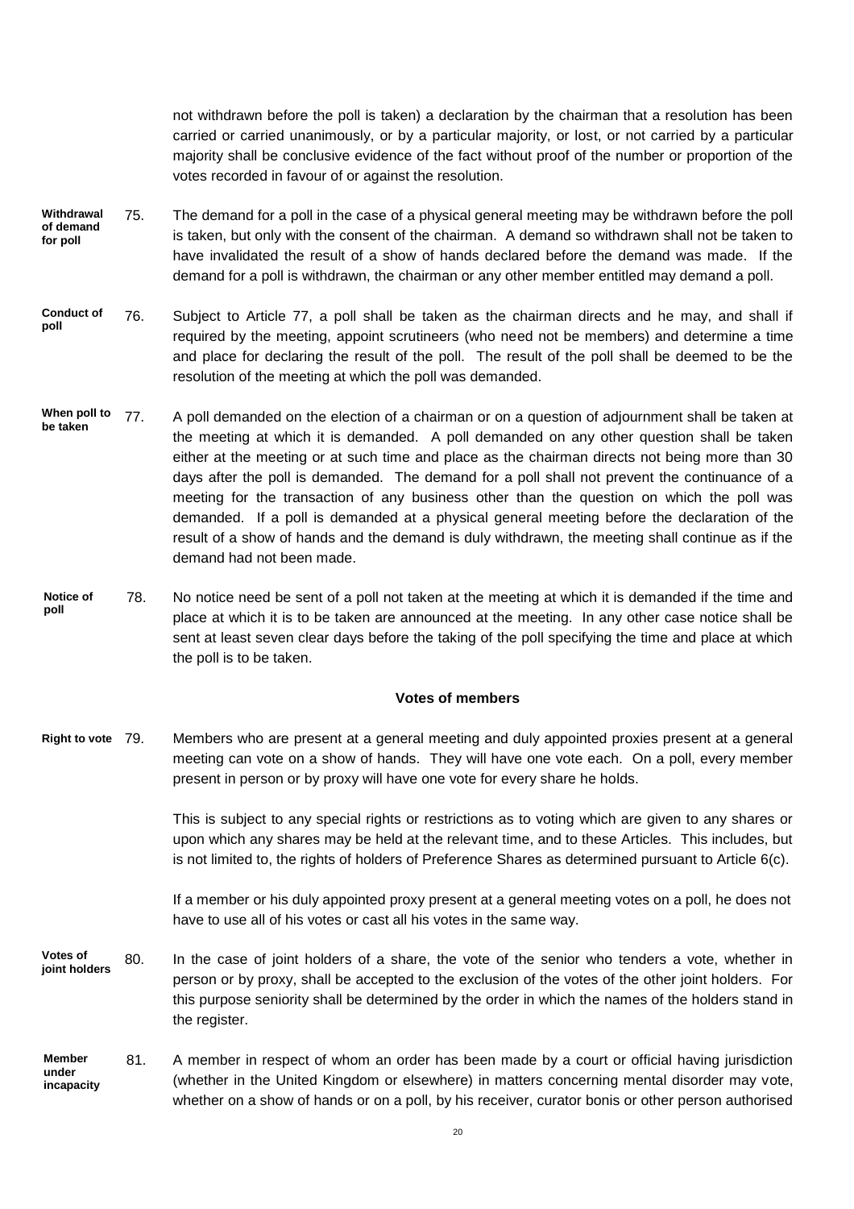not withdrawn before the poll is taken) a declaration by the chairman that a resolution has been carried or carried unanimously, or by a particular majority, or lost, or not carried by a particular majority shall be conclusive evidence of the fact without proof of the number or proportion of the votes recorded in favour of or against the resolution.

**Withdrawal of demand for poll**

75. The demand for a poll in the case of a physical general meeting may be withdrawn before the poll is taken, but only with the consent of the chairman. A demand so withdrawn shall not be taken to have invalidated the result of a show of hands declared before the demand was made. If the demand for a poll is withdrawn, the chairman or any other member entitled may demand a poll.

**Conduct of poll**

76. Subject to Article 77, a poll shall be taken as the chairman directs and he may, and shall if required by the meeting, appoint scrutineers (who need not be members) and determine a time and place for declaring the result of the poll. The result of the poll shall be deemed to be the resolution of the meeting at which the poll was demanded.

**When poll to be taken**

77. A poll demanded on the election of a chairman or on a question of adjournment shall be taken at the meeting at which it is demanded. A poll demanded on any other question shall be taken either at the meeting or at such time and place as the chairman directs not being more than 30 days after the poll is demanded. The demand for a poll shall not prevent the continuance of a meeting for the transaction of any business other than the question on which the poll was demanded. If a poll is demanded at a physical general meeting before the declaration of the result of a show of hands and the demand is duly withdrawn, the meeting shall continue as if the demand had not been made.

**Notice of poll**

78. No notice need be sent of a poll not taken at the meeting at which it is demanded if the time and place at which it is to be taken are announced at the meeting. In any other case notice shall be sent at least seven clear days before the taking of the poll specifying the time and place at which the poll is to be taken.

## Votes of members

**Right to vote**

79. Members who are present at a general meeting and duly appointed proxies present at a general meeting can vote on a show of hands. They will have one vote each. On a poll, every member present in person or by proxy will have one vote for every share he holds.

This is subject to any special rights or restrictions as to voting which are given to any shares or upon which any shares may be held at the relevant time, and to these Articles. This includes, but is not limited to, the rights of holders of Preference Shares as determined pursuant to Article 6(c).

If a member or his duly appointed proxy present at a general meeting votes on a poll, he does not have to use all of his votes or cast all his votes in the same way.

**Votes of joint holders**

80. In the case of joint holders of a share, the vote of the senior who tenders a vote, whether in person or by proxy, shall be accepted to the exclusion of the votes of the other joint holders. For this purpose seniority shall be determined by the order in which the names of the holders stand in the register.

**Member under incapacity**

81. A member in respect of whom an order has been made by a court or official having jurisdiction (whether in the United Kingdom or elsewhere) in matters concerning mental disorder may vote, whether on a show of hands or on a poll, by his receiver, curator bonis or other person authorised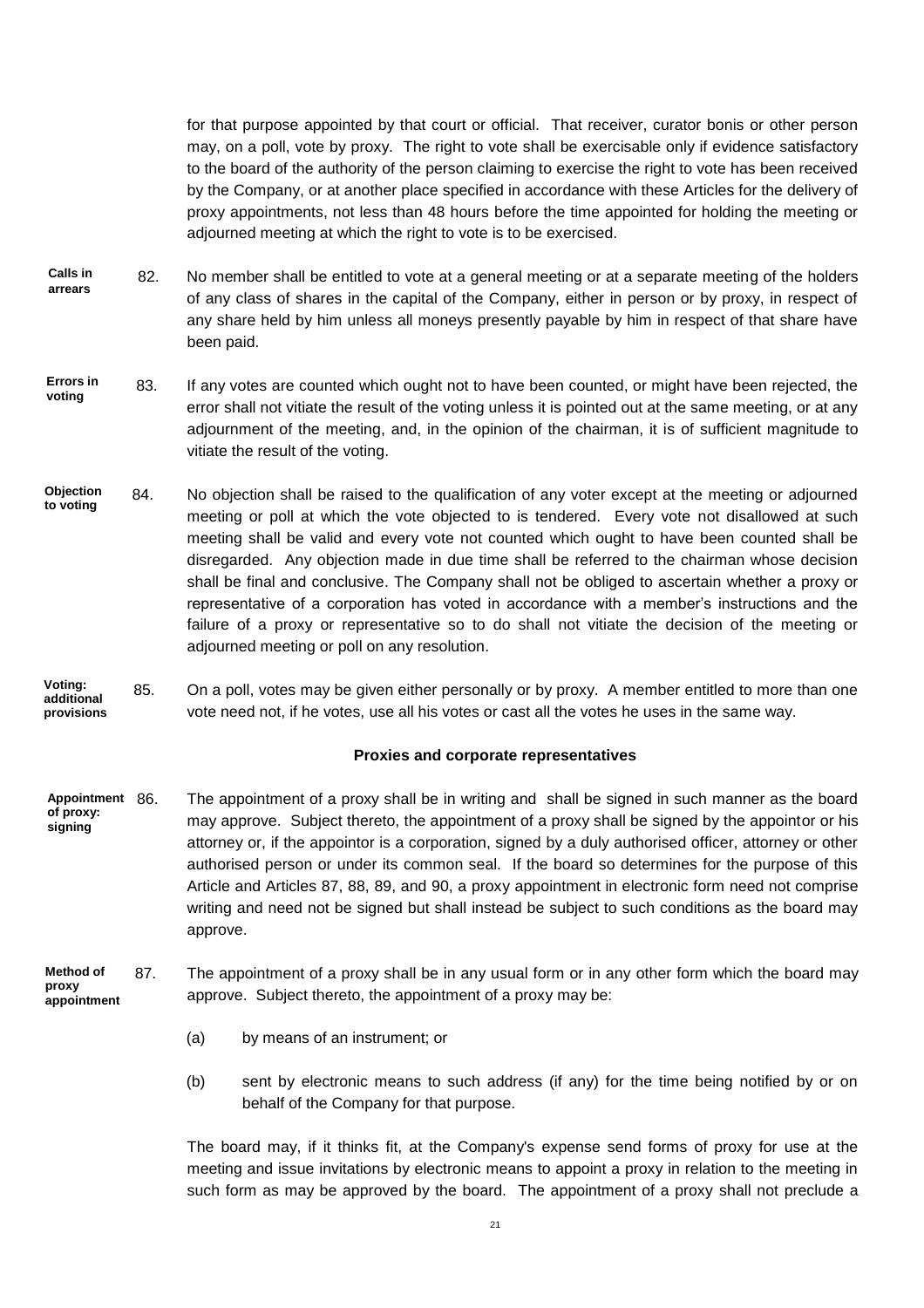for that purpose appointed by that court or official. That receiver, curator bonis or other person may, on a poll, vote by proxy. The right to vote shall be exercisable only if evidence satisfactory to the board of the authority of the person claiming to exercise the right to vote has been received by the Company, or at another place specified in accordance with these Articles for the delivery of proxy appointments, not less than 48 hours before the time appointed for holding the meeting or adjourned meeting at which the right to vote is to be exercised.

**Calls in arrears**

82. No member shall be entitled to vote at a general meeting or at a separate meeting of the holders of any class of shares in the capital of the Company, either in person or by proxy, in respect of any share held by him unless all moneys presently payable by him in respect of that share have been paid.

**Errors in voting**

83. If any votes are counted which ought not to have been counted, or might have been rejected, the error shall not vitiate the result of the voting unless it is pointed out at the same meeting, or at any adjournment of the meeting, and, in the opinion of the chairman, it is of sufficient magnitude to vitiate the result of the voting.

**Objection to voting**

84. No objection shall be raised to the qualification of any voter except at the meeting or adjourned meeting or poll at which the vote objected to is tendered. Every vote not disallowed at such meeting shall be valid and every vote not counted which ought to have been counted shall be disregarded. Any objection made in due time shall be referred to the chairman whose decision shall be final and conclusive. The Company shall not be obliged to ascertain whether a proxy or representative of a corporation has voted in accordance with a member's instructions and the failure of a proxy or representative so to do shall not vitiate the decision of the meeting or adjourned meeting or poll on any resolution.

**Voting: additional provisions**

85. On a poll, votes may be given either personally or by proxy. A member entitled to more than one vote need not, if he votes, use all his votes or cast all the votes he uses in the same way.

## Proxies and corporate representatives

**Appointment of proxy: signing**

86. The appointment of a proxy shall be in writing and shall be signed in such manner as the board may approve. Subject thereto, the appointment of a proxy shall be signed by the appointor or his attorney or, if the appointor is a corporation, signed by a duly authorised officer, attorney or other authorised person or under its common seal. If the board so determines for the purpose of this Article and Articles 87, 88, 89, and 90, a proxy appointment in electronic form need not comprise writing and need not be signed but shall instead be subject to such conditions as the board may approve.

**Method of proxy appointment**

87. The appointment of a proxy shall be in any usual form or in any other form which the board may approve. Subject thereto, the appointment of a proxy may be:

(a) by means of an instrument; or

(b) sent by electronic means to such address (if any) for the time being notified by or on behalf of the Company for that purpose.

The board may, if it thinks fit, at the Company's expense send forms of proxy for use at the meeting and issue invitations by electronic means to appoint a proxy in relation to the meeting in such form as may be approved by the board. The appointment of a proxy shall not preclude a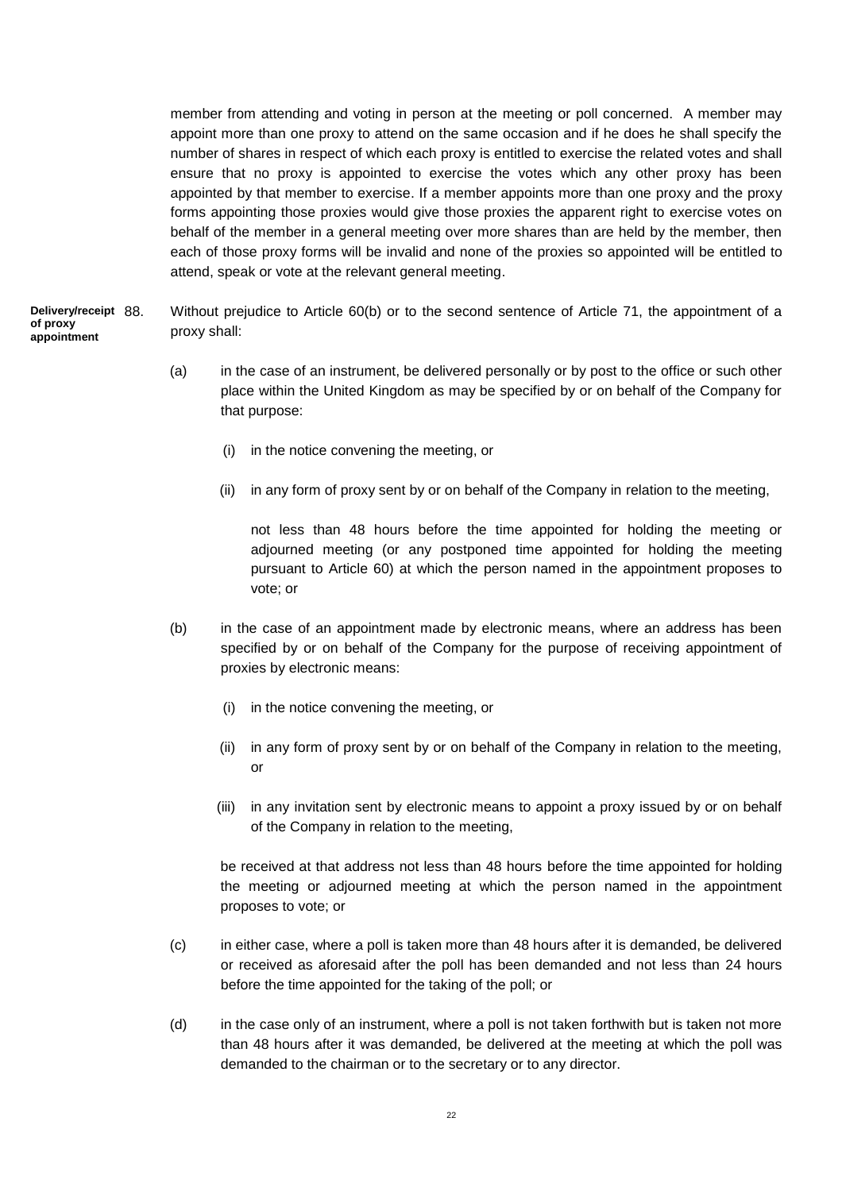member from attending and voting in person at the meeting or poll concerned. A member may appoint more than one proxy to attend on the same occasion and if he does he shall specify the number of shares in respect of which each proxy is entitled to exercise the related votes and shall ensure that no proxy is appointed to exercise the votes which any other proxy has been appointed by that member to exercise. If a member appoints more than one proxy and the proxy forms appointing those proxies would give those proxies the apparent right to exercise votes on behalf of the member in a general meeting over more shares than are held by the member, then each of those proxy forms will be invalid and none of the proxies so appointed will be entitled to attend, speak or vote at the relevant general meeting.

**Delivery/receipt of proxy appointment**

88. Without prejudice to Article 60(b) or to the second sentence of Article 71, the appointment of a proxy shall:

(a) in the case of an instrument, be delivered personally or by post to the office or such other place within the United Kingdom as may be specified by or on behalf of the Company for that purpose:

   (i) in the notice convening the meeting, or

   (ii) in any form of proxy sent by or on behalf of the Company in relation to the meeting,

   not less than 48 hours before the time appointed for holding the meeting or adjourned meeting (or any postponed time appointed for holding the meeting pursuant to Article 60) at which the person named in the appointment proposes to vote; or

(b) in the case of an appointment made by electronic means, where an address has been specified by or on behalf of the Company for the purpose of receiving appointment of proxies by electronic means:

   (i) in the notice convening the meeting, or

   (ii) in any form of proxy sent by or on behalf of the Company in relation to the meeting, or

   (iii) in any invitation sent by electronic means to appoint a proxy issued by or on behalf of the Company in relation to the meeting,

   be received at that address not less than 48 hours before the time appointed for holding the meeting or adjourned meeting at which the person named in the appointment proposes to vote; or

(c) in either case, where a poll is taken more than 48 hours after it is demanded, be delivered or received as aforesaid after the poll has been demanded and not less than 24 hours before the time appointed for the taking of the poll; or

(d) in the case only of an instrument, where a poll is not taken forthwith but is taken not more than 48 hours after it was demanded, be delivered at the meeting at which the poll was demanded to the chairman or to the secretary or to any director.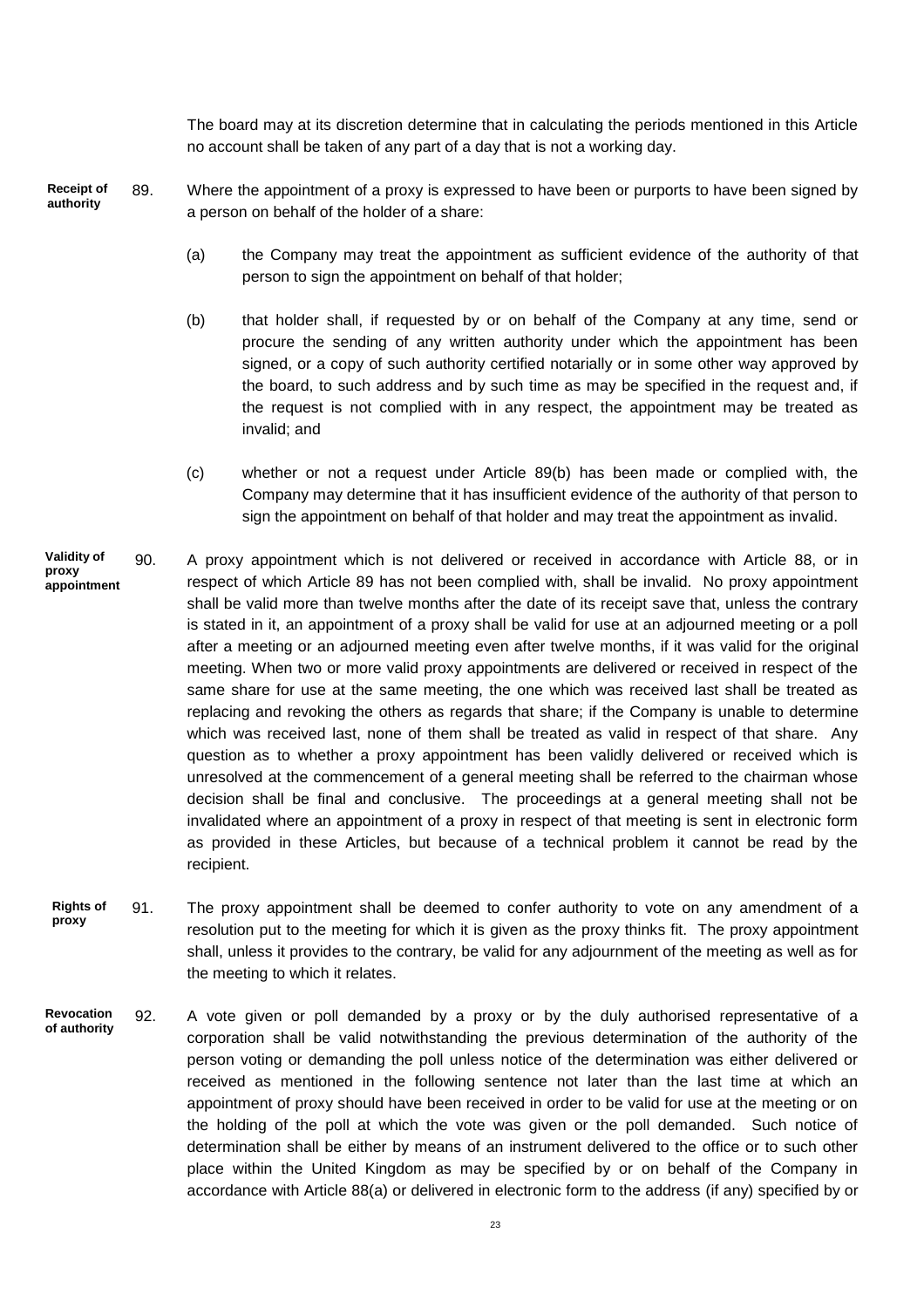The board may at its discretion determine that in calculating the periods mentioned in this Article no account shall be taken of any part of a day that is not a working day.

**Receipt of authority**

89. Where the appointment of a proxy is expressed to have been or purports to have been signed by a person on behalf of the holder of a share:

    (a) the Company may treat the appointment as sufficient evidence of the authority of that person to sign the appointment on behalf of that holder;

    (b) that holder shall, if requested by or on behalf of the Company at any time, send or procure the sending of any written authority under which the appointment has been signed, or a copy of such authority certified notarially or in some other way approved by the board, to such address and by such time as may be specified in the request and, if the request is not complied with in any respect, the appointment may be treated as invalid; and

    (c) whether or not a request under Article 89(b) has been made or complied with, the Company may determine that it has insufficient evidence of the authority of that person to sign the appointment on behalf of that holder and may treat the appointment as invalid.

**Validity of proxy appointment**

90. A proxy appointment which is not delivered or received in accordance with Article 88, or in respect of which Article 89 has not been complied with, shall be invalid. No proxy appointment shall be valid more than twelve months after the date of its receipt save that, unless the contrary is stated in it, an appointment of a proxy shall be valid for use at an adjourned meeting or a poll after a meeting or an adjourned meeting even after twelve months, if it was valid for the original meeting. When two or more valid proxy appointments are delivered or received in respect of the same share for use at the same meeting, the one which was received last shall be treated as replacing and revoking the others as regards that share; if the Company is unable to determine which was received last, none of them shall be treated as valid in respect of that share. Any question as to whether a proxy appointment has been validly delivered or received which is unresolved at the commencement of a general meeting shall be referred to the chairman whose decision shall be final and conclusive. The proceedings at a general meeting shall not be invalidated where an appointment of a proxy in respect of that meeting is sent in electronic form as provided in these Articles, but because of a technical problem it cannot be read by the recipient.

**Rights of proxy**

91. The proxy appointment shall be deemed to confer authority to vote on any amendment of a resolution put to the meeting for which it is given as the proxy thinks fit. The proxy appointment shall, unless it provides to the contrary, be valid for any adjournment of the meeting as well as for the meeting to which it relates.

**Revocation of authority**

92. A vote given or poll demanded by a proxy or by the duly authorised representative of a corporation shall be valid notwithstanding the previous determination of the authority of the person voting or demanding the poll unless notice of the determination was either delivered or received as mentioned in the following sentence not later than the last time at which an appointment of proxy should have been received in order to be valid for use at the meeting or on the holding of the poll at which the vote was given or the poll demanded. Such notice of determination shall be either by means of an instrument delivered to the office or to such other place within the United Kingdom as may be specified by or on behalf of the Company in accordance with Article 88(a) or delivered in electronic form to the address (if any) specified by or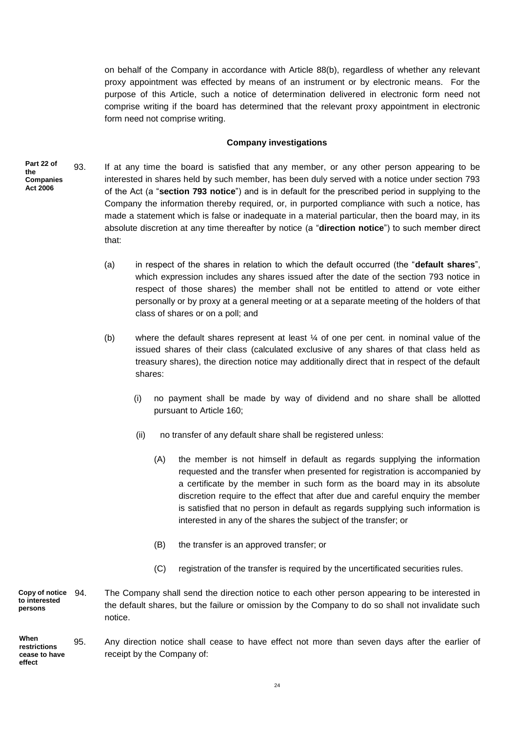on behalf of the Company in accordance with Article 88(b), regardless of whether any relevant proxy appointment was effected by means of an instrument or by electronic means. For the purpose of this Article, such a notice of determination delivered in electronic form need not comprise writing if the board has determined that the relevant proxy appointment in electronic form need not comprise writing.

**Company investigations**

**Part 22 of the Companies Act 2006**

93. If at any time the board is satisfied that any member, or any other person appearing to be interested in shares held by such member, has been duly served with a notice under section 793 of the Act (a "**section 793 notice**") and is in default for the prescribed period in supplying to the Company the information thereby required, or, in purported compliance with such a notice, has made a statement which is false or inadequate in a material particular, then the board may, in its absolute discretion at any time thereafter by notice (a "**direction notice**") to such member direct that:

   (a) in respect of the shares in relation to which the default occurred (the "**default shares**", which expression includes any shares issued after the date of the section 793 notice in respect of those shares) the member shall not be entitled to attend or vote either personally or by proxy at a general meeting or at a separate meeting of the holders of that class of shares or on a poll; and

   (b) where the default shares represent at least ¼ of one per cent. in nominal value of the issued shares of their class (calculated exclusive of any shares of that class held as treasury shares), the direction notice may additionally direct that in respect of the default shares:

      (i) no payment shall be made by way of dividend and no share shall be allotted pursuant to Article 160;

      (ii) no transfer of any default share shall be registered unless:

         (A) the member is not himself in default as regards supplying the information requested and the transfer when presented for registration is accompanied by a certificate by the member in such form as the board may in its absolute discretion require to the effect that after due and careful enquiry the member is satisfied that no person in default as regards supplying such information is interested in any of the shares the subject of the transfer; or

         (B) the transfer is an approved transfer; or

         (C) registration of the transfer is required by the uncertificated securities rules.

**Copy of notice to interested persons**

94. The Company shall send the direction notice to each other person appearing to be interested in the default shares, but the failure or omission by the Company to do so shall not invalidate such notice.

**When restrictions cease to have effect**

95. Any direction notice shall cease to have effect not more than seven days after the earlier of receipt by the Company of: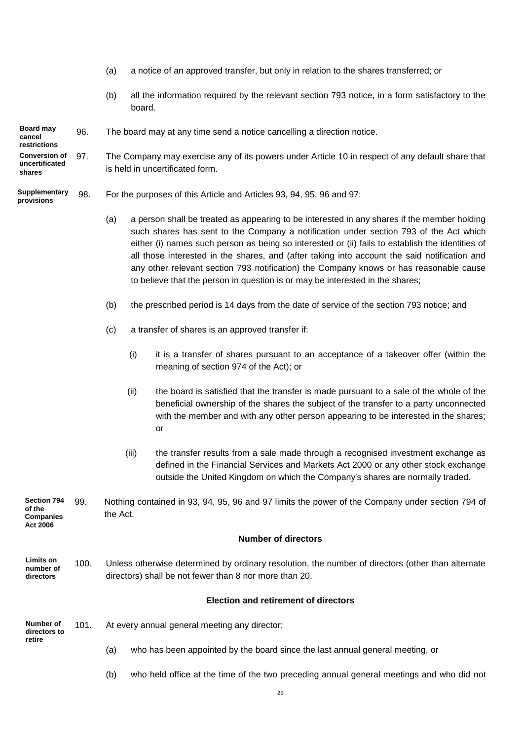(a) a notice of an approved transfer, but only in relation to the shares transferred; or

(b) all the information required by the relevant section 793 notice, in a form satisfactory to the board.

**Board may cancel restrictions**

96. The board may at any time send a notice cancelling a direction notice.

**Conversion of uncertificated shares**

97. The Company may exercise any of its powers under Article 10 in respect of any default share that is held in uncertificated form.

**Supplementary provisions**

98. For the purposes of this Article and Articles 93, 94, 95, 96 and 97:

(a) a person shall be treated as appearing to be interested in any shares if the member holding such shares has sent to the Company a notification under section 793 of the Act which either (i) names such person as being so interested or (ii) fails to establish the identities of all those interested in the shares, and (after taking into account the said notification and any other relevant section 793 notification) the Company knows or has reasonable cause to believe that the person in question is or may be interested in the shares;

(b) the prescribed period is 14 days from the date of service of the section 793 notice; and

(c) a transfer of shares is an approved transfer if:

(i) it is a transfer of shares pursuant to an acceptance of a takeover offer (within the meaning of section 974 of the Act); or

(ii) the board is satisfied that the transfer is made pursuant to a sale of the whole of the beneficial ownership of the shares the subject of the transfer to a party unconnected with the member and with any other person appearing to be interested in the shares; or

(iii) the transfer results from a sale made through a recognised investment exchange as defined in the Financial Services and Markets Act 2000 or any other stock exchange outside the United Kingdom on which the Company's shares are normally traded.

**Section 794 of the Companies Act 2006**

99. Nothing contained in 93, 94, 95, 96 and 97 limits the power of the Company under section 794 of the Act.

### Number of directors

**Limits on number of directors**

100. Unless otherwise determined by ordinary resolution, the number of directors (other than alternate directors) shall be not fewer than 8 nor more than 20.

### Election and retirement of directors

**Number of directors to retire**

101. At every annual general meeting any director:

(a) who has been appointed by the board since the last annual general meeting, or

(b) who held office at the time of the two preceding annual general meetings and who did not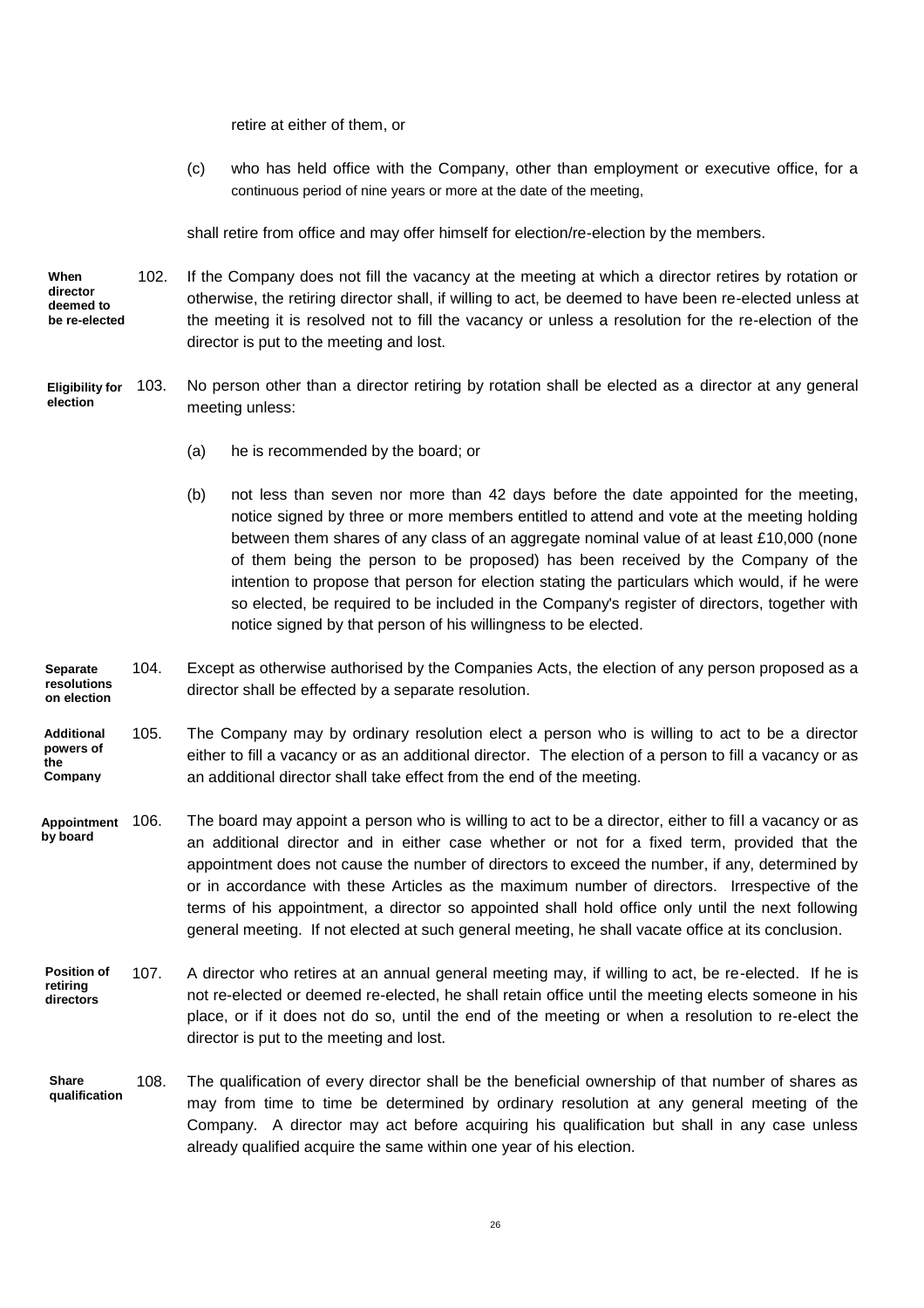retire at either of them, or

(c) who has held office with the Company, other than employment or executive office, for a continuous period of nine years or more at the date of the meeting,

shall retire from office and may offer himself for election/re-election by the members.

**When director deemed to be re-elected**

102. If the Company does not fill the vacancy at the meeting at which a director retires by rotation or otherwise, the retiring director shall, if willing to act, be deemed to have been re-elected unless at the meeting it is resolved not to fill the vacancy or unless a resolution for the re-election of the director is put to the meeting and lost.

**Eligibility for election**

103. No person other than a director retiring by rotation shall be elected as a director at any general meeting unless:

(a) he is recommended by the board; or

(b) not less than seven nor more than 42 days before the date appointed for the meeting, notice signed by three or more members entitled to attend and vote at the meeting holding between them shares of any class of an aggregate nominal value of at least £10,000 (none of them being the person to be proposed) has been received by the Company of the intention to propose that person for election stating the particulars which would, if he were so elected, be required to be included in the Company's register of directors, together with notice signed by that person of his willingness to be elected.

**Separate resolutions on election**

104. Except as otherwise authorised by the Companies Acts, the election of any person proposed as a director shall be effected by a separate resolution.

**Additional powers of the Company**

105. The Company may by ordinary resolution elect a person who is willing to act to be a director either to fill a vacancy or as an additional director. The election of a person to fill a vacancy or as an additional director shall take effect from the end of the meeting.

**Appointment by board**

106. The board may appoint a person who is willing to act to be a director, either to fill a vacancy or as an additional director and in either case whether or not for a fixed term, provided that the appointment does not cause the number of directors to exceed the number, if any, determined by or in accordance with these Articles as the maximum number of directors. Irrespective of the terms of his appointment, a director so appointed shall hold office only until the next following general meeting. If not elected at such general meeting, he shall vacate office at its conclusion.

**Position of retiring directors**

107. A director who retires at an annual general meeting may, if willing to act, be re-elected. If he is not re-elected or deemed re-elected, he shall retain office until the meeting elects someone in his place, or if it does not do so, until the end of the meeting or when a resolution to re-elect the director is put to the meeting and lost.

**Share qualification**

108. The qualification of every director shall be the beneficial ownership of that number of shares as may from time to time be determined by ordinary resolution at any general meeting of the Company. A director may act before acquiring his qualification but shall in any case unless already qualified acquire the same within one year of his election.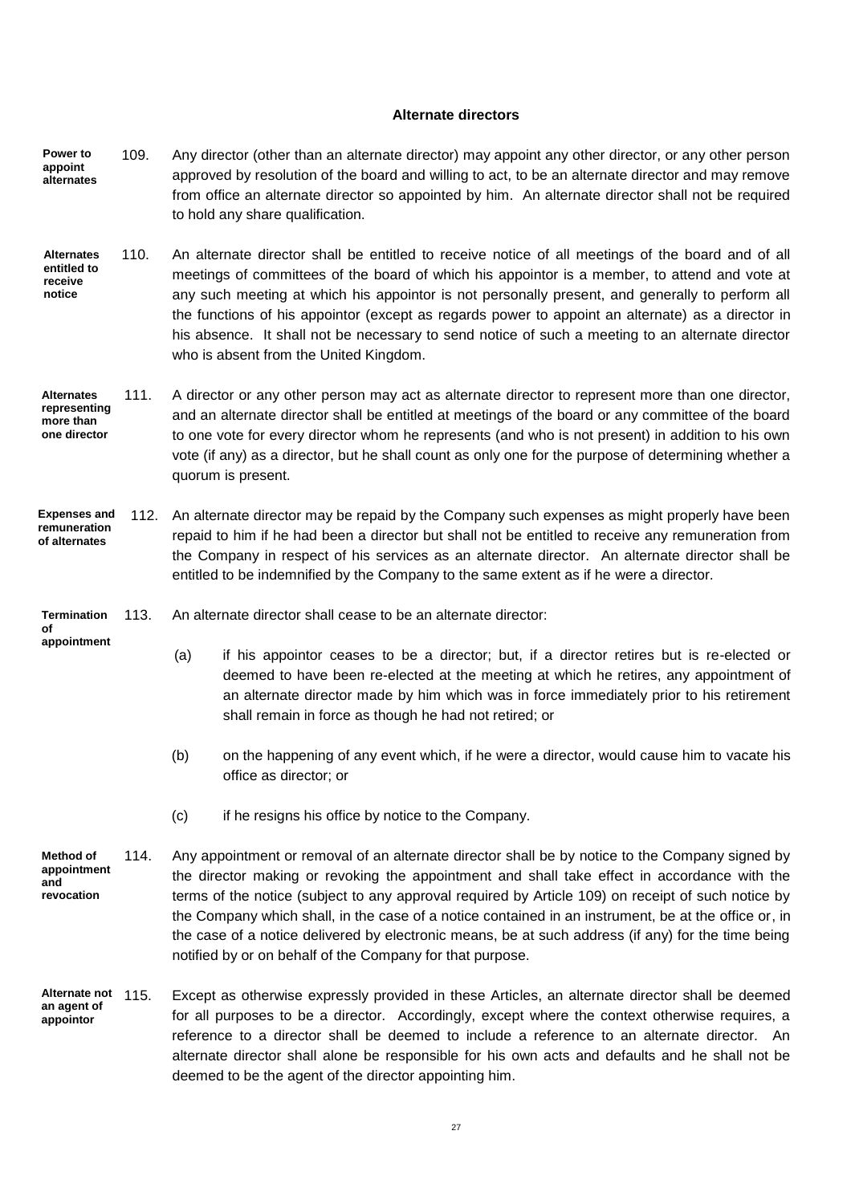## Alternate directors

**Power to appoint alternates**

109. Any director (other than an alternate director) may appoint any other director, or any other person approved by resolution of the board and willing to act, to be an alternate director and may remove from office an alternate director so appointed by him. An alternate director shall not be required to hold any share qualification.

**Alternates entitled to receive notice**

110. An alternate director shall be entitled to receive notice of all meetings of the board and of all meetings of committees of the board of which his appointor is a member, to attend and vote at any such meeting at which his appointor is not personally present, and generally to perform all the functions of his appointor (except as regards power to appoint an alternate) as a director in his absence. It shall not be necessary to send notice of such a meeting to an alternate director who is absent from the United Kingdom.

**Alternates representing more than one director**

111. A director or any other person may act as alternate director to represent more than one director, and an alternate director shall be entitled at meetings of the board or any committee of the board to one vote for every director whom he represents (and who is not present) in addition to his own vote (if any) as a director, but he shall count as only one for the purpose of determining whether a quorum is present.

**Expenses and remuneration of alternates**

112. An alternate director may be repaid by the Company such expenses as might properly have been repaid to him if he had been a director but shall not be entitled to receive any remuneration from the Company in respect of his services as an alternate director. An alternate director shall be entitled to be indemnified by the Company to the same extent as if he were a director.

**Termination of appointment**

113. An alternate director shall cease to be an alternate director:

(a) if his appointor ceases to be a director; but, if a director retires but is re-elected or deemed to have been re-elected at the meeting at which he retires, any appointment of an alternate director made by him which was in force immediately prior to his retirement shall remain in force as though he had not retired; or

(b) on the happening of any event which, if he were a director, would cause him to vacate his office as director; or

(c) if he resigns his office by notice to the Company.

**Method of appointment and revocation**

114. Any appointment or removal of an alternate director shall be by notice to the Company signed by the director making or revoking the appointment and shall take effect in accordance with the terms of the notice (subject to any approval required by Article 109) on receipt of such notice by the Company which shall, in the case of a notice contained in an instrument, be at the office or, in the case of a notice delivered by electronic means, be at such address (if any) for the time being notified by or on behalf of the Company for that purpose.

**Alternate not an agent of appointor**

115. Except as otherwise expressly provided in these Articles, an alternate director shall be deemed for all purposes to be a director. Accordingly, except where the context otherwise requires, a reference to a director shall be deemed to include a reference to an alternate director. An alternate director shall alone be responsible for his own acts and defaults and he shall not be deemed to be the agent of the director appointing him.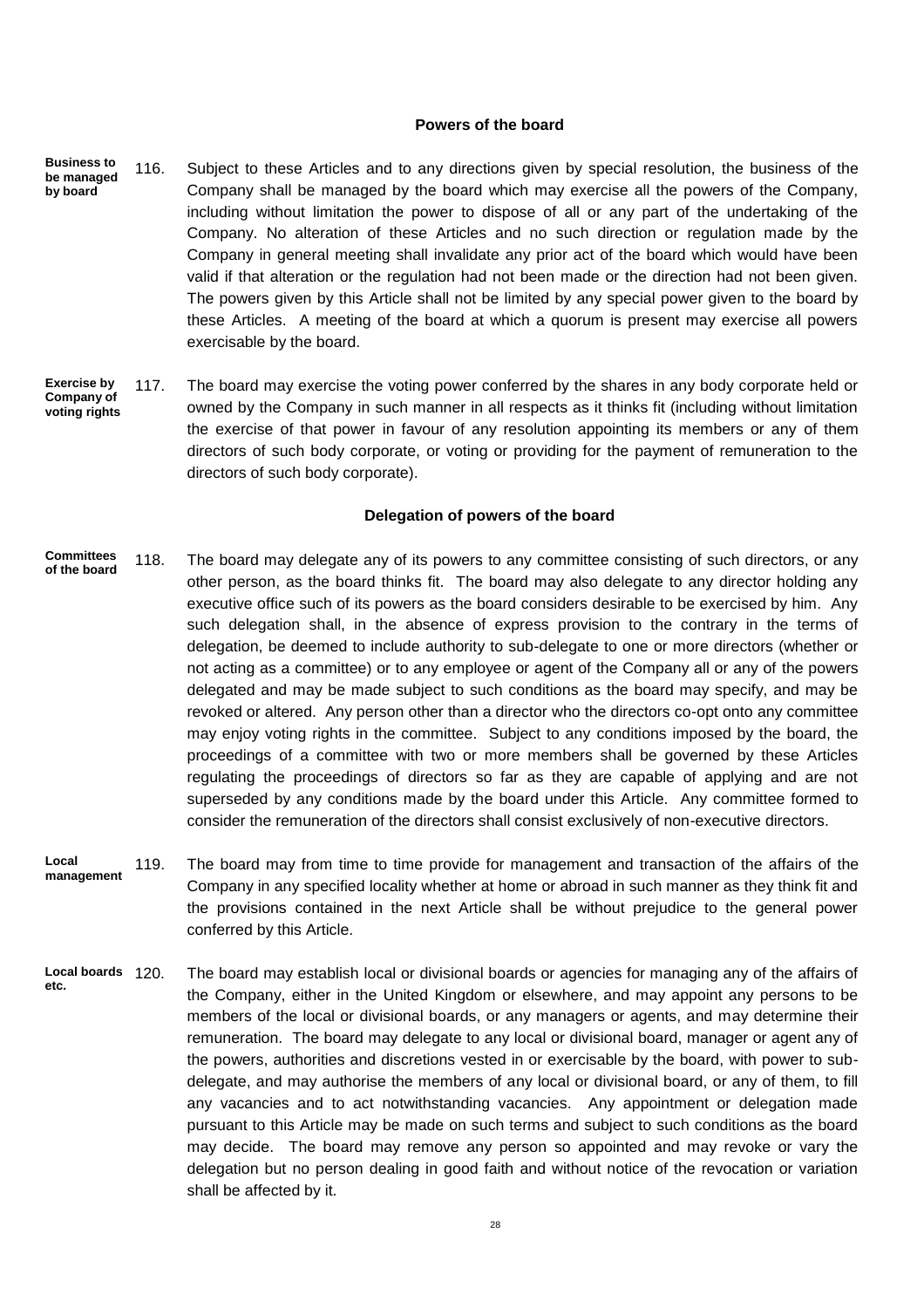## Powers of the board

**Business to be managed by board**

116. Subject to these Articles and to any directions given by special resolution, the business of the Company shall be managed by the board which may exercise all the powers of the Company, including without limitation the power to dispose of all or any part of the undertaking of the Company. No alteration of these Articles and no such direction or regulation made by the Company in general meeting shall invalidate any prior act of the board which would have been valid if that alteration or the regulation had not been made or the direction had not been given. The powers given by this Article shall not be limited by any special power given to the board by these Articles. A meeting of the board at which a quorum is present may exercise all powers exercisable by the board.

**Exercise by Company of voting rights**

117. The board may exercise the voting power conferred by the shares in any body corporate held or owned by the Company in such manner in all respects as it thinks fit (including without limitation the exercise of that power in favour of any resolution appointing its members or any of them directors of such body corporate, or voting or providing for the payment of remuneration to the directors of such body corporate).

## Delegation of powers of the board

**Committees of the board**

118. The board may delegate any of its powers to any committee consisting of such directors, or any other person, as the board thinks fit. The board may also delegate to any director holding any executive office such of its powers as the board considers desirable to be exercised by him. Any such delegation shall, in the absence of express provision to the contrary in the terms of delegation, be deemed to include authority to sub-delegate to one or more directors (whether or not acting as a committee) or to any employee or agent of the Company all or any of the powers delegated and may be made subject to such conditions as the board may specify, and may be revoked or altered. Any person other than a director who the directors co-opt onto any committee may enjoy voting rights in the committee. Subject to any conditions imposed by the board, the proceedings of a committee with two or more members shall be governed by these Articles regulating the proceedings of directors so far as they are capable of applying and are not superseded by any conditions made by the board under this Article. Any committee formed to consider the remuneration of the directors shall consist exclusively of non-executive directors.

**Local management**

119. The board may from time to time provide for management and transaction of the affairs of the Company in any specified locality whether at home or abroad in such manner as they think fit and the provisions contained in the next Article shall be without prejudice to the general power conferred by this Article.

**Local boards etc.**

120. The board may establish local or divisional boards or agencies for managing any of the affairs of the Company, either in the United Kingdom or elsewhere, and may appoint any persons to be members of the local or divisional boards, or any managers or agents, and may determine their remuneration. The board may delegate to any local or divisional board, manager or agent any of the powers, authorities and discretions vested in or exercisable by the board, with power to sub-delegate, and may authorise the members of any local or divisional board, or any of them, to fill any vacancies and to act notwithstanding vacancies. Any appointment or delegation made pursuant to this Article may be made on such terms and subject to such conditions as the board may decide. The board may remove any person so appointed and may revoke or vary the delegation but no person dealing in good faith and without notice of the revocation or variation shall be affected by it.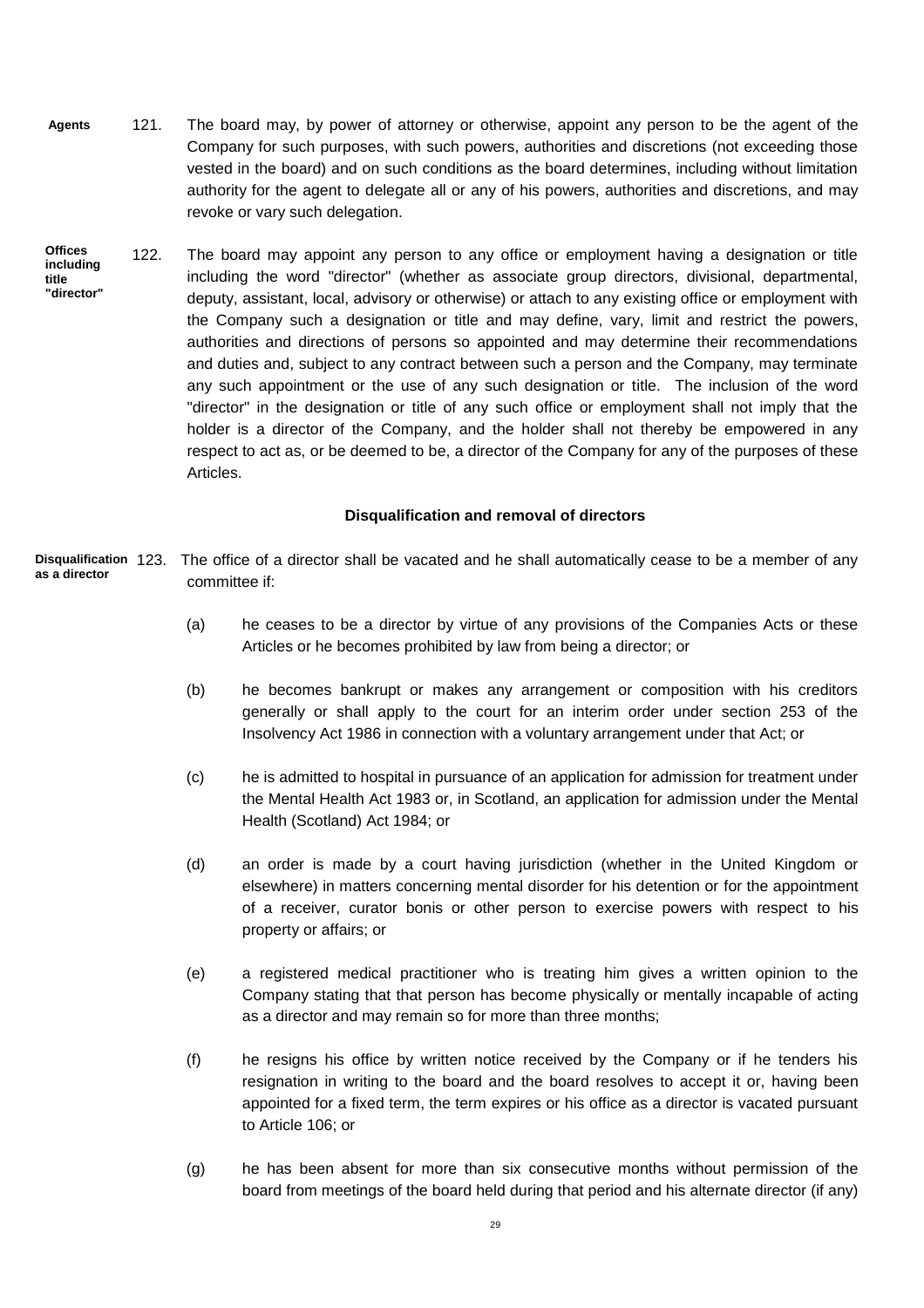**Agents** 121. The board may, by power of attorney or otherwise, appoint any person to be the agent of the Company for such purposes, with such powers, authorities and discretions (not exceeding those vested in the board) and on such conditions as the board determines, including without limitation authority for the agent to delegate all or any of his powers, authorities and discretions, and may revoke or vary such delegation.

**Offices including title "director"** 122. The board may appoint any person to any office or employment having a designation or title including the word "director" (whether as associate group directors, divisional, departmental, deputy, assistant, local, advisory or otherwise) or attach to any existing office or employment with the Company such a designation or title and may define, vary, limit and restrict the powers, authorities and directions of persons so appointed and may determine their recommendations and duties and, subject to any contract between such a person and the Company, may terminate any such appointment or the use of any such designation or title. The inclusion of the word "director" in the designation or title of any such office or employment shall not imply that the holder is a director of the Company, and the holder shall not thereby be empowered in any respect to act as, or be deemed to be, a director of the Company for any of the purposes of these Articles.

## Disqualification and removal of directors

**Disqualification as a director** 123. The office of a director shall be vacated and he shall automatically cease to be a member of any committee if:

(a) he ceases to be a director by virtue of any provisions of the Companies Acts or these Articles or he becomes prohibited by law from being a director; or

(b) he becomes bankrupt or makes any arrangement or composition with his creditors generally or shall apply to the court for an interim order under section 253 of the Insolvency Act 1986 in connection with a voluntary arrangement under that Act; or

(c) he is admitted to hospital in pursuance of an application for admission for treatment under the Mental Health Act 1983 or, in Scotland, an application for admission under the Mental Health (Scotland) Act 1984; or

(d) an order is made by a court having jurisdiction (whether in the United Kingdom or elsewhere) in matters concerning mental disorder for his detention or for the appointment of a receiver, curator bonis or other person to exercise powers with respect to his property or affairs; or

(e) a registered medical practitioner who is treating him gives a written opinion to the Company stating that that person has become physically or mentally incapable of acting as a director and may remain so for more than three months;

(f) he resigns his office by written notice received by the Company or if he tenders his resignation in writing to the board and the board resolves to accept it or, having been appointed for a fixed term, the term expires or his office as a director is vacated pursuant to Article 106; or

(g) he has been absent for more than six consecutive months without permission of the board from meetings of the board held during that period and his alternate director (if any)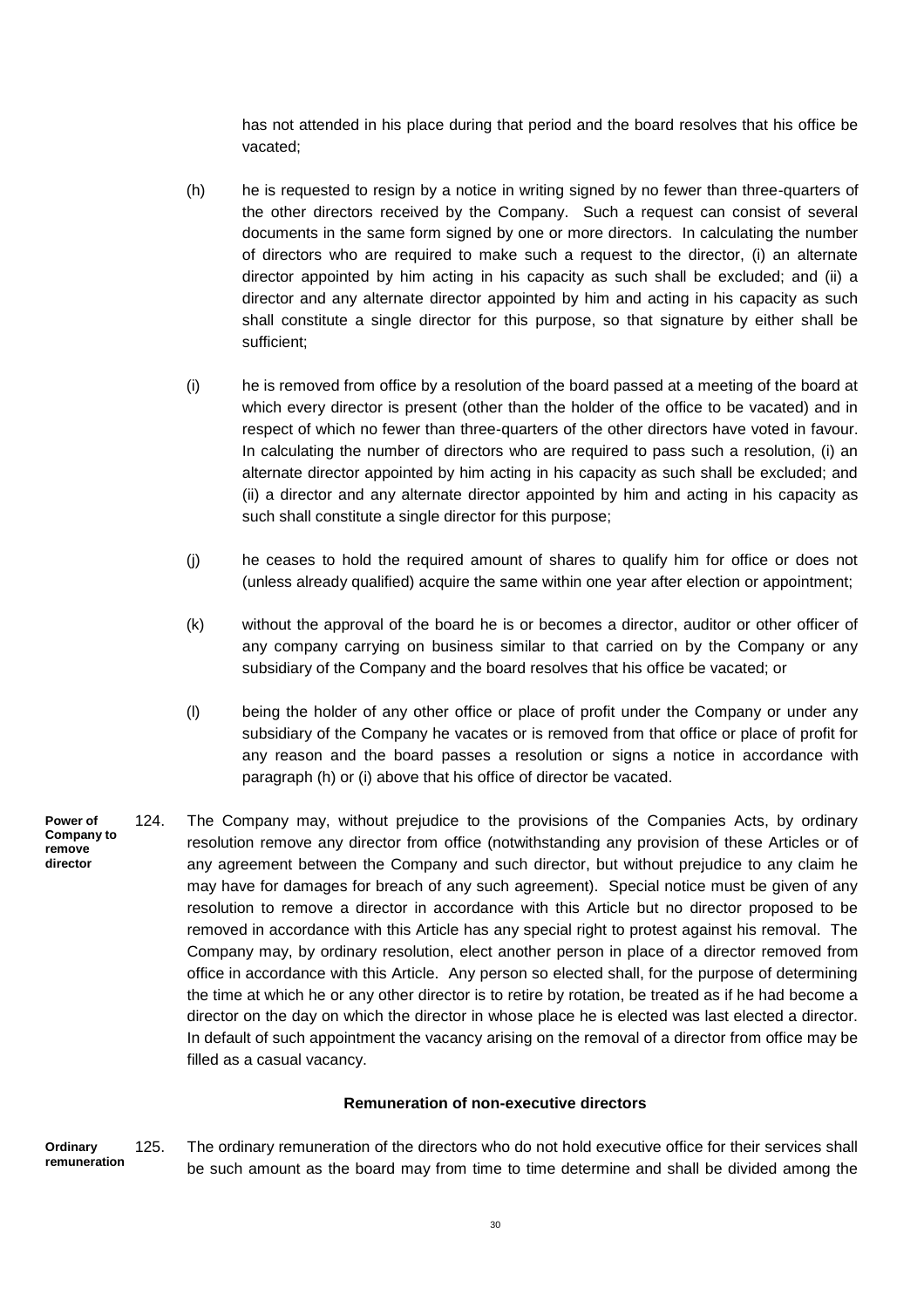has not attended in his place during that period and the board resolves that his office be vacated;

(h) he is requested to resign by a notice in writing signed by no fewer than three-quarters of the other directors received by the Company. Such a request can consist of several documents in the same form signed by one or more directors. In calculating the number of directors who are required to make such a request to the director, (i) an alternate director appointed by him acting in his capacity as such shall be excluded; and (ii) a director and any alternate director appointed by him and acting in his capacity as such shall constitute a single director for this purpose, so that signature by either shall be sufficient;

(i) he is removed from office by a resolution of the board passed at a meeting of the board at which every director is present (other than the holder of the office to be vacated) and in respect of which no fewer than three-quarters of the other directors have voted in favour. In calculating the number of directors who are required to pass such a resolution, (i) an alternate director appointed by him acting in his capacity as such shall be excluded; and (ii) a director and any alternate director appointed by him and acting in his capacity as such shall constitute a single director for this purpose;

(j) he ceases to hold the required amount of shares to qualify him for office or does not (unless already qualified) acquire the same within one year after election or appointment;

(k) without the approval of the board he is or becomes a director, auditor or other officer of any company carrying on business similar to that carried on by the Company or any subsidiary of the Company and the board resolves that his office be vacated; or

(l) being the holder of any other office or place of profit under the Company or under any subsidiary of the Company he vacates or is removed from that office or place of profit for any reason and the board passes a resolution or signs a notice in accordance with paragraph (h) or (i) above that his office of director be vacated.

**Power of Company to remove director**

124. The Company may, without prejudice to the provisions of the Companies Acts, by ordinary resolution remove any director from office (notwithstanding any provision of these Articles or of any agreement between the Company and such director, but without prejudice to any claim he may have for damages for breach of any such agreement). Special notice must be given of any resolution to remove a director in accordance with this Article but no director proposed to be removed in accordance with this Article has any special right to protest against his removal. The Company may, by ordinary resolution, elect another person in place of a director removed from office in accordance with this Article. Any person so elected shall, for the purpose of determining the time at which he or any other director is to retire by rotation, be treated as if he had become a director on the day on which the director in whose place he is elected was last elected a director. In default of such appointment the vacancy arising on the removal of a director from office may be filled as a casual vacancy.

## Remuneration of non-executive directors

**Ordinary remuneration**

125. The ordinary remuneration of the directors who do not hold executive office for their services shall be such amount as the board may from time to time determine and shall be divided among the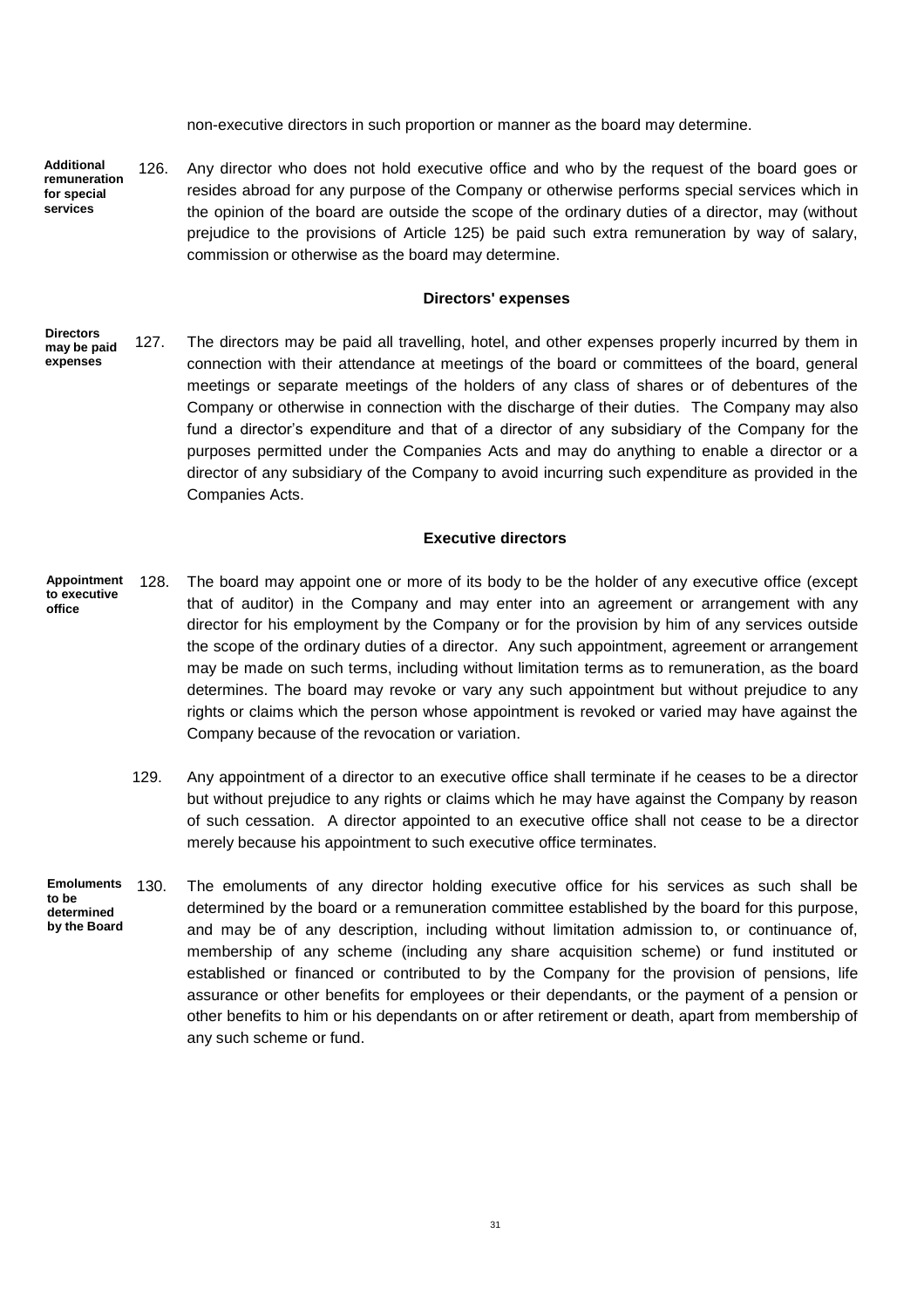non-executive directors in such proportion or manner as the board may determine.

**Additional remuneration for special services**

126. Any director who does not hold executive office and who by the request of the board goes or resides abroad for any purpose of the Company or otherwise performs special services which in the opinion of the board are outside the scope of the ordinary duties of a director, may (without prejudice to the provisions of Article 125) be paid such extra remuneration by way of salary, commission or otherwise as the board may determine.

## Directors' expenses

**Directors may be paid expenses**

127. The directors may be paid all travelling, hotel, and other expenses properly incurred by them in connection with their attendance at meetings of the board or committees of the board, general meetings or separate meetings of the holders of any class of shares or of debentures of the Company or otherwise in connection with the discharge of their duties. The Company may also fund a director's expenditure and that of a director of any subsidiary of the Company for the purposes permitted under the Companies Acts and may do anything to enable a director or a director of any subsidiary of the Company to avoid incurring such expenditure as provided in the Companies Acts.

## Executive directors

**Appointment to executive office**

128. The board may appoint one or more of its body to be the holder of any executive office (except that of auditor) in the Company and may enter into an agreement or arrangement with any director for his employment by the Company or for the provision by him of any services outside the scope of the ordinary duties of a director. Any such appointment, agreement or arrangement may be made on such terms, including without limitation terms as to remuneration, as the board determines. The board may revoke or vary any such appointment but without prejudice to any rights or claims which the person whose appointment is revoked or varied may have against the Company because of the revocation or variation.

129. Any appointment of a director to an executive office shall terminate if he ceases to be a director but without prejudice to any rights or claims which he may have against the Company by reason of such cessation. A director appointed to an executive office shall not cease to be a director merely because his appointment to such executive office terminates.

**Emoluments to be determined by the Board**

130. The emoluments of any director holding executive office for his services as such shall be determined by the board or a remuneration committee established by the board for this purpose, and may be of any description, including without limitation admission to, or continuance of, membership of any scheme (including any share acquisition scheme) or fund instituted or established or financed or contributed to by the Company for the provision of pensions, life assurance or other benefits for employees or their dependants, or the payment of a pension or other benefits to him or his dependants on or after retirement or death, apart from membership of any such scheme or fund.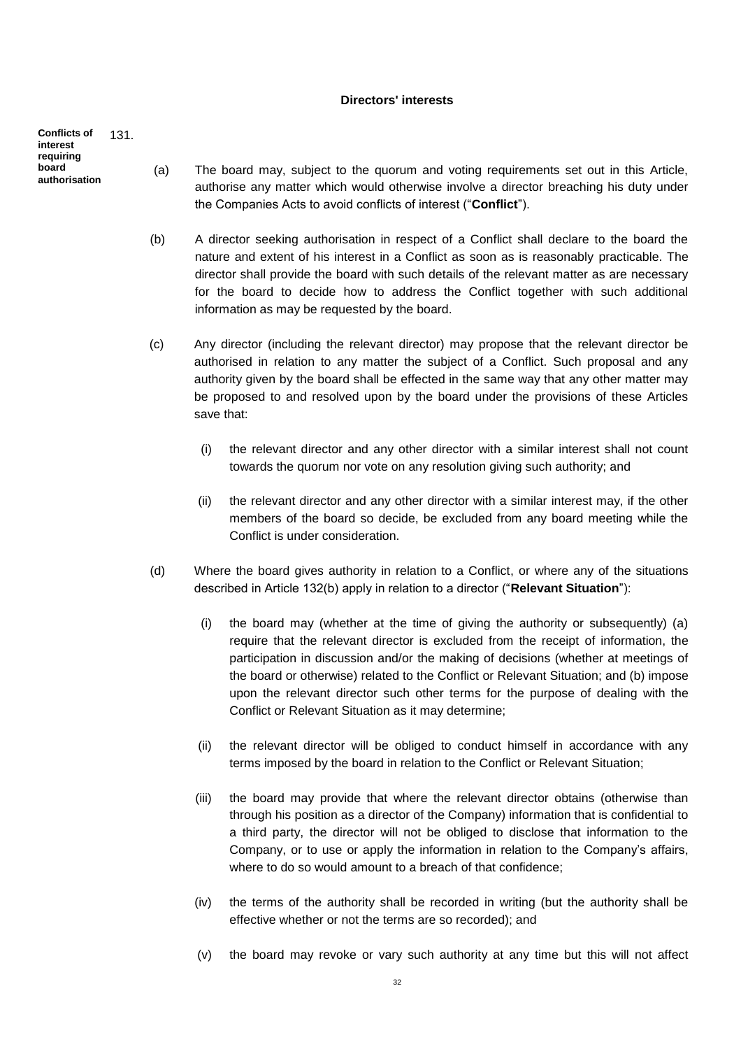## Directors' interests

**Conflicts of interest requiring board authorisation**

131.

(a) The board may, subject to the quorum and voting requirements set out in this Article, authorise any matter which would otherwise involve a director breaching his duty under the Companies Acts to avoid conflicts of interest ("**Conflict**").

(b) A director seeking authorisation in respect of a Conflict shall declare to the board the nature and extent of his interest in a Conflict as soon as is reasonably practicable. The director shall provide the board with such details of the relevant matter as are necessary for the board to decide how to address the Conflict together with such additional information as may be requested by the board.

(c) Any director (including the relevant director) may propose that the relevant director be authorised in relation to any matter the subject of a Conflict. Such proposal and any authority given by the board shall be effected in the same way that any other matter may be proposed to and resolved upon by the board under the provisions of these Articles save that:

(i) the relevant director and any other director with a similar interest shall not count towards the quorum nor vote on any resolution giving such authority; and

(ii) the relevant director and any other director with a similar interest may, if the other members of the board so decide, be excluded from any board meeting while the Conflict is under consideration.

(d) Where the board gives authority in relation to a Conflict, or where any of the situations described in Article 132(b) apply in relation to a director ("**Relevant Situation**"):

(i) the board may (whether at the time of giving the authority or subsequently) (a) require that the relevant director is excluded from the receipt of information, the participation in discussion and/or the making of decisions (whether at meetings of the board or otherwise) related to the Conflict or Relevant Situation; and (b) impose upon the relevant director such other terms for the purpose of dealing with the Conflict or Relevant Situation as it may determine;

(ii) the relevant director will be obliged to conduct himself in accordance with any terms imposed by the board in relation to the Conflict or Relevant Situation;

(iii) the board may provide that where the relevant director obtains (otherwise than through his position as a director of the Company) information that is confidential to a third party, the director will not be obliged to disclose that information to the Company, or to use or apply the information in relation to the Company's affairs, where to do so would amount to a breach of that confidence;

(iv) the terms of the authority shall be recorded in writing (but the authority shall be effective whether or not the terms are so recorded); and

(v) the board may revoke or vary such authority at any time but this will not affect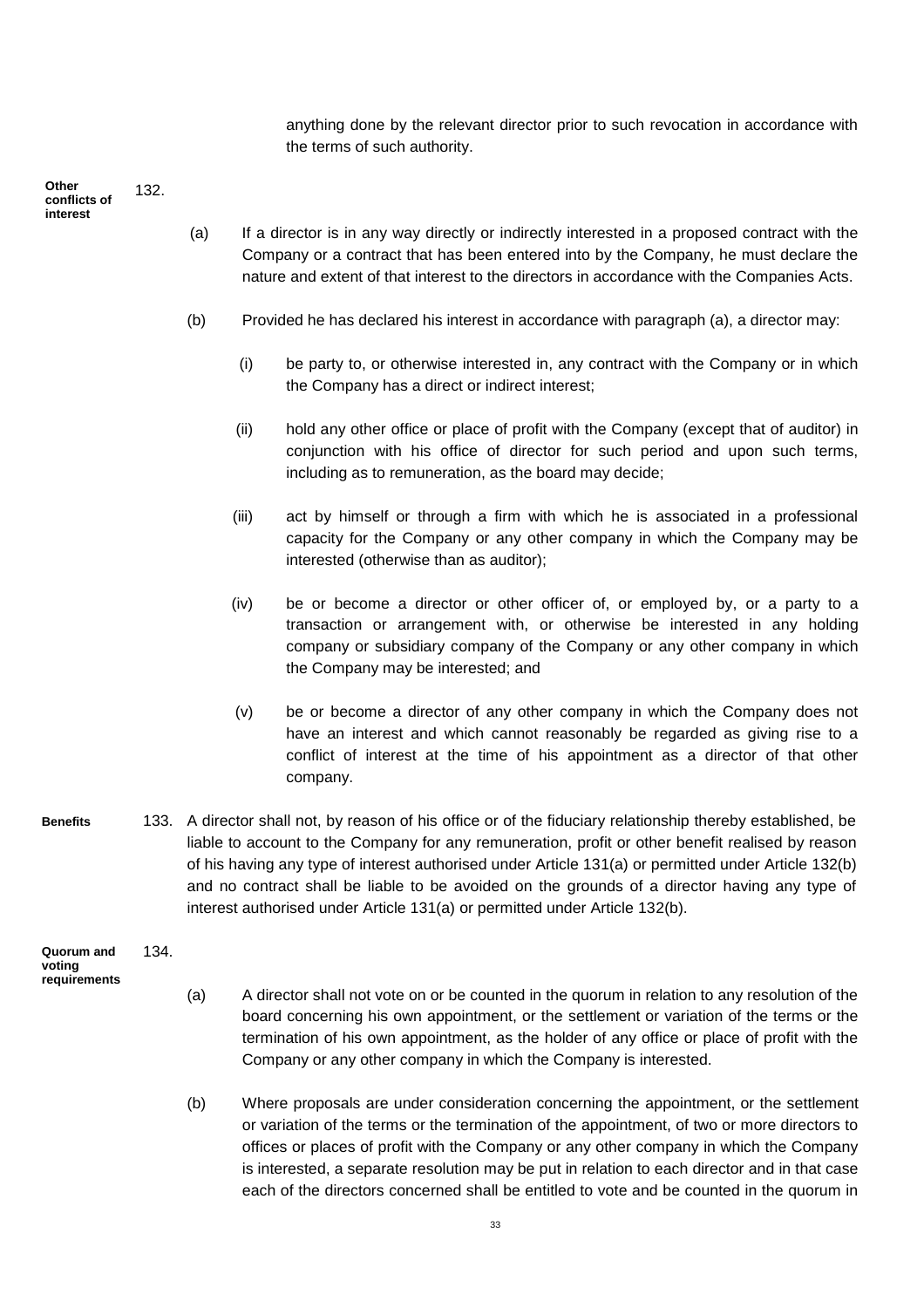anything done by the relevant director prior to such revocation in accordance with the terms of such authority.

**Other conflicts of interest**

132.

(a) If a director is in any way directly or indirectly interested in a proposed contract with the Company or a contract that has been entered into by the Company, he must declare the nature and extent of that interest to the directors in accordance with the Companies Acts.

(b) Provided he has declared his interest in accordance with paragraph (a), a director may:

(i) be party to, or otherwise interested in, any contract with the Company or in which the Company has a direct or indirect interest;

(ii) hold any other office or place of profit with the Company (except that of auditor) in conjunction with his office of director for such period and upon such terms, including as to remuneration, as the board may decide;

(iii) act by himself or through a firm with which he is associated in a professional capacity for the Company or any other company in which the Company may be interested (otherwise than as auditor);

(iv) be or become a director or other officer of, or employed by, or a party to a transaction or arrangement with, or otherwise be interested in any holding company or subsidiary company of the Company or any other company in which the Company may be interested; and

(v) be or become a director of any other company in which the Company does not have an interest and which cannot reasonably be regarded as giving rise to a conflict of interest at the time of his appointment as a director of that other company.

**Benefits**

133. A director shall not, by reason of his office or of the fiduciary relationship thereby established, be liable to account to the Company for any remuneration, profit or other benefit realised by reason of his having any type of interest authorised under Article 131(a) or permitted under Article 132(b) and no contract shall be liable to be avoided on the grounds of a director having any type of interest authorised under Article 131(a) or permitted under Article 132(b).

**Quorum and voting requirements**

134.

(a) A director shall not vote on or be counted in the quorum in relation to any resolution of the board concerning his own appointment, or the settlement or variation of the terms or the termination of his own appointment, as the holder of any office or place of profit with the Company or any other company in which the Company is interested.

(b) Where proposals are under consideration concerning the appointment, or the settlement or variation of the terms or the termination of the appointment, of two or more directors to offices or places of profit with the Company or any other company in which the Company is interested, a separate resolution may be put in relation to each director and in that case each of the directors concerned shall be entitled to vote and be counted in the quorum in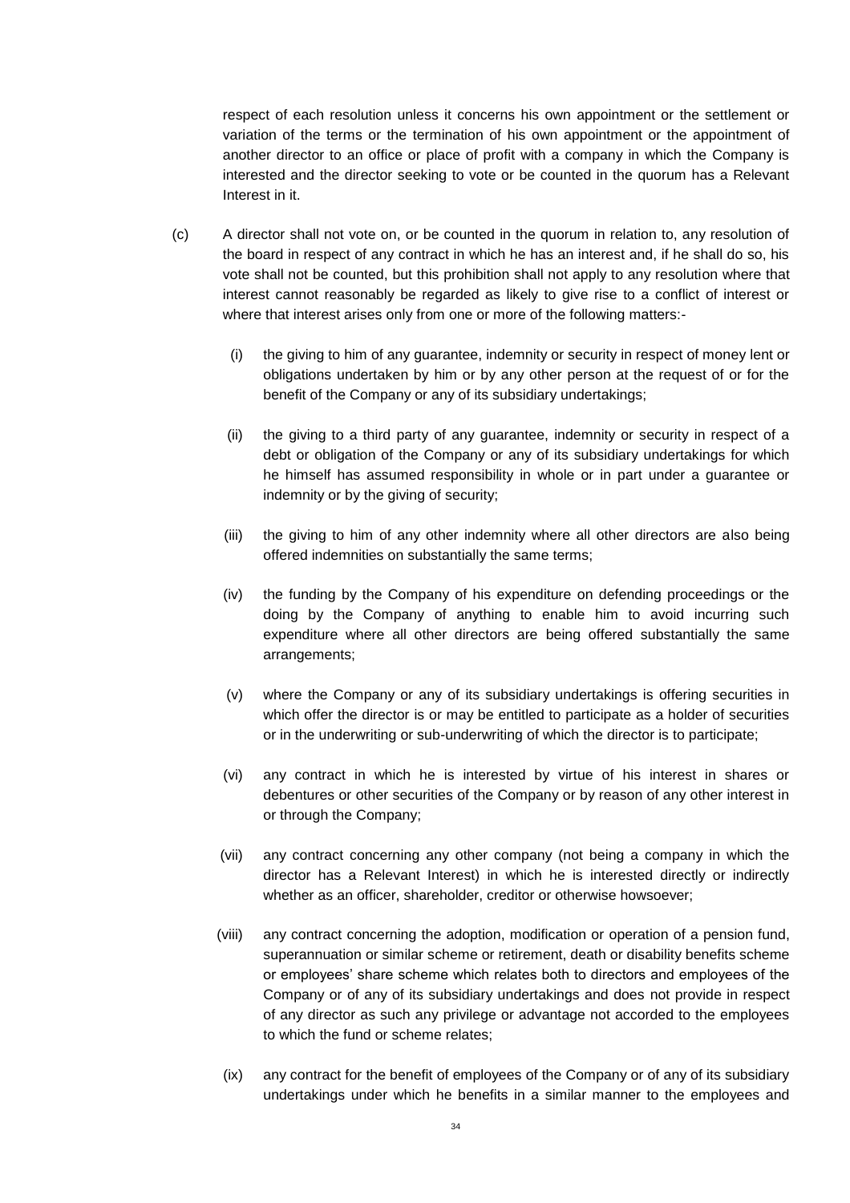respect of each resolution unless it concerns his own appointment or the settlement or variation of the terms or the termination of his own appointment or the appointment of another director to an office or place of profit with a company in which the Company is interested and the director seeking to vote or be counted in the quorum has a Relevant Interest in it.

(c) A director shall not vote on, or be counted in the quorum in relation to, any resolution of the board in respect of any contract in which he has an interest and, if he shall do so, his vote shall not be counted, but this prohibition shall not apply to any resolution where that interest cannot reasonably be regarded as likely to give rise to a conflict of interest or where that interest arises only from one or more of the following matters:-

(i) the giving to him of any guarantee, indemnity or security in respect of money lent or obligations undertaken by him or by any other person at the request of or for the benefit of the Company or any of its subsidiary undertakings;

(ii) the giving to a third party of any guarantee, indemnity or security in respect of a debt or obligation of the Company or any of its subsidiary undertakings for which he himself has assumed responsibility in whole or in part under a guarantee or indemnity or by the giving of security;

(iii) the giving to him of any other indemnity where all other directors are also being offered indemnities on substantially the same terms;

(iv) the funding by the Company of his expenditure on defending proceedings or the doing by the Company of anything to enable him to avoid incurring such expenditure where all other directors are being offered substantially the same arrangements;

(v) where the Company or any of its subsidiary undertakings is offering securities in which offer the director is or may be entitled to participate as a holder of securities or in the underwriting or sub-underwriting of which the director is to participate;

(vi) any contract in which he is interested by virtue of his interest in shares or debentures or other securities of the Company or by reason of any other interest in or through the Company;

(vii) any contract concerning any other company (not being a company in which the director has a Relevant Interest) in which he is interested directly or indirectly whether as an officer, shareholder, creditor or otherwise howsoever;

(viii) any contract concerning the adoption, modification or operation of a pension fund, superannuation or similar scheme or retirement, death or disability benefits scheme or employees' share scheme which relates both to directors and employees of the Company or of any of its subsidiary undertakings and does not provide in respect of any director as such any privilege or advantage not accorded to the employees to which the fund or scheme relates;

(ix) any contract for the benefit of employees of the Company or of any of its subsidiary undertakings under which he benefits in a similar manner to the employees and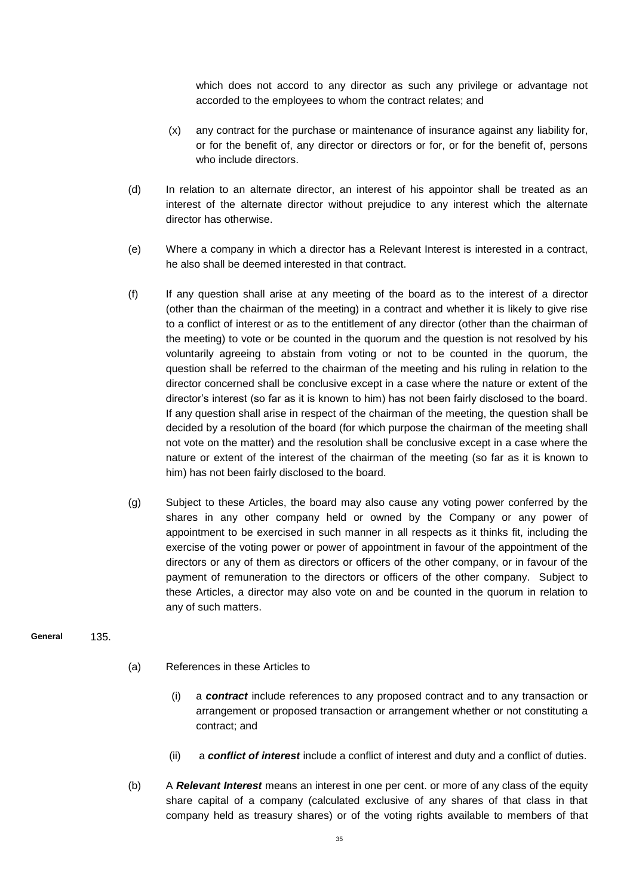which does not accord to any director as such any privilege or advantage not accorded to the employees to whom the contract relates; and

(x) any contract for the purchase or maintenance of insurance against any liability for, or for the benefit of, any director or directors or for, or for the benefit of, persons who include directors.

(d) In relation to an alternate director, an interest of his appointor shall be treated as an interest of the alternate director without prejudice to any interest which the alternate director has otherwise.

(e) Where a company in which a director has a Relevant Interest is interested in a contract, he also shall be deemed interested in that contract.

(f) If any question shall arise at any meeting of the board as to the interest of a director (other than the chairman of the meeting) in a contract and whether it is likely to give rise to a conflict of interest or as to the entitlement of any director (other than the chairman of the meeting) to vote or be counted in the quorum and the question is not resolved by his voluntarily agreeing to abstain from voting or not to be counted in the quorum, the question shall be referred to the chairman of the meeting and his ruling in relation to the director concerned shall be conclusive except in a case where the nature or extent of the director's interest (so far as it is known to him) has not been fairly disclosed to the board. If any question shall arise in respect of the chairman of the meeting, the question shall be decided by a resolution of the board (for which purpose the chairman of the meeting shall not vote on the matter) and the resolution shall be conclusive except in a case where the nature or extent of the interest of the chairman of the meeting (so far as it is known to him) has not been fairly disclosed to the board.

(g) Subject to these Articles, the board may also cause any voting power conferred by the shares in any other company held or owned by the Company or any power of appointment to be exercised in such manner in all respects as it thinks fit, including the exercise of the voting power or power of appointment in favour of the appointment of the directors or any of them as directors or officers of the other company, or in favour of the payment of remuneration to the directors or officers of the other company. Subject to these Articles, a director may also vote on and be counted in the quorum in relation to any of such matters.

**General** 135.

(a) References in these Articles to

(i) a ***contract*** include references to any proposed contract and to any transaction or arrangement or proposed transaction or arrangement whether or not constituting a contract; and

(ii) a ***conflict of interest*** include a conflict of interest and duty and a conflict of duties.

(b) A ***Relevant Interest*** means an interest in one per cent. or more of any class of the equity share capital of a company (calculated exclusive of any shares of that class in that company held as treasury shares) or of the voting rights available to members of that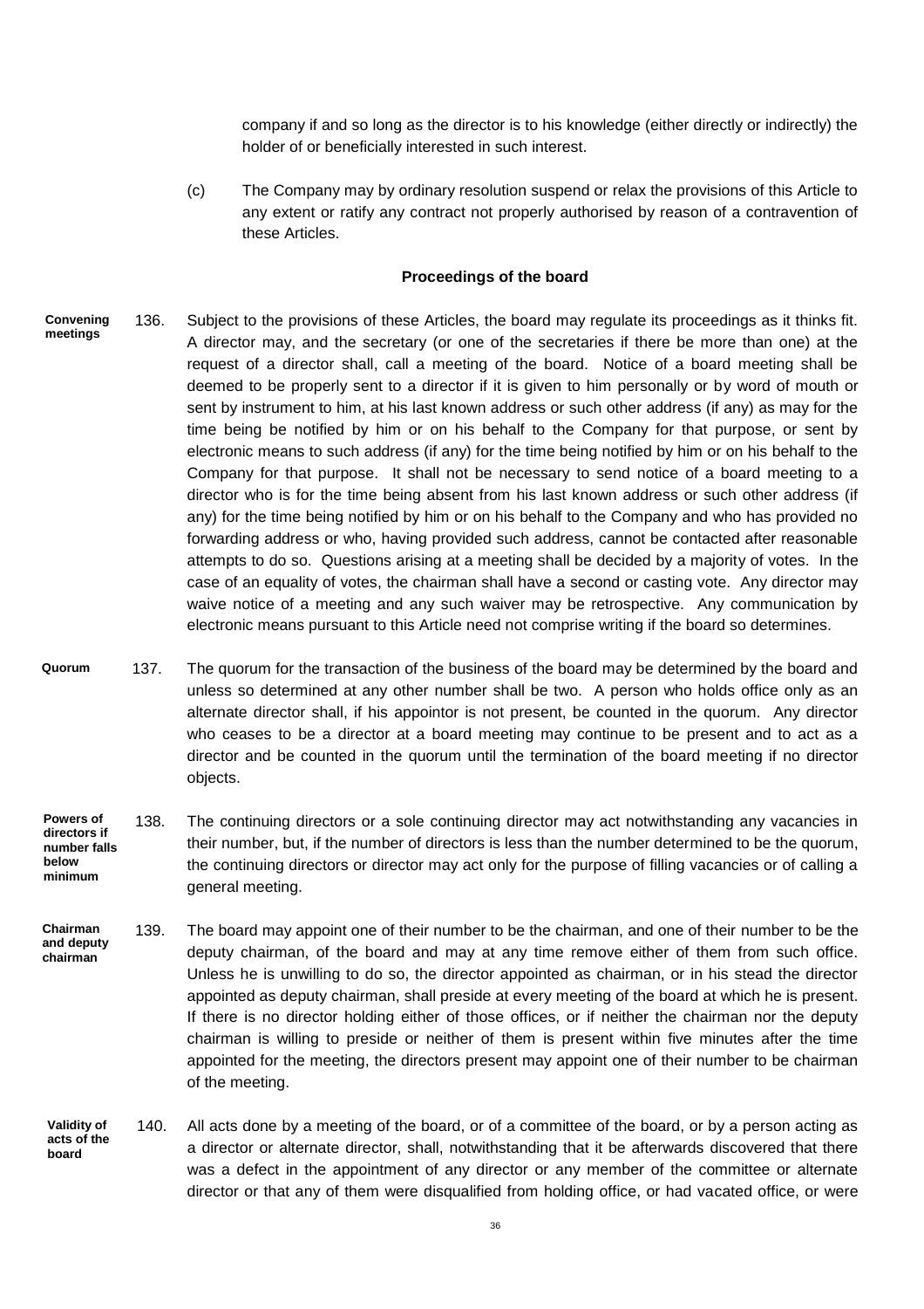company if and so long as the director is to his knowledge (either directly or indirectly) the holder of or beneficially interested in such interest.

(c) The Company may by ordinary resolution suspend or relax the provisions of this Article to any extent or ratify any contract not properly authorised by reason of a contravention of these Articles.

## Proceedings of the board

**Convening meetings**

136. Subject to the provisions of these Articles, the board may regulate its proceedings as it thinks fit. A director may, and the secretary (or one of the secretaries if there be more than one) at the request of a director shall, call a meeting of the board. Notice of a board meeting shall be deemed to be properly sent to a director if it is given to him personally or by word of mouth or sent by instrument to him, at his last known address or such other address (if any) as may for the time being be notified by him or on his behalf to the Company for that purpose, or sent by electronic means to such address (if any) for the time being notified by him or on his behalf to the Company for that purpose. It shall not be necessary to send notice of a board meeting to a director who is for the time being absent from his last known address or such other address (if any) for the time being notified by him or on his behalf to the Company and who has provided no forwarding address or who, having provided such address, cannot be contacted after reasonable attempts to do so. Questions arising at a meeting shall be decided by a majority of votes. In the case of an equality of votes, the chairman shall have a second or casting vote. Any director may waive notice of a meeting and any such waiver may be retrospective. Any communication by electronic means pursuant to this Article need not comprise writing if the board so determines.

**Quorum**

137. The quorum for the transaction of the business of the board may be determined by the board and unless so determined at any other number shall be two. A person who holds office only as an alternate director shall, if his appointor is not present, be counted in the quorum. Any director who ceases to be a director at a board meeting may continue to be present and to act as a director and be counted in the quorum until the termination of the board meeting if no director objects.

**Powers of directors if number falls below minimum**

138. The continuing directors or a sole continuing director may act notwithstanding any vacancies in their number, but, if the number of directors is less than the number determined to be the quorum, the continuing directors or director may act only for the purpose of filling vacancies or of calling a general meeting.

**Chairman and deputy chairman**

139. The board may appoint one of their number to be the chairman, and one of their number to be the deputy chairman, of the board and may at any time remove either of them from such office. Unless he is unwilling to do so, the director appointed as chairman, or in his stead the director appointed as deputy chairman, shall preside at every meeting of the board at which he is present. If there is no director holding either of those offices, or if neither the chairman nor the deputy chairman is willing to preside or neither of them is present within five minutes after the time appointed for the meeting, the directors present may appoint one of their number to be chairman of the meeting.

**Validity of acts of the board**

140. All acts done by a meeting of the board, or of a committee of the board, or by a person acting as a director or alternate director, shall, notwithstanding that it be afterwards discovered that there was a defect in the appointment of any director or any member of the committee or alternate director or that any of them were disqualified from holding office, or had vacated office, or were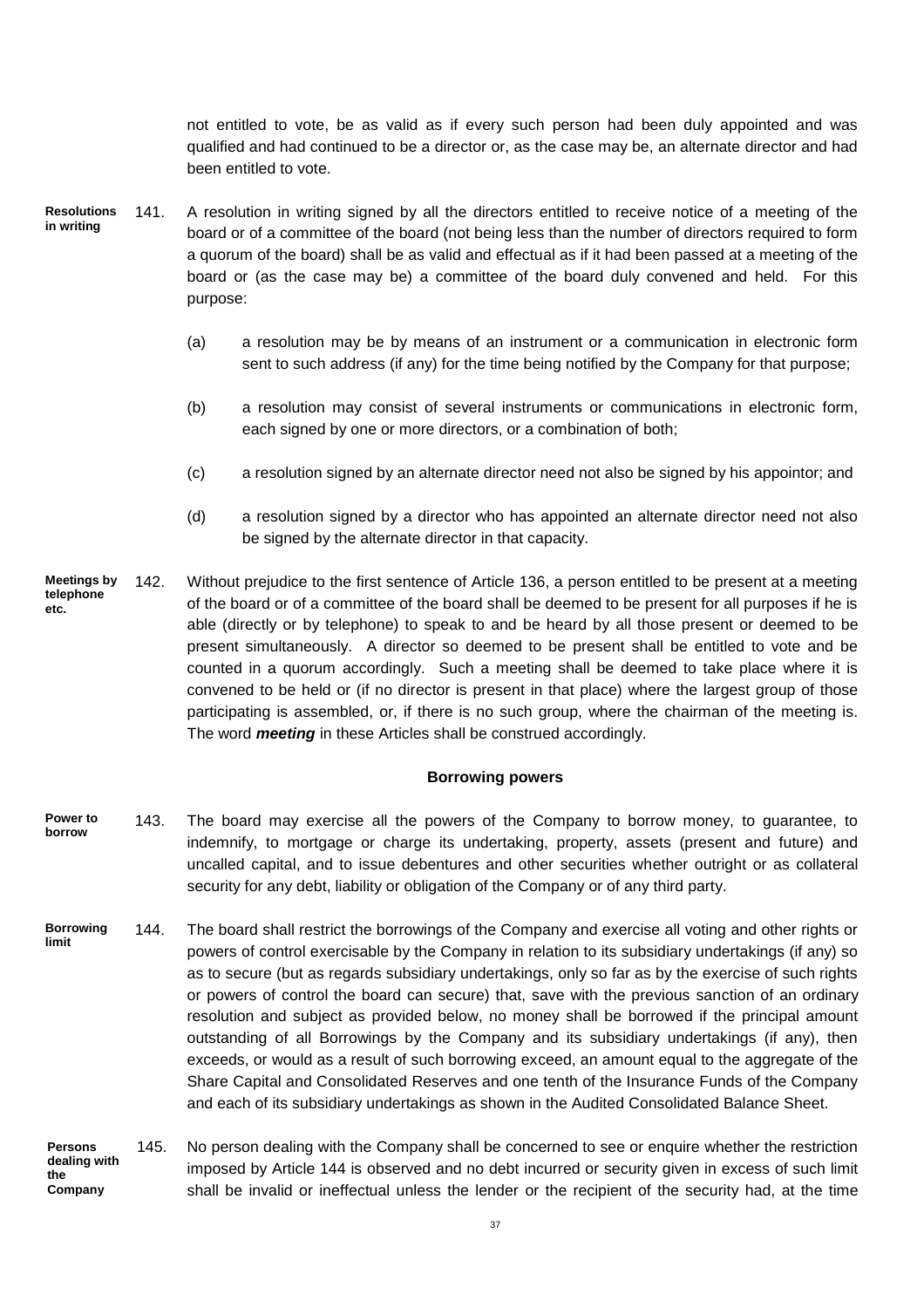not entitled to vote, be as valid as if every such person had been duly appointed and was qualified and had continued to be a director or, as the case may be, an alternate director and had been entitled to vote.

**Resolutions in writing**

141. A resolution in writing signed by all the directors entitled to receive notice of a meeting of the board or of a committee of the board (not being less than the number of directors required to form a quorum of the board) shall be as valid and effectual as if it had been passed at a meeting of the board or (as the case may be) a committee of the board duly convened and held. For this purpose:

(a) a resolution may be by means of an instrument or a communication in electronic form sent to such address (if any) for the time being notified by the Company for that purpose;

(b) a resolution may consist of several instruments or communications in electronic form, each signed by one or more directors, or a combination of both;

(c) a resolution signed by an alternate director need not also be signed by his appointor; and

(d) a resolution signed by a director who has appointed an alternate director need not also be signed by the alternate director in that capacity.

**Meetings by telephone etc.**

142. Without prejudice to the first sentence of Article 136, a person entitled to be present at a meeting of the board or of a committee of the board shall be deemed to be present for all purposes if he is able (directly or by telephone) to speak to and be heard by all those present or deemed to be present simultaneously. A director so deemed to be present shall be entitled to vote and be counted in a quorum accordingly. Such a meeting shall be deemed to take place where it is convened to be held or (if no director is present in that place) where the largest group of those participating is assembled, or, if there is no such group, where the chairman of the meeting is. The word ***meeting*** in these Articles shall be construed accordingly.

### Borrowing powers

**Power to borrow**

143. The board may exercise all the powers of the Company to borrow money, to guarantee, to indemnify, to mortgage or charge its undertaking, property, assets (present and future) and uncalled capital, and to issue debentures and other securities whether outright or as collateral security for any debt, liability or obligation of the Company or of any third party.

**Borrowing limit**

144. The board shall restrict the borrowings of the Company and exercise all voting and other rights or powers of control exercisable by the Company in relation to its subsidiary undertakings (if any) so as to secure (but as regards subsidiary undertakings, only so far as by the exercise of such rights or powers of control the board can secure) that, save with the previous sanction of an ordinary resolution and subject as provided below, no money shall be borrowed if the principal amount outstanding of all Borrowings by the Company and its subsidiary undertakings (if any), then exceeds, or would as a result of such borrowing exceed, an amount equal to the aggregate of the Share Capital and Consolidated Reserves and one tenth of the Insurance Funds of the Company and each of its subsidiary undertakings as shown in the Audited Consolidated Balance Sheet.

**Persons dealing with the Company**

145. No person dealing with the Company shall be concerned to see or enquire whether the restriction imposed by Article 144 is observed and no debt incurred or security given in excess of such limit shall be invalid or ineffectual unless the lender or the recipient of the security had, at the time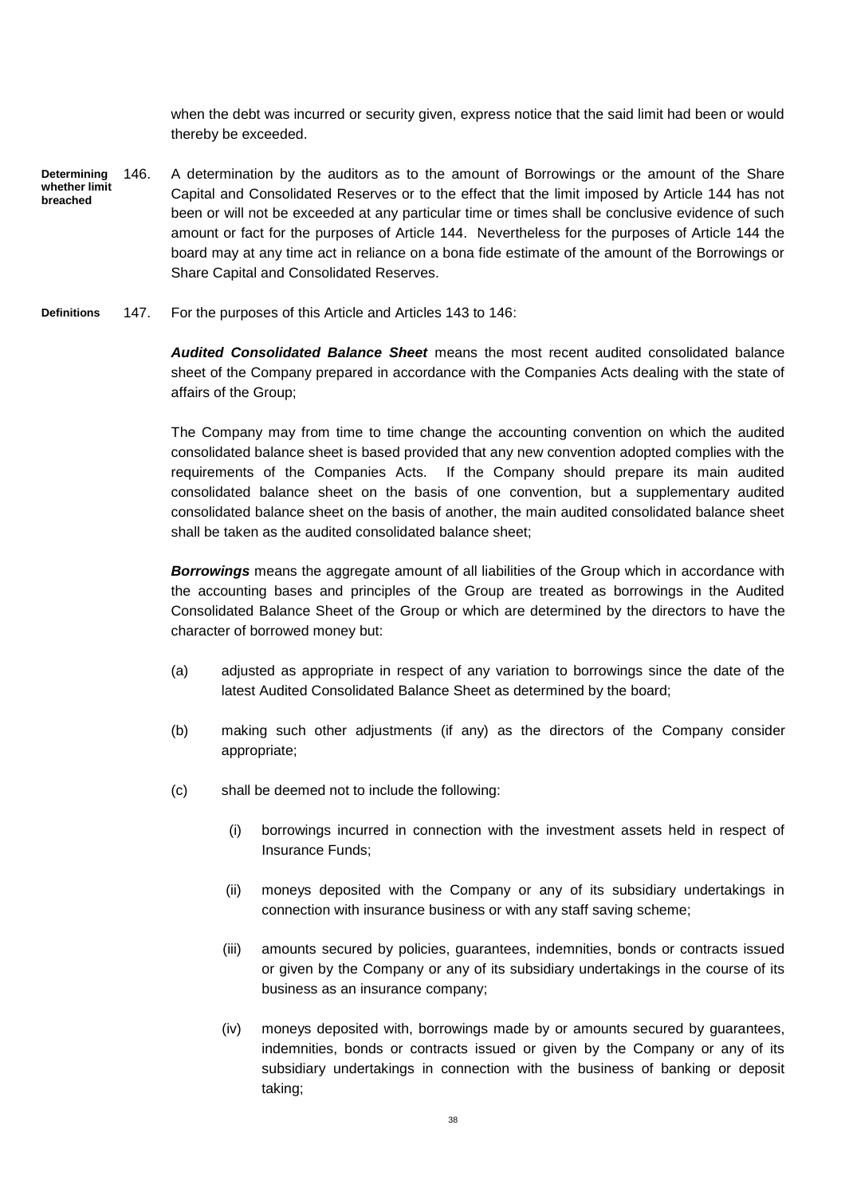when the debt was incurred or security given, express notice that the said limit had been or would thereby be exceeded.

**Determining whether limit breached**

146. A determination by the auditors as to the amount of Borrowings or the amount of the Share Capital and Consolidated Reserves or to the effect that the limit imposed by Article 144 has not been or will not be exceeded at any particular time or times shall be conclusive evidence of such amount or fact for the purposes of Article 144. Nevertheless for the purposes of Article 144 the board may at any time act in reliance on a bona fide estimate of the amount of the Borrowings or Share Capital and Consolidated Reserves.

**Definitions**

147. For the purposes of this Article and Articles 143 to 146:

***Audited Consolidated Balance Sheet*** means the most recent audited consolidated balance sheet of the Company prepared in accordance with the Companies Acts dealing with the state of affairs of the Group;

The Company may from time to time change the accounting convention on which the audited consolidated balance sheet is based provided that any new convention adopted complies with the requirements of the Companies Acts. If the Company should prepare its main audited consolidated balance sheet on the basis of one convention, but a supplementary audited consolidated balance sheet on the basis of another, the main audited consolidated balance sheet shall be taken as the audited consolidated balance sheet;

***Borrowings*** means the aggregate amount of all liabilities of the Group which in accordance with the accounting bases and principles of the Group are treated as borrowings in the Audited Consolidated Balance Sheet of the Group or which are determined by the directors to have the character of borrowed money but:

(a) adjusted as appropriate in respect of any variation to borrowings since the date of the latest Audited Consolidated Balance Sheet as determined by the board;

(b) making such other adjustments (if any) as the directors of the Company consider appropriate;

(c) shall be deemed not to include the following:

(i) borrowings incurred in connection with the investment assets held in respect of Insurance Funds;

(ii) moneys deposited with the Company or any of its subsidiary undertakings in connection with insurance business or with any staff saving scheme;

(iii) amounts secured by policies, guarantees, indemnities, bonds or contracts issued or given by the Company or any of its subsidiary undertakings in the course of its business as an insurance company;

(iv) moneys deposited with, borrowings made by or amounts secured by guarantees, indemnities, bonds or contracts issued or given by the Company or any of its subsidiary undertakings in connection with the business of banking or deposit taking;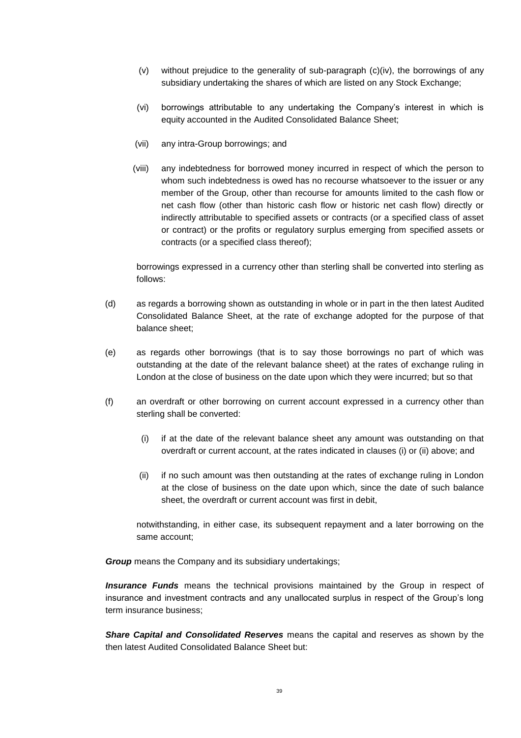(v) without prejudice to the generality of sub-paragraph (c)(iv), the borrowings of any subsidiary undertaking the shares of which are listed on any Stock Exchange;

(vi) borrowings attributable to any undertaking the Company's interest in which is equity accounted in the Audited Consolidated Balance Sheet;

(vii) any intra-Group borrowings; and

(viii) any indebtedness for borrowed money incurred in respect of which the person to whom such indebtedness is owed has no recourse whatsoever to the issuer or any member of the Group, other than recourse for amounts limited to the cash flow or net cash flow (other than historic cash flow or historic net cash flow) directly or indirectly attributable to specified assets or contracts (or a specified class of asset or contract) or the profits or regulatory surplus emerging from specified assets or contracts (or a specified class thereof);

borrowings expressed in a currency other than sterling shall be converted into sterling as follows:

(d) as regards a borrowing shown as outstanding in whole or in part in the then latest Audited Consolidated Balance Sheet, at the rate of exchange adopted for the purpose of that balance sheet;

(e) as regards other borrowings (that is to say those borrowings no part of which was outstanding at the date of the relevant balance sheet) at the rates of exchange ruling in London at the close of business on the date upon which they were incurred; but so that

(f) an overdraft or other borrowing on current account expressed in a currency other than sterling shall be converted:

   (i) if at the date of the relevant balance sheet any amount was outstanding on that overdraft or current account, at the rates indicated in clauses (i) or (ii) above; and

   (ii) if no such amount was then outstanding at the rates of exchange ruling in London at the close of business on the date upon which, since the date of such balance sheet, the overdraft or current account was first in debit,

notwithstanding, in either case, its subsequent repayment and a later borrowing on the same account;

***Group*** means the Company and its subsidiary undertakings;

***Insurance Funds*** means the technical provisions maintained by the Group in respect of insurance and investment contracts and any unallocated surplus in respect of the Group's long term insurance business;

***Share Capital and Consolidated Reserves*** means the capital and reserves as shown by the then latest Audited Consolidated Balance Sheet but: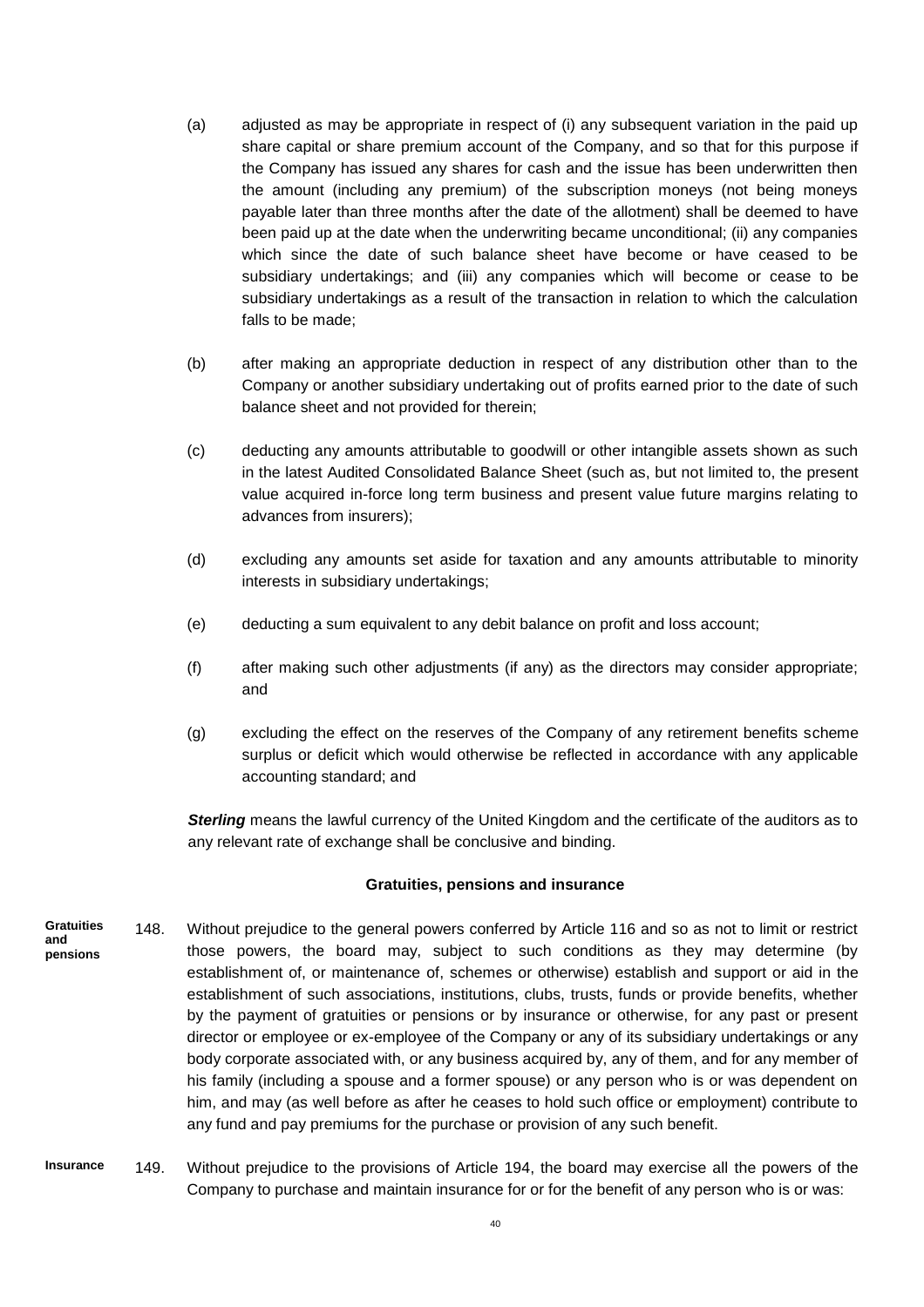(a) adjusted as may be appropriate in respect of (i) any subsequent variation in the paid up share capital or share premium account of the Company, and so that for this purpose if the Company has issued any shares for cash and the issue has been underwritten then the amount (including any premium) of the subscription moneys (not being moneys payable later than three months after the date of the allotment) shall be deemed to have been paid up at the date when the underwriting became unconditional; (ii) any companies which since the date of such balance sheet have become or have ceased to be subsidiary undertakings; and (iii) any companies which will become or cease to be subsidiary undertakings as a result of the transaction in relation to which the calculation falls to be made;

(b) after making an appropriate deduction in respect of any distribution other than to the Company or another subsidiary undertaking out of profits earned prior to the date of such balance sheet and not provided for therein;

(c) deducting any amounts attributable to goodwill or other intangible assets shown as such in the latest Audited Consolidated Balance Sheet (such as, but not limited to, the present value acquired in-force long term business and present value future margins relating to advances from insurers);

(d) excluding any amounts set aside for taxation and any amounts attributable to minority interests in subsidiary undertakings;

(e) deducting a sum equivalent to any debit balance on profit and loss account;

(f) after making such other adjustments (if any) as the directors may consider appropriate; and

(g) excluding the effect on the reserves of the Company of any retirement benefits scheme surplus or deficit which would otherwise be reflected in accordance with any applicable accounting standard; and

***Sterling*** means the lawful currency of the United Kingdom and the certificate of the auditors as to any relevant rate of exchange shall be conclusive and binding.

## Gratuities, pensions and insurance

**Gratuities and pensions**

148. Without prejudice to the general powers conferred by Article 116 and so as not to limit or restrict those powers, the board may, subject to such conditions as they may determine (by establishment of, or maintenance of, schemes or otherwise) establish and support or aid in the establishment of such associations, institutions, clubs, trusts, funds or provide benefits, whether by the payment of gratuities or pensions or by insurance or otherwise, for any past or present director or employee or ex-employee of the Company or any of its subsidiary undertakings or any body corporate associated with, or any business acquired by, any of them, and for any member of his family (including a spouse and a former spouse) or any person who is or was dependent on him, and may (as well before as after he ceases to hold such office or employment) contribute to any fund and pay premiums for the purchase or provision of any such benefit.

**Insurance**

149. Without prejudice to the provisions of Article 194, the board may exercise all the powers of the Company to purchase and maintain insurance for or for the benefit of any person who is or was: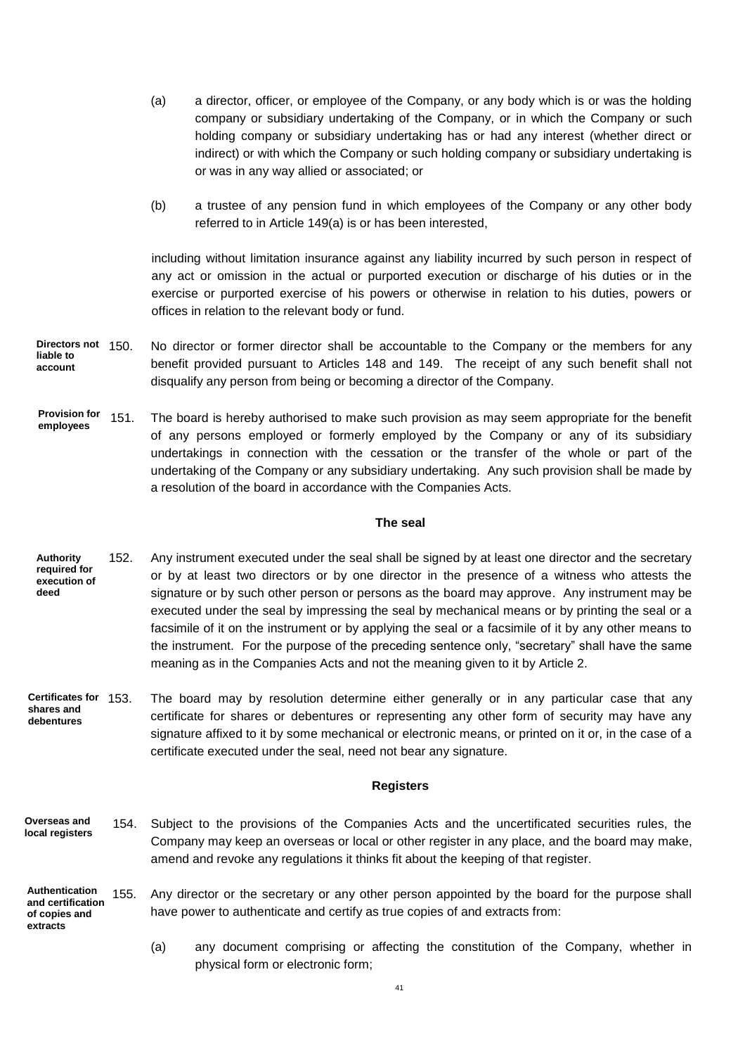(a) a director, officer, or employee of the Company, or any body which is or was the holding company or subsidiary undertaking of the Company, or in which the Company or such holding company or subsidiary undertaking has or had any interest (whether direct or indirect) or with which the Company or such holding company or subsidiary undertaking is or was in any way allied or associated; or

(b) a trustee of any pension fund in which employees of the Company or any other body referred to in Article 149(a) is or has been interested,

including without limitation insurance against any liability incurred by such person in respect of any act or omission in the actual or purported execution or discharge of his duties or in the exercise or purported exercise of his powers or otherwise in relation to his duties, powers or offices in relation to the relevant body or fund.

**Directors not liable to account**

150. No director or former director shall be accountable to the Company or the members for any benefit provided pursuant to Articles 148 and 149. The receipt of any such benefit shall not disqualify any person from being or becoming a director of the Company.

**Provision for employees**

151. The board is hereby authorised to make such provision as may seem appropriate for the benefit of any persons employed or formerly employed by the Company or any of its subsidiary undertakings in connection with the cessation or the transfer of the whole or part of the undertaking of the Company or any subsidiary undertaking. Any such provision shall be made by a resolution of the board in accordance with the Companies Acts.

## The seal

**Authority required for execution of deed**

152. Any instrument executed under the seal shall be signed by at least one director and the secretary or by at least two directors or by one director in the presence of a witness who attests the signature or by such other person or persons as the board may approve. Any instrument may be executed under the seal by impressing the seal by mechanical means or by printing the seal or a facsimile of it on the instrument or by applying the seal or a facsimile of it by any other means to the instrument. For the purpose of the preceding sentence only, "secretary" shall have the same meaning as in the Companies Acts and not the meaning given to it by Article 2.

**Certificates for shares and debentures**

153. The board may by resolution determine either generally or in any particular case that any certificate for shares or debentures or representing any other form of security may have any signature affixed to it by some mechanical or electronic means, or printed on it or, in the case of a certificate executed under the seal, need not bear any signature.

## Registers

**Overseas and local registers**

154. Subject to the provisions of the Companies Acts and the uncertificated securities rules, the Company may keep an overseas or local or other register in any place, and the board may make, amend and revoke any regulations it thinks fit about the keeping of that register.

**Authentication and certification of copies and extracts**

155. Any director or the secretary or any other person appointed by the board for the purpose shall have power to authenticate and certify as true copies of and extracts from:

(a) any document comprising or affecting the constitution of the Company, whether in physical form or electronic form;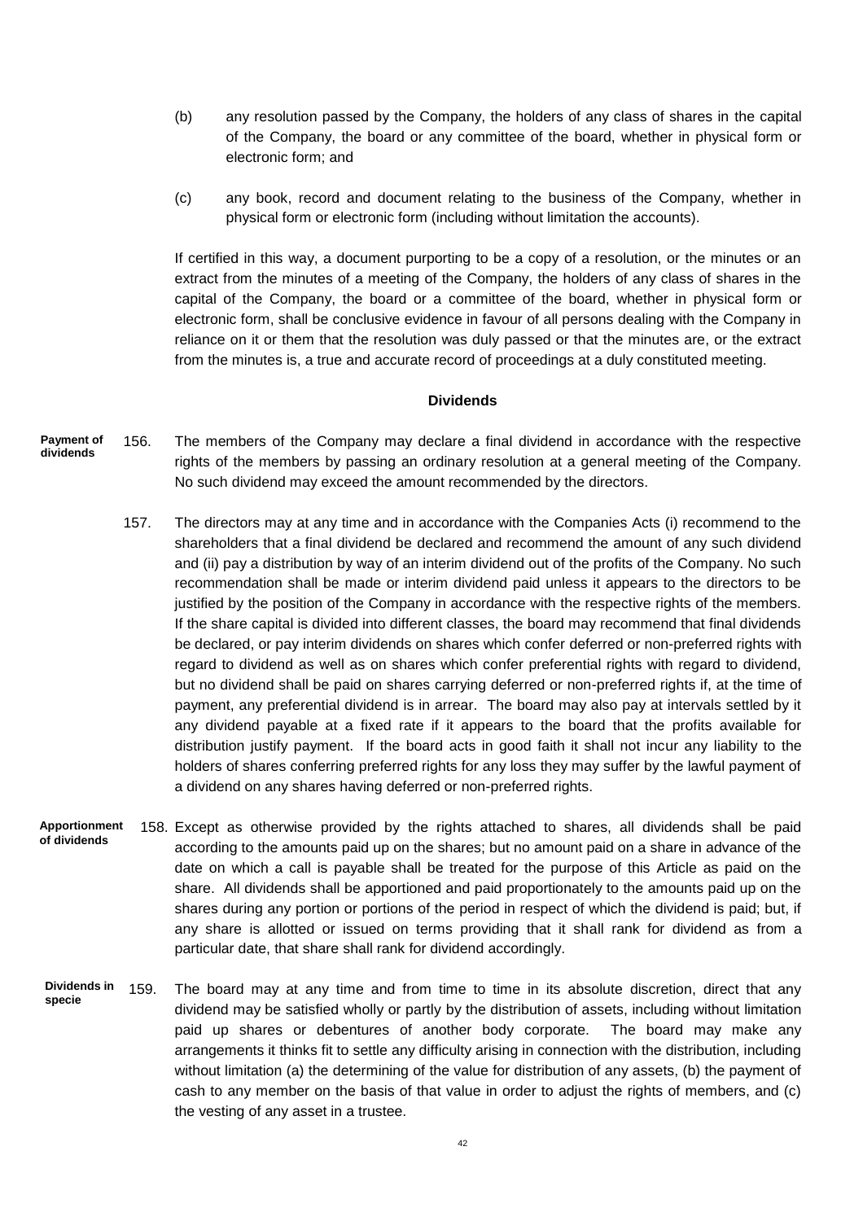(b) any resolution passed by the Company, the holders of any class of shares in the capital of the Company, the board or any committee of the board, whether in physical form or electronic form; and

(c) any book, record and document relating to the business of the Company, whether in physical form or electronic form (including without limitation the accounts).

If certified in this way, a document purporting to be a copy of a resolution, or the minutes or an extract from the minutes of a meeting of the Company, the holders of any class of shares in the capital of the Company, the board or a committee of the board, whether in physical form or electronic form, shall be conclusive evidence in favour of all persons dealing with the Company in reliance on it or them that the resolution was duly passed or that the minutes are, or the extract from the minutes is, a true and accurate record of proceedings at a duly constituted meeting.

## Dividends

**Payment of dividends**

156. The members of the Company may declare a final dividend in accordance with the respective rights of the members by passing an ordinary resolution at a general meeting of the Company. No such dividend may exceed the amount recommended by the directors.

157. The directors may at any time and in accordance with the Companies Acts (i) recommend to the shareholders that a final dividend be declared and recommend the amount of any such dividend and (ii) pay a distribution by way of an interim dividend out of the profits of the Company. No such recommendation shall be made or interim dividend paid unless it appears to the directors to be justified by the position of the Company in accordance with the respective rights of the members. If the share capital is divided into different classes, the board may recommend that final dividends be declared, or pay interim dividends on shares which confer deferred or non-preferred rights with regard to dividend as well as on shares which confer preferential rights with regard to dividend, but no dividend shall be paid on shares carrying deferred or non-preferred rights if, at the time of payment, any preferential dividend is in arrear. The board may also pay at intervals settled by it any dividend payable at a fixed rate if it appears to the board that the profits available for distribution justify payment. If the board acts in good faith it shall not incur any liability to the holders of shares conferring preferred rights for any loss they may suffer by the lawful payment of a dividend on any shares having deferred or non-preferred rights.

**Apportionment of dividends**

158. Except as otherwise provided by the rights attached to shares, all dividends shall be paid according to the amounts paid up on the shares; but no amount paid on a share in advance of the date on which a call is payable shall be treated for the purpose of this Article as paid on the share. All dividends shall be apportioned and paid proportionately to the amounts paid up on the shares during any portion or portions of the period in respect of which the dividend is paid; but, if any share is allotted or issued on terms providing that it shall rank for dividend as from a particular date, that share shall rank for dividend accordingly.

**Dividends in specie**

159. The board may at any time and from time to time in its absolute discretion, direct that any dividend may be satisfied wholly or partly by the distribution of assets, including without limitation paid up shares or debentures of another body corporate. The board may make any arrangements it thinks fit to settle any difficulty arising in connection with the distribution, including without limitation (a) the determining of the value for distribution of any assets, (b) the payment of cash to any member on the basis of that value in order to adjust the rights of members, and (c) the vesting of any asset in a trustee.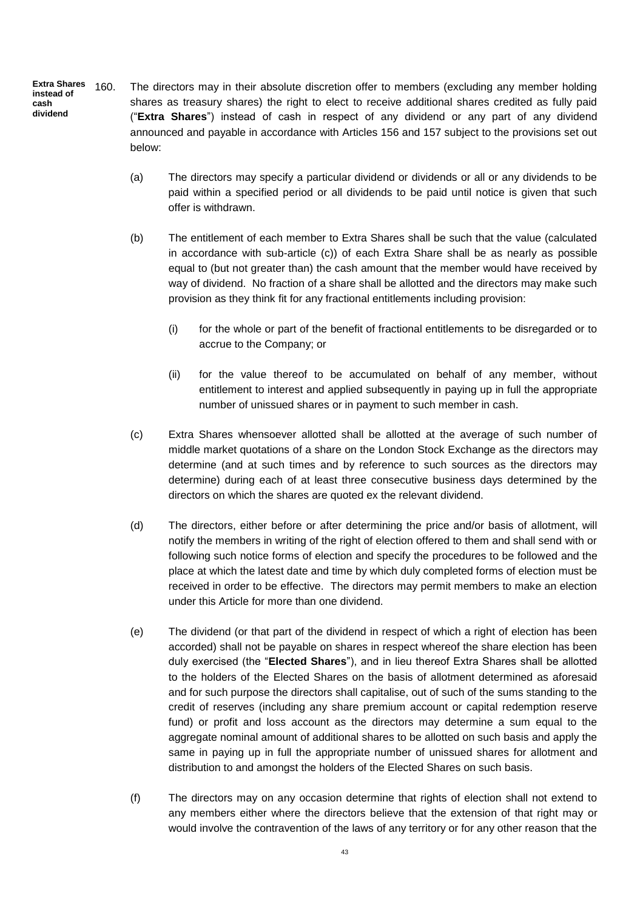**Extra Shares instead of cash dividend**

160. The directors may in their absolute discretion offer to members (excluding any member holding shares as treasury shares) the right to elect to receive additional shares credited as fully paid ("**Extra Shares**") instead of cash in respect of any dividend or any part of any dividend announced and payable in accordance with Articles 156 and 157 subject to the provisions set out below:

    (a) The directors may specify a particular dividend or dividends or all or any dividends to be paid within a specified period or all dividends to be paid until notice is given that such offer is withdrawn.

    (b) The entitlement of each member to Extra Shares shall be such that the value (calculated in accordance with sub-article (c)) of each Extra Share shall be as nearly as possible equal to (but not greater than) the cash amount that the member would have received by way of dividend. No fraction of a share shall be allotted and the directors may make such provision as they think fit for any fractional entitlements including provision:

        (i) for the whole or part of the benefit of fractional entitlements to be disregarded or to accrue to the Company; or

        (ii) for the value thereof to be accumulated on behalf of any member, without entitlement to interest and applied subsequently in paying up in full the appropriate number of unissued shares or in payment to such member in cash.

    (c) Extra Shares whensoever allotted shall be allotted at the average of such number of middle market quotations of a share on the London Stock Exchange as the directors may determine (and at such times and by reference to such sources as the directors may determine) during each of at least three consecutive business days determined by the directors on which the shares are quoted ex the relevant dividend.

    (d) The directors, either before or after determining the price and/or basis of allotment, will notify the members in writing of the right of election offered to them and shall send with or following such notice forms of election and specify the procedures to be followed and the place at which the latest date and time by which duly completed forms of election must be received in order to be effective. The directors may permit members to make an election under this Article for more than one dividend.

    (e) The dividend (or that part of the dividend in respect of which a right of election has been accorded) shall not be payable on shares in respect whereof the share election has been duly exercised (the "**Elected Shares**"), and in lieu thereof Extra Shares shall be allotted to the holders of the Elected Shares on the basis of allotment determined as aforesaid and for such purpose the directors shall capitalise, out of such of the sums standing to the credit of reserves (including any share premium account or capital redemption reserve fund) or profit and loss account as the directors may determine a sum equal to the aggregate nominal amount of additional shares to be allotted on such basis and apply the same in paying up in full the appropriate number of unissued shares for allotment and distribution to and amongst the holders of the Elected Shares on such basis.

    (f) The directors may on any occasion determine that rights of election shall not extend to any members either where the directors believe that the extension of that right may or would involve the contravention of the laws of any territory or for any other reason that the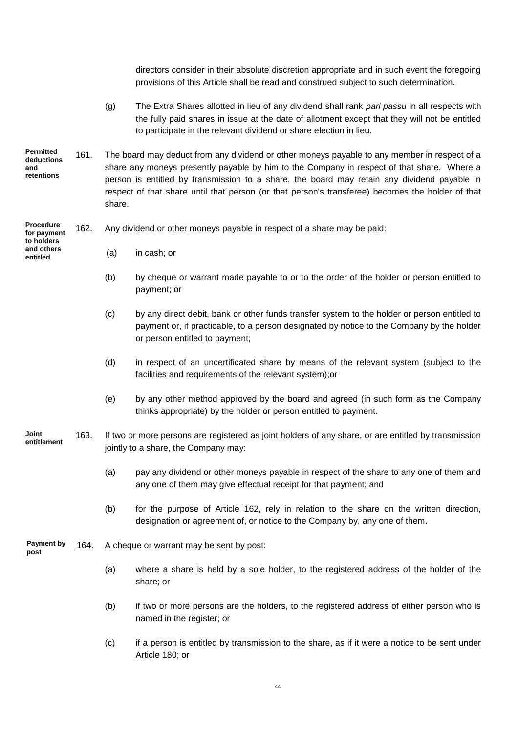directors consider in their absolute discretion appropriate and in such event the foregoing provisions of this Article shall be read and construed subject to such determination.

(g) The Extra Shares allotted in lieu of any dividend shall rank *pari passu* in all respects with the fully paid shares in issue at the date of allotment except that they will not be entitled to participate in the relevant dividend or share election in lieu.

**Permitted deductions and retentions**

161. The board may deduct from any dividend or other moneys payable to any member in respect of a share any moneys presently payable by him to the Company in respect of that share. Where a person is entitled by transmission to a share, the board may retain any dividend payable in respect of that share until that person (or that person's transferee) becomes the holder of that share.

**Procedure for payment to holders and others entitled**

162. Any dividend or other moneys payable in respect of a share may be paid:

(a) in cash; or

(b) by cheque or warrant made payable to or to the order of the holder or person entitled to payment; or

(c) by any direct debit, bank or other funds transfer system to the holder or person entitled to payment or, if practicable, to a person designated by notice to the Company by the holder or person entitled to payment;

(d) in respect of an uncertificated share by means of the relevant system (subject to the facilities and requirements of the relevant system);or

(e) by any other method approved by the board and agreed (in such form as the Company thinks appropriate) by the holder or person entitled to payment.

**Joint entitlement**

163. If two or more persons are registered as joint holders of any share, or are entitled by transmission jointly to a share, the Company may:

(a) pay any dividend or other moneys payable in respect of the share to any one of them and any one of them may give effectual receipt for that payment; and

(b) for the purpose of Article 162, rely in relation to the share on the written direction, designation or agreement of, or notice to the Company by, any one of them.

**Payment by post**

164. A cheque or warrant may be sent by post:

(a) where a share is held by a sole holder, to the registered address of the holder of the share; or

(b) if two or more persons are the holders, to the registered address of either person who is named in the register; or

(c) if a person is entitled by transmission to the share, as if it were a notice to be sent under Article 180; or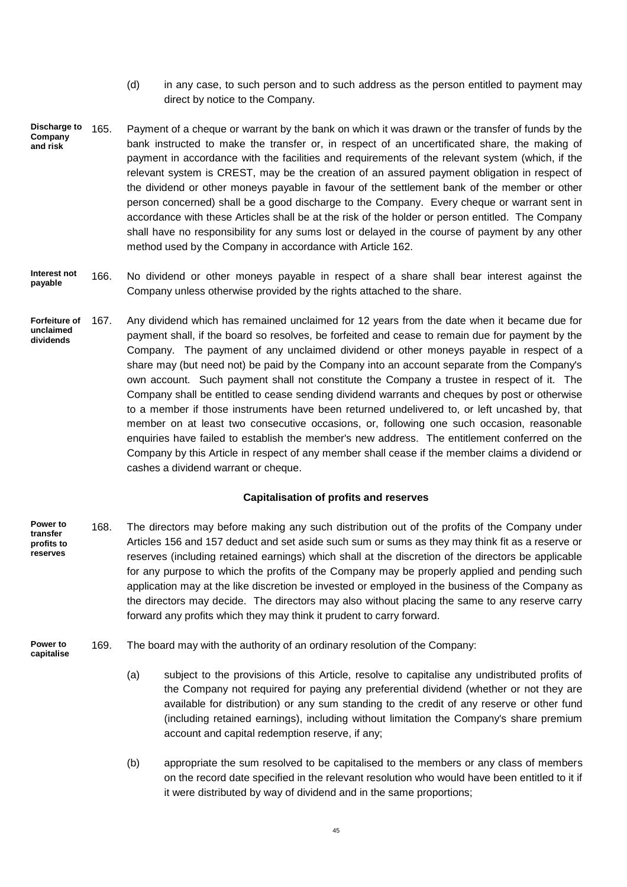(d) in any case, to such person and to such address as the person entitled to payment may direct by notice to the Company.

**Discharge to Company and risk**

165. Payment of a cheque or warrant by the bank on which it was drawn or the transfer of funds by the bank instructed to make the transfer or, in respect of an uncertificated share, the making of payment in accordance with the facilities and requirements of the relevant system (which, if the relevant system is CREST, may be the creation of an assured payment obligation in respect of the dividend or other moneys payable in favour of the settlement bank of the member or other person concerned) shall be a good discharge to the Company. Every cheque or warrant sent in accordance with these Articles shall be at the risk of the holder or person entitled. The Company shall have no responsibility for any sums lost or delayed in the course of payment by any other method used by the Company in accordance with Article 162.

**Interest not payable**

166. No dividend or other moneys payable in respect of a share shall bear interest against the Company unless otherwise provided by the rights attached to the share.

**Forfeiture of unclaimed dividends**

167. Any dividend which has remained unclaimed for 12 years from the date when it became due for payment shall, if the board so resolves, be forfeited and cease to remain due for payment by the Company. The payment of any unclaimed dividend or other moneys payable in respect of a share may (but need not) be paid by the Company into an account separate from the Company's own account. Such payment shall not constitute the Company a trustee in respect of it. The Company shall be entitled to cease sending dividend warrants and cheques by post or otherwise to a member if those instruments have been returned undelivered to, or left uncashed by, that member on at least two consecutive occasions, or, following one such occasion, reasonable enquiries have failed to establish the member's new address. The entitlement conferred on the Company by this Article in respect of any member shall cease if the member claims a dividend or cashes a dividend warrant or cheque.

## Capitalisation of profits and reserves

**Power to transfer profits to reserves**

168. The directors may before making any such distribution out of the profits of the Company under Articles 156 and 157 deduct and set aside such sum or sums as they may think fit as a reserve or reserves (including retained earnings) which shall at the discretion of the directors be applicable for any purpose to which the profits of the Company may be properly applied and pending such application may at the like discretion be invested or employed in the business of the Company as the directors may decide. The directors may also without placing the same to any reserve carry forward any profits which they may think it prudent to carry forward.

**Power to capitalise**

169. The board may with the authority of an ordinary resolution of the Company:

(a) subject to the provisions of this Article, resolve to capitalise any undistributed profits of the Company not required for paying any preferential dividend (whether or not they are available for distribution) or any sum standing to the credit of any reserve or other fund (including retained earnings), including without limitation the Company's share premium account and capital redemption reserve, if any;

(b) appropriate the sum resolved to be capitalised to the members or any class of members on the record date specified in the relevant resolution who would have been entitled to it if it were distributed by way of dividend and in the same proportions;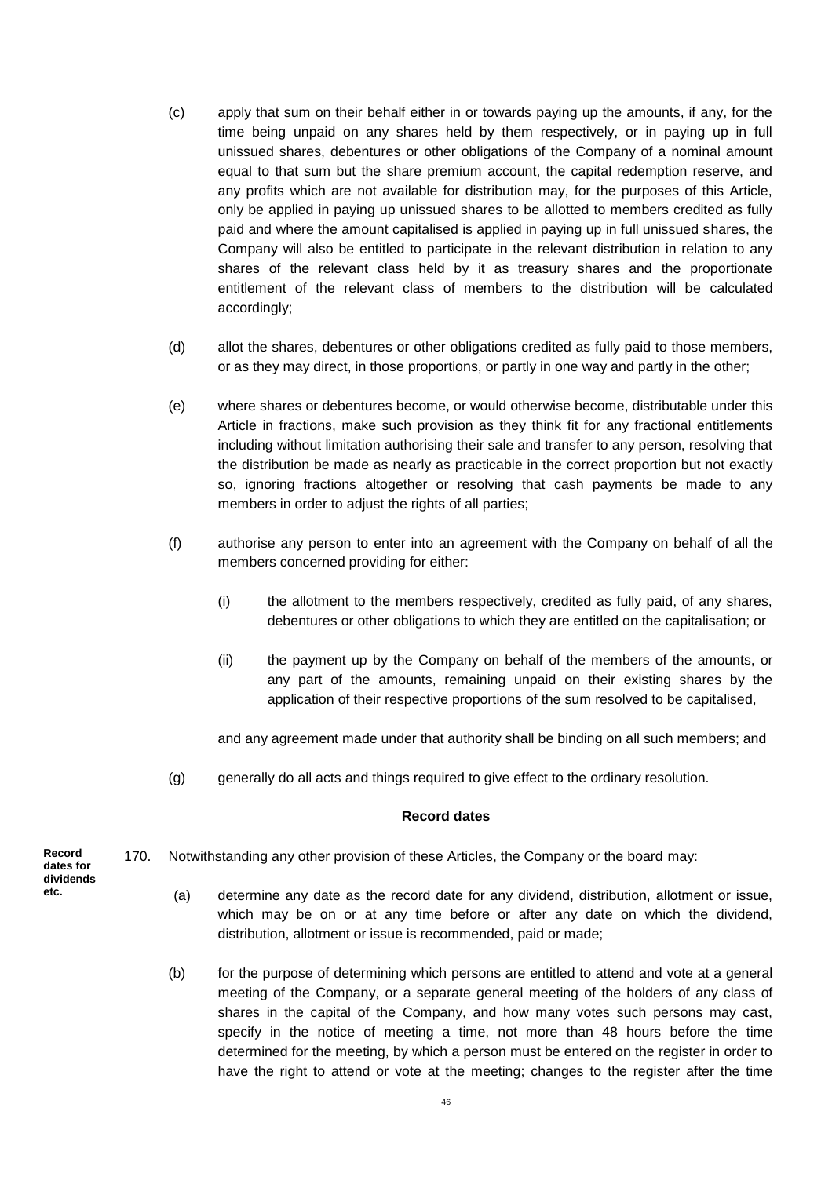(c) apply that sum on their behalf either in or towards paying up the amounts, if any, for the time being unpaid on any shares held by them respectively, or in paying up in full unissued shares, debentures or other obligations of the Company of a nominal amount equal to that sum but the share premium account, the capital redemption reserve, and any profits which are not available for distribution may, for the purposes of this Article, only be applied in paying up unissued shares to be allotted to members credited as fully paid and where the amount capitalised is applied in paying up in full unissued shares, the Company will also be entitled to participate in the relevant distribution in relation to any shares of the relevant class held by it as treasury shares and the proportionate entitlement of the relevant class of members to the distribution will be calculated accordingly;

(d) allot the shares, debentures or other obligations credited as fully paid to those members, or as they may direct, in those proportions, or partly in one way and partly in the other;

(e) where shares or debentures become, or would otherwise become, distributable under this Article in fractions, make such provision as they think fit for any fractional entitlements including without limitation authorising their sale and transfer to any person, resolving that the distribution be made as nearly as practicable in the correct proportion but not exactly so, ignoring fractions altogether or resolving that cash payments be made to any members in order to adjust the rights of all parties;

(f) authorise any person to enter into an agreement with the Company on behalf of all the members concerned providing for either:

  (i) the allotment to the members respectively, credited as fully paid, of any shares, debentures or other obligations to which they are entitled on the capitalisation; or

  (ii) the payment up by the Company on behalf of the members of the amounts, or any part of the amounts, remaining unpaid on their existing shares by the application of their respective proportions of the sum resolved to be capitalised,

  and any agreement made under that authority shall be binding on all such members; and

(g) generally do all acts and things required to give effect to the ordinary resolution.

**Record dates**

**Record dates for dividends etc.**

170. Notwithstanding any other provision of these Articles, the Company or the board may:

(a) determine any date as the record date for any dividend, distribution, allotment or issue, which may be on or at any time before or after any date on which the dividend, distribution, allotment or issue is recommended, paid or made;

(b) for the purpose of determining which persons are entitled to attend and vote at a general meeting of the Company, or a separate general meeting of the holders of any class of shares in the capital of the Company, and how many votes such persons may cast, specify in the notice of meeting a time, not more than 48 hours before the time determined for the meeting, by which a person must be entered on the register in order to have the right to attend or vote at the meeting; changes to the register after the time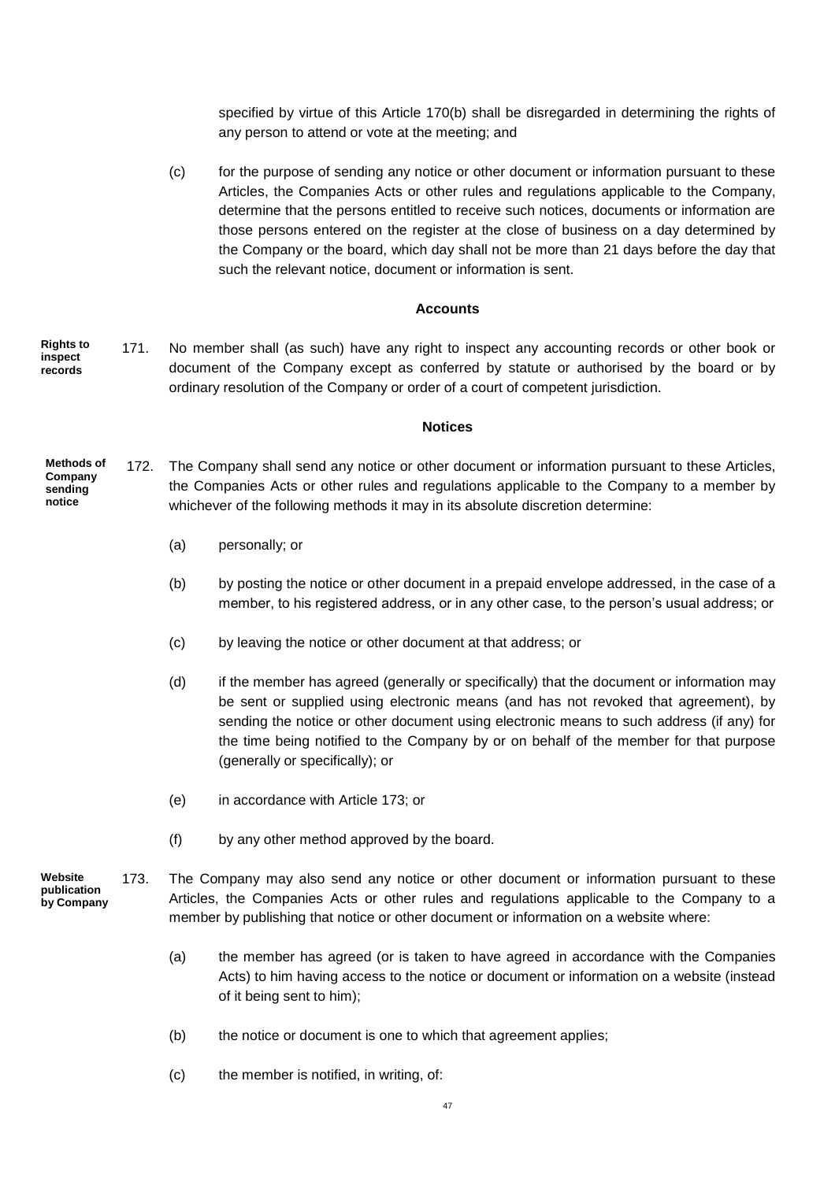specified by virtue of this Article 170(b) shall be disregarded in determining the rights of any person to attend or vote at the meeting; and

(c) for the purpose of sending any notice or other document or information pursuant to these Articles, the Companies Acts or other rules and regulations applicable to the Company, determine that the persons entitled to receive such notices, documents or information are those persons entered on the register at the close of business on a day determined by the Company or the board, which day shall not be more than 21 days before the day that such the relevant notice, document or information is sent.

### Accounts

**Rights to inspect records**

171. No member shall (as such) have any right to inspect any accounting records or other book or document of the Company except as conferred by statute or authorised by the board or by ordinary resolution of the Company or order of a court of competent jurisdiction.

### Notices

**Methods of Company sending notice**

172. The Company shall send any notice or other document or information pursuant to these Articles, the Companies Acts or other rules and regulations applicable to the Company to a member by whichever of the following methods it may in its absolute discretion determine:

(a) personally; or

(b) by posting the notice or other document in a prepaid envelope addressed, in the case of a member, to his registered address, or in any other case, to the person's usual address; or

(c) by leaving the notice or other document at that address; or

(d) if the member has agreed (generally or specifically) that the document or information may be sent or supplied using electronic means (and has not revoked that agreement), by sending the notice or other document using electronic means to such address (if any) for the time being notified to the Company by or on behalf of the member for that purpose (generally or specifically); or

(e) in accordance with Article 173; or

(f) by any other method approved by the board.

**Website publication by Company**

173. The Company may also send any notice or other document or information pursuant to these Articles, the Companies Acts or other rules and regulations applicable to the Company to a member by publishing that notice or other document or information on a website where:

(a) the member has agreed (or is taken to have agreed in accordance with the Companies Acts) to him having access to the notice or document or information on a website (instead of it being sent to him);

(b) the notice or document is one to which that agreement applies;

(c) the member is notified, in writing, of: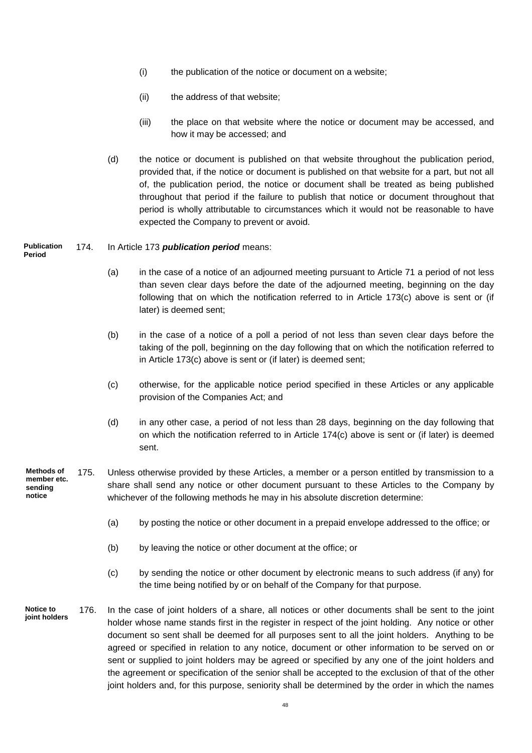(i) the publication of the notice or document on a website;

(ii) the address of that website;

(iii) the place on that website where the notice or document may be accessed, and how it may be accessed; and

(d) the notice or document is published on that website throughout the publication period, provided that, if the notice or document is published on that website for a part, but not all of, the publication period, the notice or document shall be treated as being published throughout that period if the failure to publish that notice or document throughout that period is wholly attributable to circumstances which it would not be reasonable to have expected the Company to prevent or avoid.

**Publication Period**

174. In Article 173 ***publication period*** means:

(a) in the case of a notice of an adjourned meeting pursuant to Article 71 a period of not less than seven clear days before the date of the adjourned meeting, beginning on the day following that on which the notification referred to in Article 173(c) above is sent or (if later) is deemed sent;

(b) in the case of a notice of a poll a period of not less than seven clear days before the taking of the poll, beginning on the day following that on which the notification referred to in Article 173(c) above is sent or (if later) is deemed sent;

(c) otherwise, for the applicable notice period specified in these Articles or any applicable provision of the Companies Act; and

(d) in any other case, a period of not less than 28 days, beginning on the day following that on which the notification referred to in Article 174(c) above is sent or (if later) is deemed sent.

**Methods of member etc. sending notice**

175. Unless otherwise provided by these Articles, a member or a person entitled by transmission to a share shall send any notice or other document pursuant to these Articles to the Company by whichever of the following methods he may in his absolute discretion determine:

(a) by posting the notice or other document in a prepaid envelope addressed to the office; or

(b) by leaving the notice or other document at the office; or

(c) by sending the notice or other document by electronic means to such address (if any) for the time being notified by or on behalf of the Company for that purpose.

**Notice to joint holders**

176. In the case of joint holders of a share, all notices or other documents shall be sent to the joint holder whose name stands first in the register in respect of the joint holding. Any notice or other document so sent shall be deemed for all purposes sent to all the joint holders. Anything to be agreed or specified in relation to any notice, document or other information to be served on or sent or supplied to joint holders may be agreed or specified by any one of the joint holders and the agreement or specification of the senior shall be accepted to the exclusion of that of the other joint holders and, for this purpose, seniority shall be determined by the order in which the names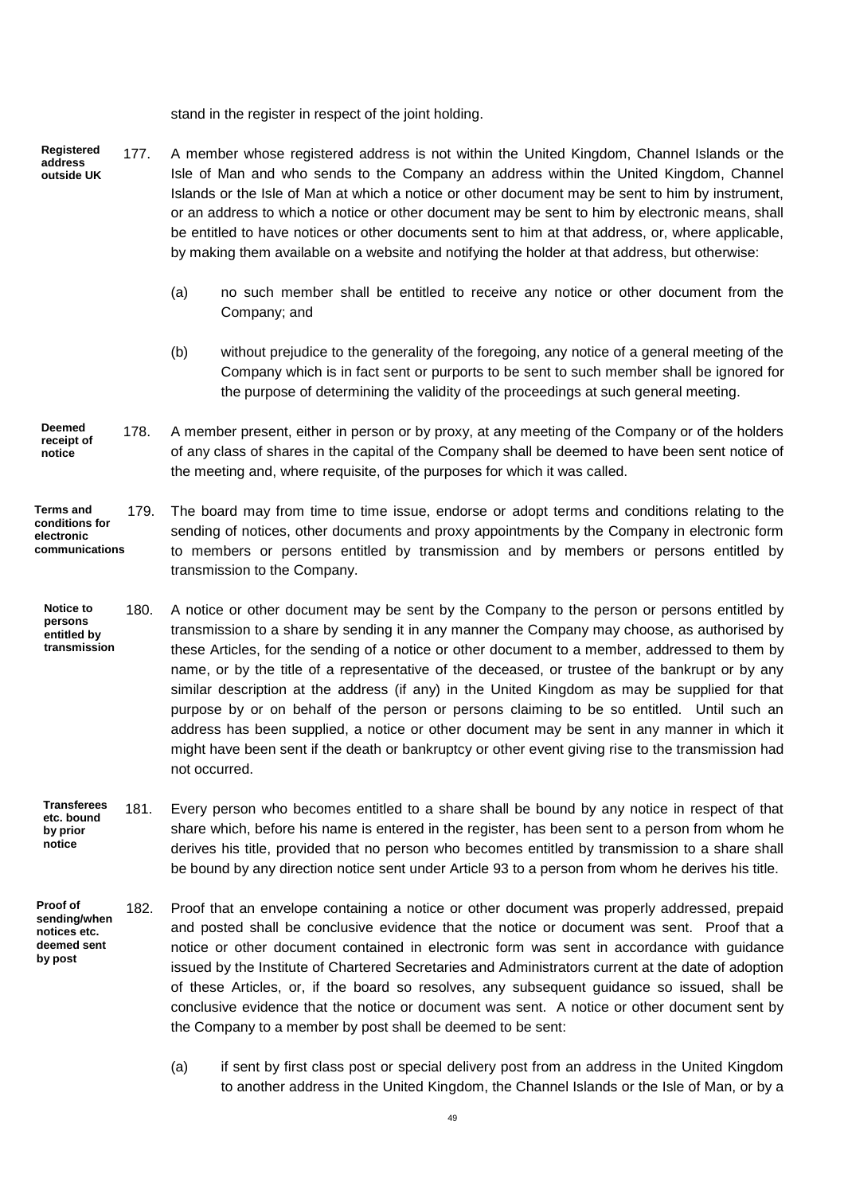stand in the register in respect of the joint holding.

**Registered address outside UK**

177. A member whose registered address is not within the United Kingdom, Channel Islands or the Isle of Man and who sends to the Company an address within the United Kingdom, Channel Islands or the Isle of Man at which a notice or other document may be sent to him by instrument, or an address to which a notice or other document may be sent to him by electronic means, shall be entitled to have notices or other documents sent to him at that address, or, where applicable, by making them available on a website and notifying the holder at that address, but otherwise:

   (a) no such member shall be entitled to receive any notice or other document from the Company; and

   (b) without prejudice to the generality of the foregoing, any notice of a general meeting of the Company which is in fact sent or purports to be sent to such member shall be ignored for the purpose of determining the validity of the proceedings at such general meeting.

**Deemed receipt of notice**

178. A member present, either in person or by proxy, at any meeting of the Company or of the holders of any class of shares in the capital of the Company shall be deemed to have been sent notice of the meeting and, where requisite, of the purposes for which it was called.

**Terms and conditions for electronic communications**

179. The board may from time to time issue, endorse or adopt terms and conditions relating to the sending of notices, other documents and proxy appointments by the Company in electronic form to members or persons entitled by transmission and by members or persons entitled by transmission to the Company.

**Notice to persons entitled by transmission**

180. A notice or other document may be sent by the Company to the person or persons entitled by transmission to a share by sending it in any manner the Company may choose, as authorised by these Articles, for the sending of a notice or other document to a member, addressed to them by name, or by the title of a representative of the deceased, or trustee of the bankrupt or by any similar description at the address (if any) in the United Kingdom as may be supplied for that purpose by or on behalf of the person or persons claiming to be so entitled. Until such an address has been supplied, a notice or other document may be sent in any manner in which it might have been sent if the death or bankruptcy or other event giving rise to the transmission had not occurred.

**Transferees etc. bound by prior notice**

181. Every person who becomes entitled to a share shall be bound by any notice in respect of that share which, before his name is entered in the register, has been sent to a person from whom he derives his title, provided that no person who becomes entitled by transmission to a share shall be bound by any direction notice sent under Article 93 to a person from whom he derives his title.

**Proof of sending/when notices etc. deemed sent by post**

182. Proof that an envelope containing a notice or other document was properly addressed, prepaid and posted shall be conclusive evidence that the notice or document was sent. Proof that a notice or other document contained in electronic form was sent in accordance with guidance issued by the Institute of Chartered Secretaries and Administrators current at the date of adoption of these Articles, or, if the board so resolves, any subsequent guidance so issued, shall be conclusive evidence that the notice or document was sent. A notice or other document sent by the Company to a member by post shall be deemed to be sent:

   (a) if sent by first class post or special delivery post from an address in the United Kingdom to another address in the United Kingdom, the Channel Islands or the Isle of Man, or by a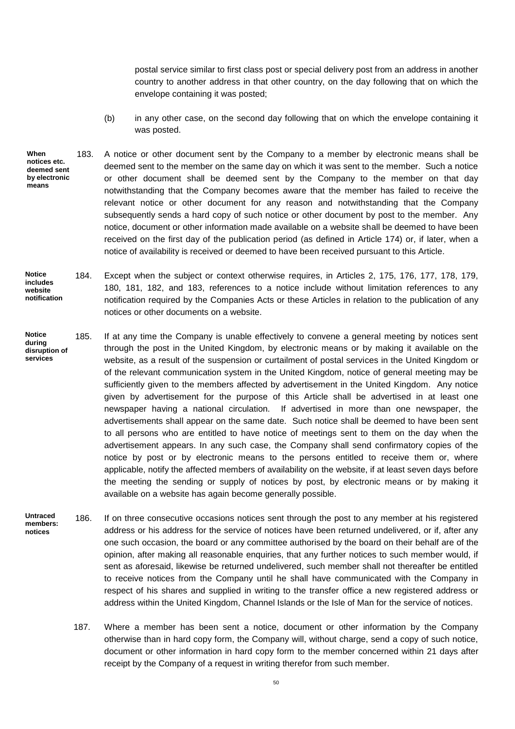postal service similar to first class post or special delivery post from an address in another country to another address in that other country, on the day following that on which the envelope containing it was posted;

(b) in any other case, on the second day following that on which the envelope containing it was posted.

**When notices etc. deemed sent by electronic means**

183. A notice or other document sent by the Company to a member by electronic means shall be deemed sent to the member on the same day on which it was sent to the member. Such a notice or other document shall be deemed sent by the Company to the member on that day notwithstanding that the Company becomes aware that the member has failed to receive the relevant notice or other document for any reason and notwithstanding that the Company subsequently sends a hard copy of such notice or other document by post to the member. Any notice, document or other information made available on a website shall be deemed to have been received on the first day of the publication period (as defined in Article 174) or, if later, when a notice of availability is received or deemed to have been received pursuant to this Article.

**Notice includes website notification**

184. Except when the subject or context otherwise requires, in Articles 2, 175, 176, 177, 178, 179, 180, 181, 182, and 183, references to a notice include without limitation references to any notification required by the Companies Acts or these Articles in relation to the publication of any notices or other documents on a website.

**Notice during disruption of services**

185. If at any time the Company is unable effectively to convene a general meeting by notices sent through the post in the United Kingdom, by electronic means or by making it available on the website, as a result of the suspension or curtailment of postal services in the United Kingdom or of the relevant communication system in the United Kingdom, notice of general meeting may be sufficiently given to the members affected by advertisement in the United Kingdom. Any notice given by advertisement for the purpose of this Article shall be advertised in at least one newspaper having a national circulation. If advertised in more than one newspaper, the advertisements shall appear on the same date. Such notice shall be deemed to have been sent to all persons who are entitled to have notice of meetings sent to them on the day when the advertisement appears. In any such case, the Company shall send confirmatory copies of the notice by post or by electronic means to the persons entitled to receive them or, where applicable, notify the affected members of availability on the website, if at least seven days before the meeting the sending or supply of notices by post, by electronic means or by making it available on a website has again become generally possible.

**Untraced members: notices**

186. If on three consecutive occasions notices sent through the post to any member at his registered address or his address for the service of notices have been returned undelivered, or if, after any one such occasion, the board or any committee authorised by the board on their behalf are of the opinion, after making all reasonable enquiries, that any further notices to such member would, if sent as aforesaid, likewise be returned undelivered, such member shall not thereafter be entitled to receive notices from the Company until he shall have communicated with the Company in respect of his shares and supplied in writing to the transfer office a new registered address or address within the United Kingdom, Channel Islands or the Isle of Man for the service of notices.

187. Where a member has been sent a notice, document or other information by the Company otherwise than in hard copy form, the Company will, without charge, send a copy of such notice, document or other information in hard copy form to the member concerned within 21 days after receipt by the Company of a request in writing therefor from such member.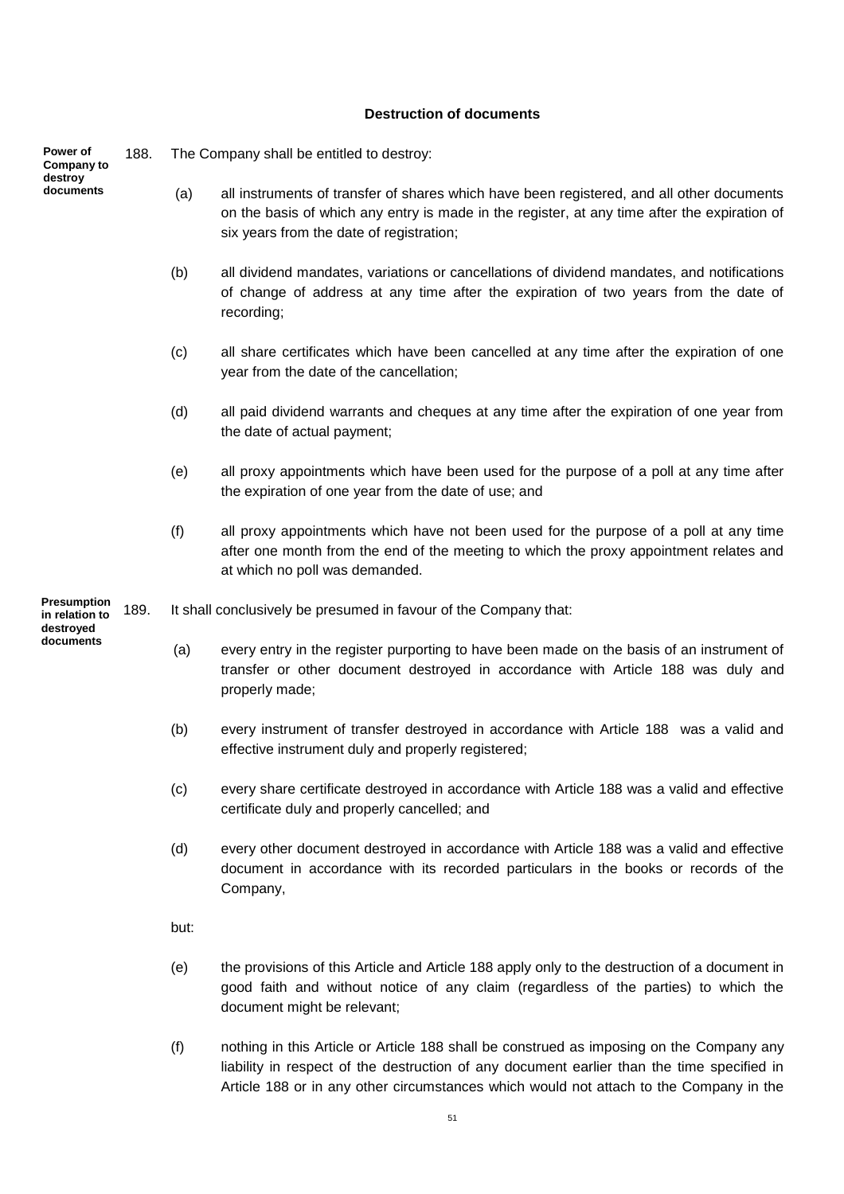### Destruction of documents

**Power of Company to destroy documents**

188. The Company shall be entitled to destroy:

(a) all instruments of transfer of shares which have been registered, and all other documents on the basis of which any entry is made in the register, at any time after the expiration of six years from the date of registration;

(b) all dividend mandates, variations or cancellations of dividend mandates, and notifications of change of address at any time after the expiration of two years from the date of recording;

(c) all share certificates which have been cancelled at any time after the expiration of one year from the date of the cancellation;

(d) all paid dividend warrants and cheques at any time after the expiration of one year from the date of actual payment;

(e) all proxy appointments which have been used for the purpose of a poll at any time after the expiration of one year from the date of use; and

(f) all proxy appointments which have not been used for the purpose of a poll at any time after one month from the end of the meeting to which the proxy appointment relates and at which no poll was demanded.

**Presumption in relation to destroyed documents**

189. It shall conclusively be presumed in favour of the Company that:

(a) every entry in the register purporting to have been made on the basis of an instrument of transfer or other document destroyed in accordance with Article 188 was duly and properly made;

(b) every instrument of transfer destroyed in accordance with Article 188 was a valid and effective instrument duly and properly registered;

(c) every share certificate destroyed in accordance with Article 188 was a valid and effective certificate duly and properly cancelled; and

(d) every other document destroyed in accordance with Article 188 was a valid and effective document in accordance with its recorded particulars in the books or records of the Company,

but:

(e) the provisions of this Article and Article 188 apply only to the destruction of a document in good faith and without notice of any claim (regardless of the parties) to which the document might be relevant;

(f) nothing in this Article or Article 188 shall be construed as imposing on the Company any liability in respect of the destruction of any document earlier than the time specified in Article 188 or in any other circumstances which would not attach to the Company in the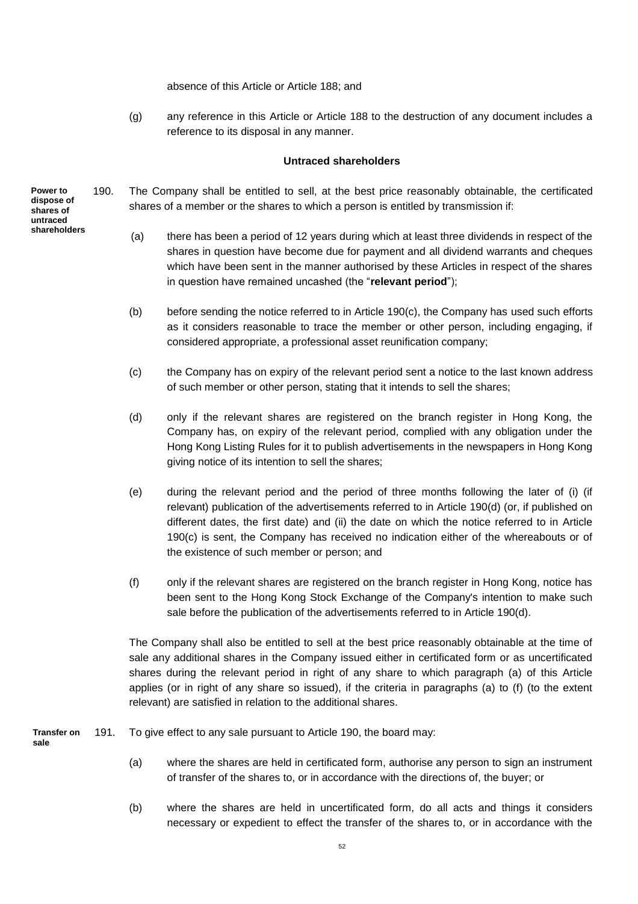absence of this Article or Article 188; and

(g) any reference in this Article or Article 188 to the destruction of any document includes a reference to its disposal in any manner.

### Untraced shareholders

**Power to dispose of shares of untraced shareholders**

190. The Company shall be entitled to sell, at the best price reasonably obtainable, the certificated shares of a member or the shares to which a person is entitled by transmission if:

(a) there has been a period of 12 years during which at least three dividends in respect of the shares in question have become due for payment and all dividend warrants and cheques which have been sent in the manner authorised by these Articles in respect of the shares in question have remained uncashed (the "**relevant period**");

(b) before sending the notice referred to in Article 190(c), the Company has used such efforts as it considers reasonable to trace the member or other person, including engaging, if considered appropriate, a professional asset reunification company;

(c) the Company has on expiry of the relevant period sent a notice to the last known address of such member or other person, stating that it intends to sell the shares;

(d) only if the relevant shares are registered on the branch register in Hong Kong, the Company has, on expiry of the relevant period, complied with any obligation under the Hong Kong Listing Rules for it to publish advertisements in the newspapers in Hong Kong giving notice of its intention to sell the shares;

(e) during the relevant period and the period of three months following the later of (i) (if relevant) publication of the advertisements referred to in Article 190(d) (or, if published on different dates, the first date) and (ii) the date on which the notice referred to in Article 190(c) is sent, the Company has received no indication either of the whereabouts or of the existence of such member or person; and

(f) only if the relevant shares are registered on the branch register in Hong Kong, notice has been sent to the Hong Kong Stock Exchange of the Company's intention to make such sale before the publication of the advertisements referred to in Article 190(d).

The Company shall also be entitled to sell at the best price reasonably obtainable at the time of sale any additional shares in the Company issued either in certificated form or as uncertificated shares during the relevant period in right of any share to which paragraph (a) of this Article applies (or in right of any share so issued), if the criteria in paragraphs (a) to (f) (to the extent relevant) are satisfied in relation to the additional shares.

**Transfer on sale**

191. To give effect to any sale pursuant to Article 190, the board may:

(a) where the shares are held in certificated form, authorise any person to sign an instrument of transfer of the shares to, or in accordance with the directions of, the buyer; or

(b) where the shares are held in uncertificated form, do all acts and things it considers necessary or expedient to effect the transfer of the shares to, or in accordance with the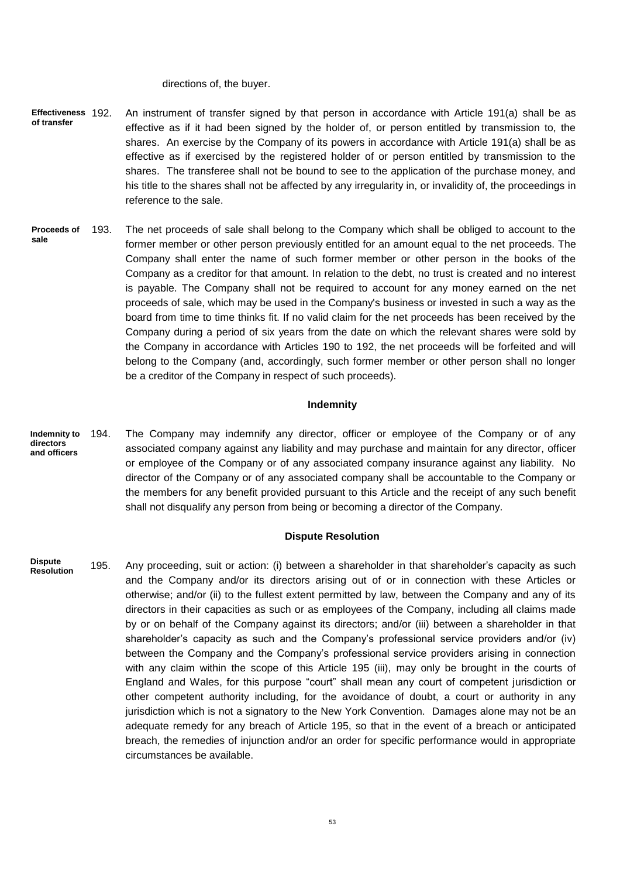directions of, the buyer.

**Effectiveness of transfer** 192. An instrument of transfer signed by that person in accordance with Article 191(a) shall be as effective as if it had been signed by the holder of, or person entitled by transmission to, the shares. An exercise by the Company of its powers in accordance with Article 191(a) shall be as effective as if exercised by the registered holder of or person entitled by transmission to the shares. The transferee shall not be bound to see to the application of the purchase money, and his title to the shares shall not be affected by any irregularity in, or invalidity of, the proceedings in reference to the sale.

**Proceeds of sale** 193. The net proceeds of sale shall belong to the Company which shall be obliged to account to the former member or other person previously entitled for an amount equal to the net proceeds. The Company shall enter the name of such former member or other person in the books of the Company as a creditor for that amount. In relation to the debt, no trust is created and no interest is payable. The Company shall not be required to account for any money earned on the net proceeds of sale, which may be used in the Company's business or invested in such a way as the board from time to time thinks fit. If no valid claim for the net proceeds has been received by the Company during a period of six years from the date on which the relevant shares were sold by the Company in accordance with Articles 190 to 192, the net proceeds will be forfeited and will belong to the Company (and, accordingly, such former member or other person shall no longer be a creditor of the Company in respect of such proceeds).

## Indemnity

**Indemnity to directors and officers** 194. The Company may indemnify any director, officer or employee of the Company or of any associated company against any liability and may purchase and maintain for any director, officer or employee of the Company or of any associated company insurance against any liability. No director of the Company or of any associated company shall be accountable to the Company or the members for any benefit provided pursuant to this Article and the receipt of any such benefit shall not disqualify any person from being or becoming a director of the Company.

## Dispute Resolution

**Dispute Resolution** 195. Any proceeding, suit or action: (i) between a shareholder in that shareholder's capacity as such and the Company and/or its directors arising out of or in connection with these Articles or otherwise; and/or (ii) to the fullest extent permitted by law, between the Company and any of its directors in their capacities as such or as employees of the Company, including all claims made by or on behalf of the Company against its directors; and/or (iii) between a shareholder in that shareholder's capacity as such and the Company's professional service providers and/or (iv) between the Company and the Company's professional service providers arising in connection with any claim within the scope of this Article 195 (iii), may only be brought in the courts of England and Wales, for this purpose "court" shall mean any court of competent jurisdiction or other competent authority including, for the avoidance of doubt, a court or authority in any jurisdiction which is not a signatory to the New York Convention. Damages alone may not be an adequate remedy for any breach of Article 195, so that in the event of a breach or anticipated breach, the remedies of injunction and/or an order for specific performance would in appropriate circumstances be available.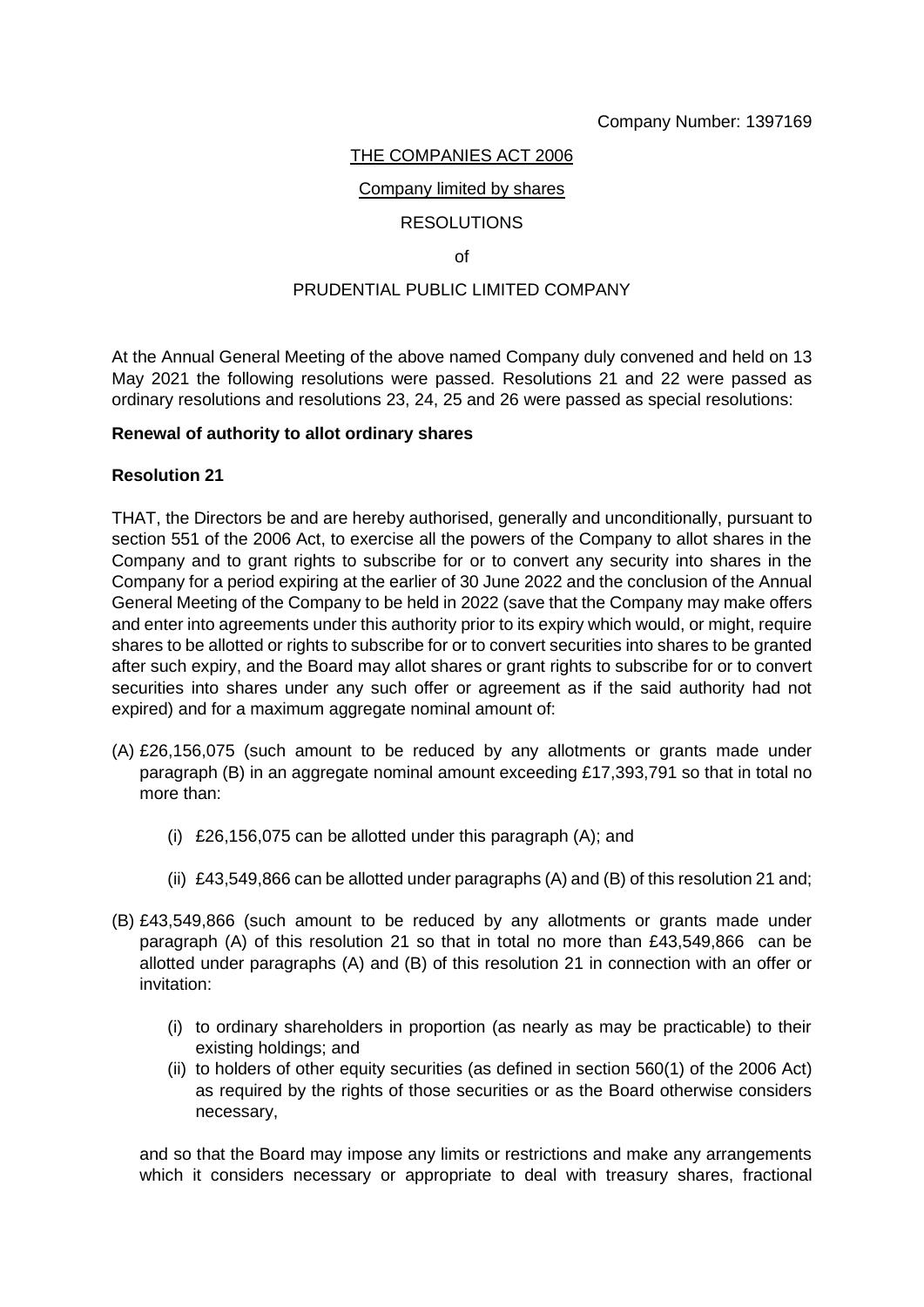Company Number: 1397169

THE COMPANIES ACT 2006

Company limited by shares

RESOLUTIONS

of

PRUDENTIAL PUBLIC LIMITED COMPANY

At the Annual General Meeting of the above named Company duly convened and held on 13 May 2021 the following resolutions were passed. Resolutions 21 and 22 were passed as ordinary resolutions and resolutions 23, 24, 25 and 26 were passed as special resolutions:

**Renewal of authority to allot ordinary shares**

**Resolution 21**

THAT, the Directors be and are hereby authorised, generally and unconditionally, pursuant to section 551 of the 2006 Act, to exercise all the powers of the Company to allot shares in the Company and to grant rights to subscribe for or to convert any security into shares in the Company for a period expiring at the earlier of 30 June 2022 and the conclusion of the Annual General Meeting of the Company to be held in 2022 (save that the Company may make offers and enter into agreements under this authority prior to its expiry which would, or might, require shares to be allotted or rights to subscribe for or to convert securities into shares to be granted after such expiry, and the Board may allot shares or grant rights to subscribe for or to convert securities into shares under any such offer or agreement as if the said authority had not expired) and for a maximum aggregate nominal amount of:

(A) £26,156,075 (such amount to be reduced by any allotments or grants made under paragraph (B) in an aggregate nominal amount exceeding £17,393,791 so that in total no more than:

   (i) £26,156,075 can be allotted under this paragraph (A); and

   (ii) £43,549,866 can be allotted under paragraphs (A) and (B) of this resolution 21 and;

(B) £43,549,866 (such amount to be reduced by any allotments or grants made under paragraph (A) of this resolution 21 so that in total no more than £43,549,866 can be allotted under paragraphs (A) and (B) of this resolution 21 in connection with an offer or invitation:

   (i) to ordinary shareholders in proportion (as nearly as may be practicable) to their existing holdings; and
   (ii) to holders of other equity securities (as defined in section 560(1) of the 2006 Act) as required by the rights of those securities or as the Board otherwise considers necessary,

   and so that the Board may impose any limits or restrictions and make any arrangements which it considers necessary or appropriate to deal with treasury shares, fractional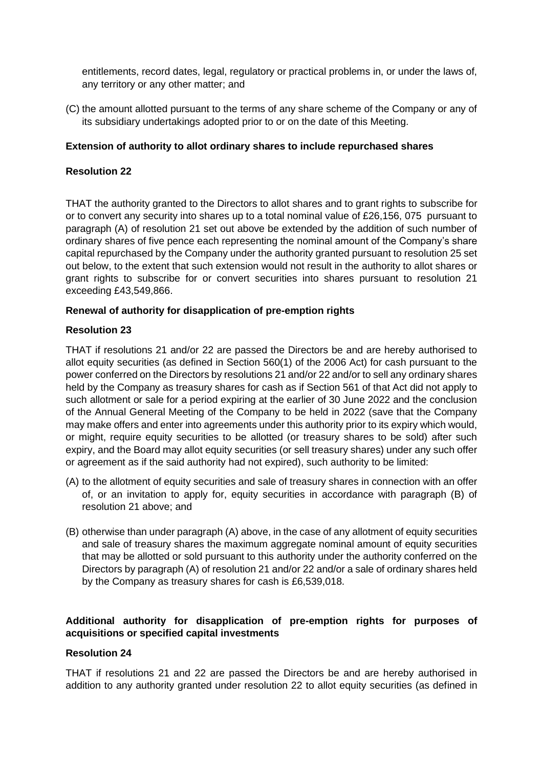entitlements, record dates, legal, regulatory or practical problems in, or under the laws of, any territory or any other matter; and

(C) the amount allotted pursuant to the terms of any share scheme of the Company or any of its subsidiary undertakings adopted prior to or on the date of this Meeting.

**Extension of authority to allot ordinary shares to include repurchased shares**

**Resolution 22**

THAT the authority granted to the Directors to allot shares and to grant rights to subscribe for or to convert any security into shares up to a total nominal value of £26,156, 075 pursuant to paragraph (A) of resolution 21 set out above be extended by the addition of such number of ordinary shares of five pence each representing the nominal amount of the Company's share capital repurchased by the Company under the authority granted pursuant to resolution 25 set out below, to the extent that such extension would not result in the authority to allot shares or grant rights to subscribe for or convert securities into shares pursuant to resolution 21 exceeding £43,549,866.

**Renewal of authority for disapplication of pre-emption rights**

**Resolution 23**

THAT if resolutions 21 and/or 22 are passed the Directors be and are hereby authorised to allot equity securities (as defined in Section 560(1) of the 2006 Act) for cash pursuant to the power conferred on the Directors by resolutions 21 and/or 22 and/or to sell any ordinary shares held by the Company as treasury shares for cash as if Section 561 of that Act did not apply to such allotment or sale for a period expiring at the earlier of 30 June 2022 and the conclusion of the Annual General Meeting of the Company to be held in 2022 (save that the Company may make offers and enter into agreements under this authority prior to its expiry which would, or might, require equity securities to be allotted (or treasury shares to be sold) after such expiry, and the Board may allot equity securities (or sell treasury shares) under any such offer or agreement as if the said authority had not expired), such authority to be limited:

(A) to the allotment of equity securities and sale of treasury shares in connection with an offer of, or an invitation to apply for, equity securities in accordance with paragraph (B) of resolution 21 above; and

(B) otherwise than under paragraph (A) above, in the case of any allotment of equity securities and sale of treasury shares the maximum aggregate nominal amount of equity securities that may be allotted or sold pursuant to this authority under the authority conferred on the Directors by paragraph (A) of resolution 21 and/or 22 and/or a sale of ordinary shares held by the Company as treasury shares for cash is £6,539,018.

**Additional authority for disapplication of pre-emption rights for purposes of acquisitions or specified capital investments**

**Resolution 24**

THAT if resolutions 21 and 22 are passed the Directors be and are hereby authorised in addition to any authority granted under resolution 22 to allot equity securities (as defined in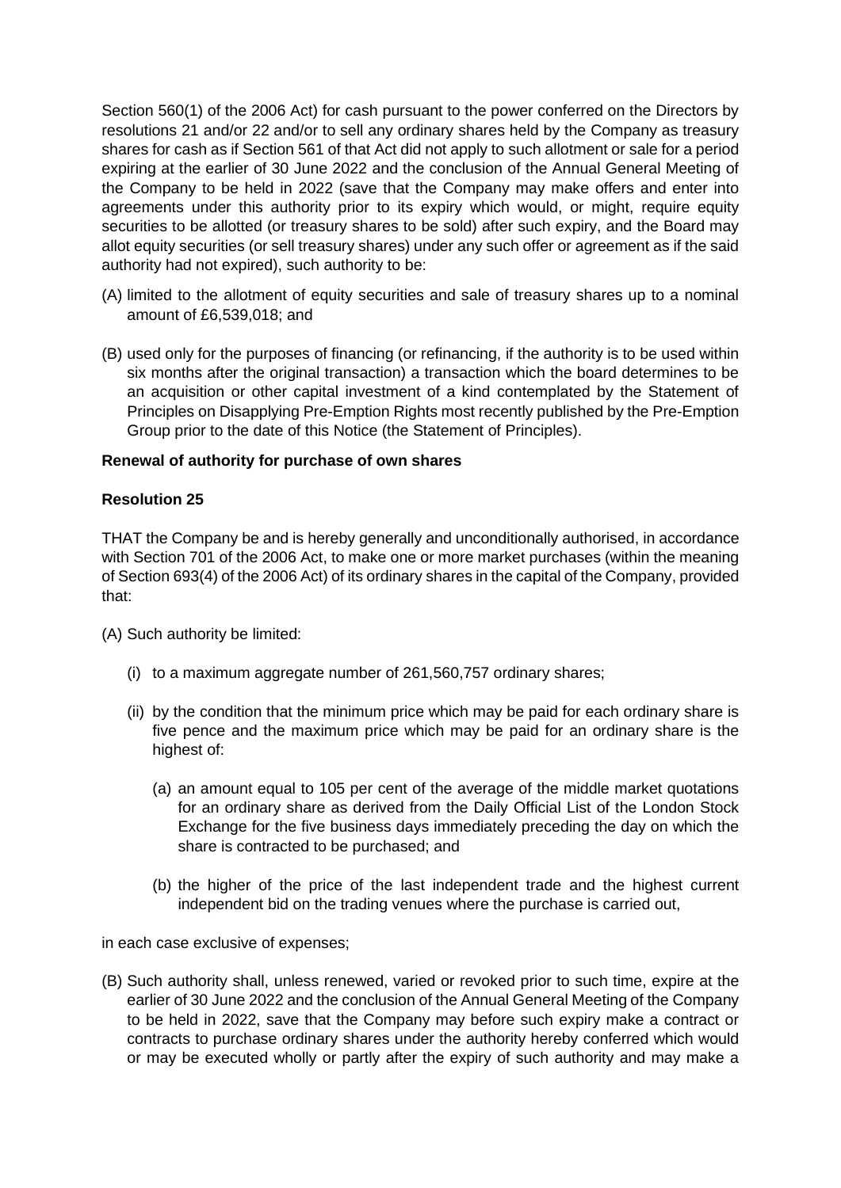Section 560(1) of the 2006 Act) for cash pursuant to the power conferred on the Directors by resolutions 21 and/or 22 and/or to sell any ordinary shares held by the Company as treasury shares for cash as if Section 561 of that Act did not apply to such allotment or sale for a period expiring at the earlier of 30 June 2022 and the conclusion of the Annual General Meeting of the Company to be held in 2022 (save that the Company may make offers and enter into agreements under this authority prior to its expiry which would, or might, require equity securities to be allotted (or treasury shares to be sold) after such expiry, and the Board may allot equity securities (or sell treasury shares) under any such offer or agreement as if the said authority had not expired), such authority to be:

(A) limited to the allotment of equity securities and sale of treasury shares up to a nominal amount of £6,539,018; and

(B) used only for the purposes of financing (or refinancing, if the authority is to be used within six months after the original transaction) a transaction which the board determines to be an acquisition or other capital investment of a kind contemplated by the Statement of Principles on Disapplying Pre-Emption Rights most recently published by the Pre-Emption Group prior to the date of this Notice (the Statement of Principles).

**Renewal of authority for purchase of own shares**

**Resolution 25**

THAT the Company be and is hereby generally and unconditionally authorised, in accordance with Section 701 of the 2006 Act, to make one or more market purchases (within the meaning of Section 693(4) of the 2006 Act) of its ordinary shares in the capital of the Company, provided that:

(A) Such authority be limited:

   (i) to a maximum aggregate number of 261,560,757 ordinary shares;

   (ii) by the condition that the minimum price which may be paid for each ordinary share is five pence and the maximum price which may be paid for an ordinary share is the highest of:

      (a) an amount equal to 105 per cent of the average of the middle market quotations for an ordinary share as derived from the Daily Official List of the London Stock Exchange for the five business days immediately preceding the day on which the share is contracted to be purchased; and

      (b) the higher of the price of the last independent trade and the highest current independent bid on the trading venues where the purchase is carried out,

in each case exclusive of expenses;

(B) Such authority shall, unless renewed, varied or revoked prior to such time, expire at the earlier of 30 June 2022 and the conclusion of the Annual General Meeting of the Company to be held in 2022, save that the Company may before such expiry make a contract or contracts to purchase ordinary shares under the authority hereby conferred which would or may be executed wholly or partly after the expiry of such authority and may make a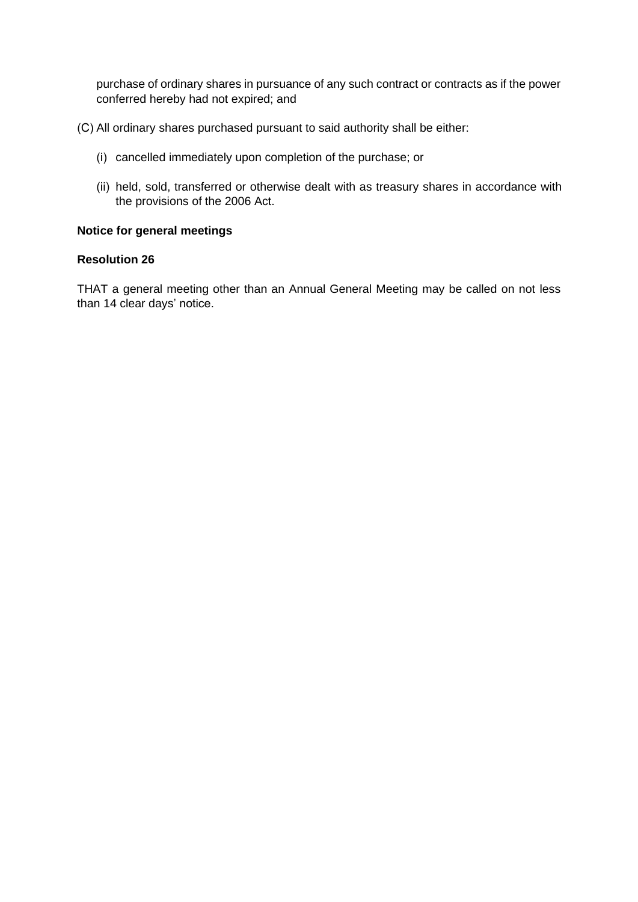purchase of ordinary shares in pursuance of any such contract or contracts as if the power conferred hereby had not expired; and

(C) All ordinary shares purchased pursuant to said authority shall be either:

   (i) cancelled immediately upon completion of the purchase; or

   (ii) held, sold, transferred or otherwise dealt with as treasury shares in accordance with the provisions of the 2006 Act.

**Notice for general meetings**

**Resolution 26**

THAT a general meeting other than an Annual General Meeting may be called on not less than 14 clear days' notice.